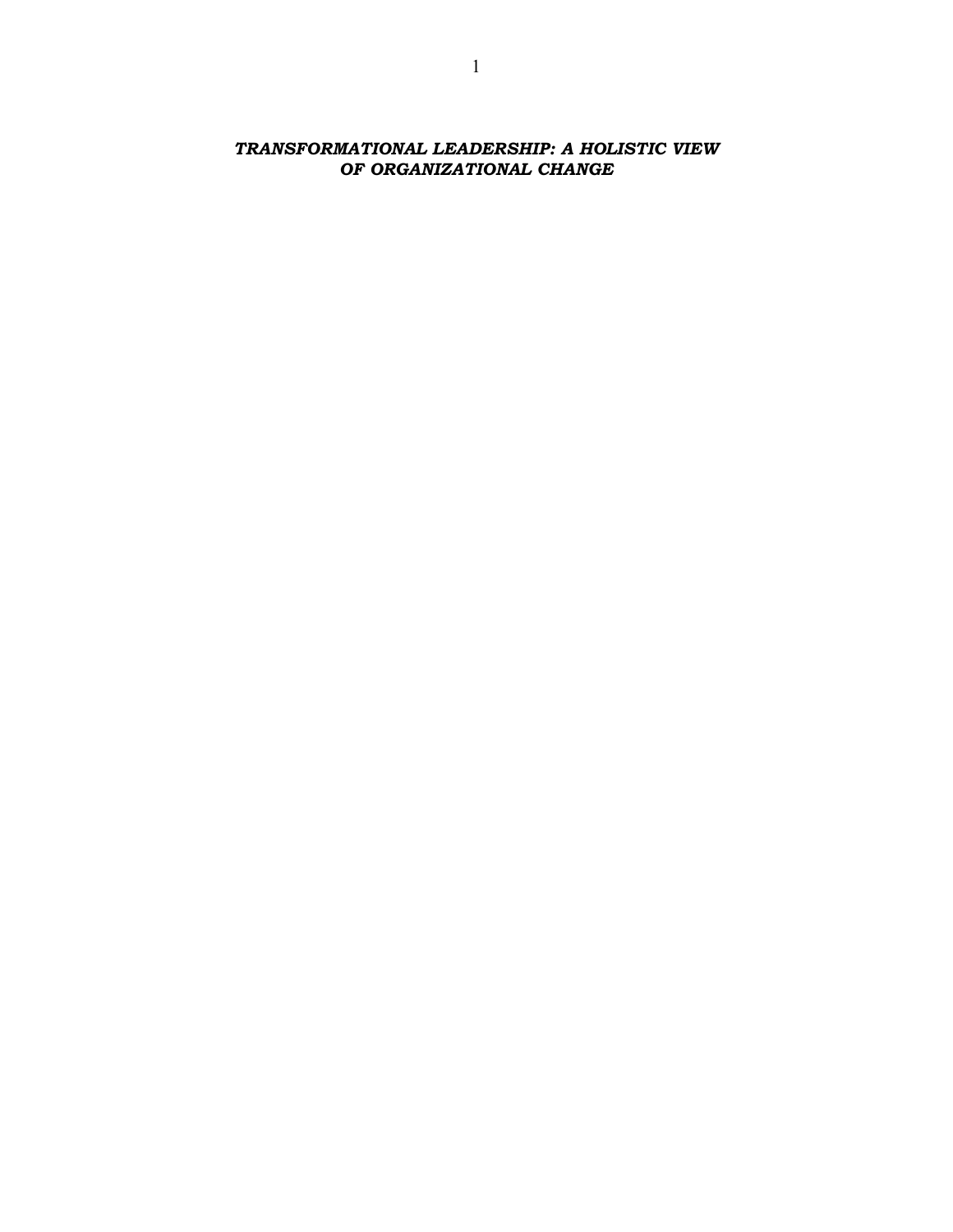# ***TRANSFORMATIONAL LEADERSHIP: A HOLISTIC VIEW OF ORGANIZATIONAL CHANGE***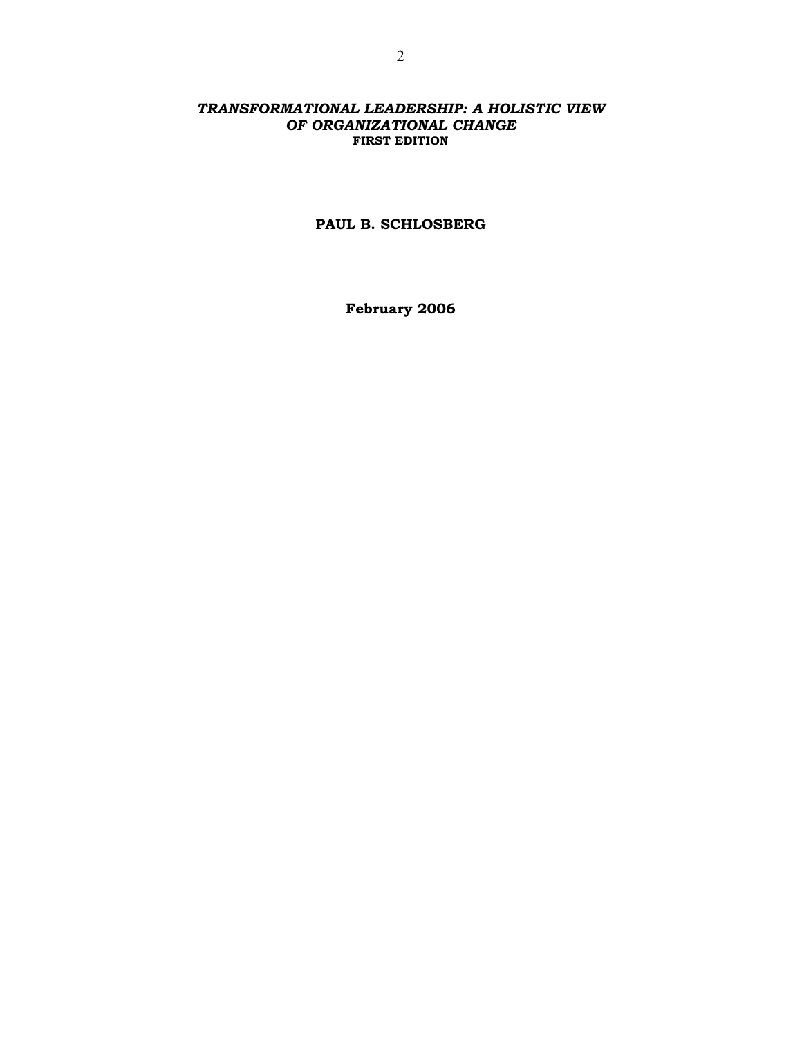# *TRANSFORMATIONAL LEADERSHIP: A HOLISTIC VIEW OF ORGANIZATIONAL CHANGE*

**FIRST EDITION**

**PAUL B. SCHLOSBERG**

**February 2006**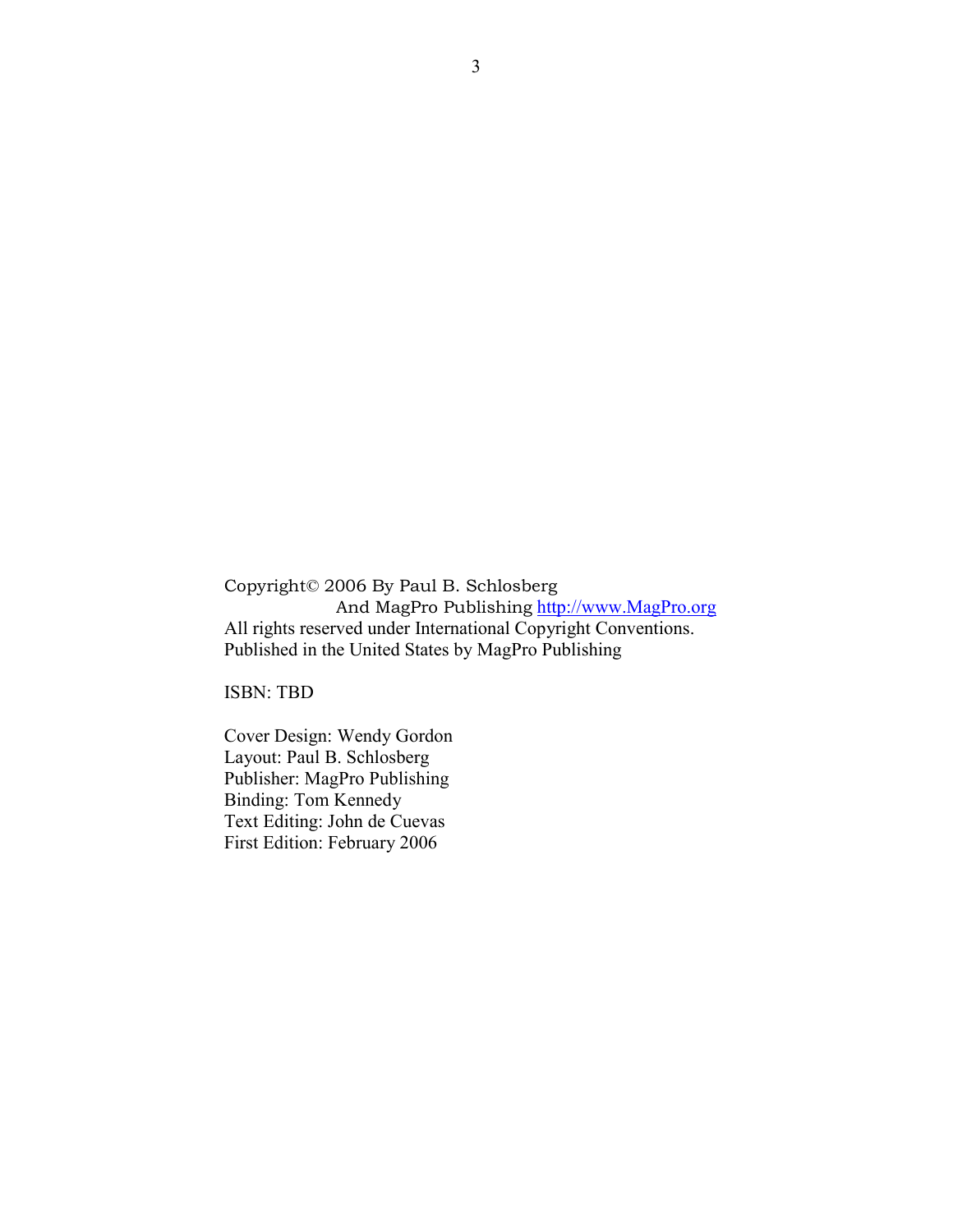Copyright© 2006 By Paul B. Schlosberg
And MagPro Publishing http://www.MagPro.org
All rights reserved under International Copyright Conventions.
Published in the United States by MagPro Publishing

ISBN: TBD

Cover Design: Wendy Gordon
Layout: Paul B. Schlosberg
Publisher: MagPro Publishing
Binding: Tom Kennedy
Text Editing: John de Cuevas
First Edition: February 2006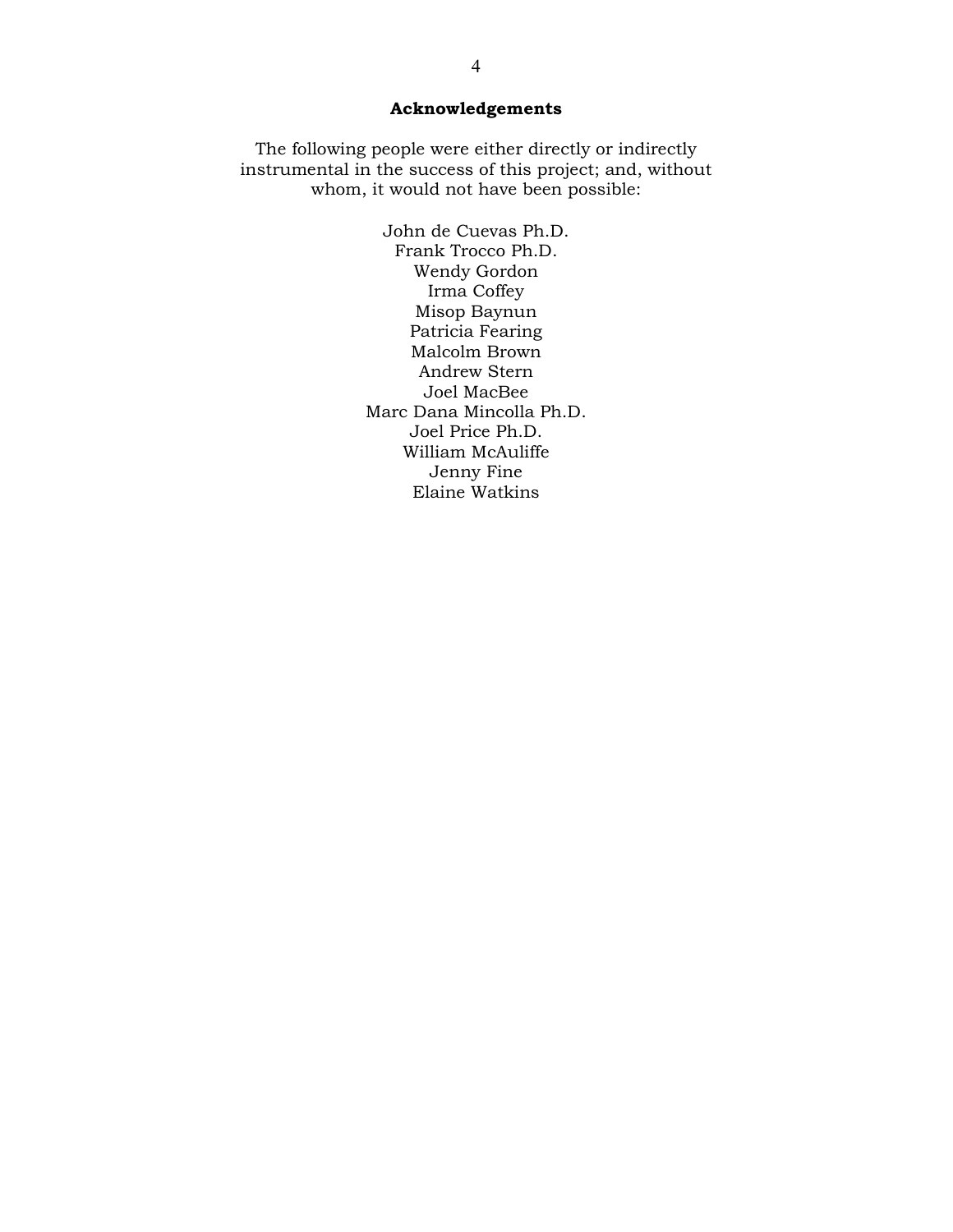## Acknowledgements

The following people were either directly or indirectly instrumental in the success of this project; and, without whom, it would not have been possible:

John de Cuevas Ph.D.
Frank Trocco Ph.D.
Wendy Gordon
Irma Coffey
Misop Baynun
Patricia Fearing
Malcolm Brown
Andrew Stern
Joel MacBee
Marc Dana Mincolla Ph.D.
Joel Price Ph.D.
William McAuliffe
Jenny Fine
Elaine Watkins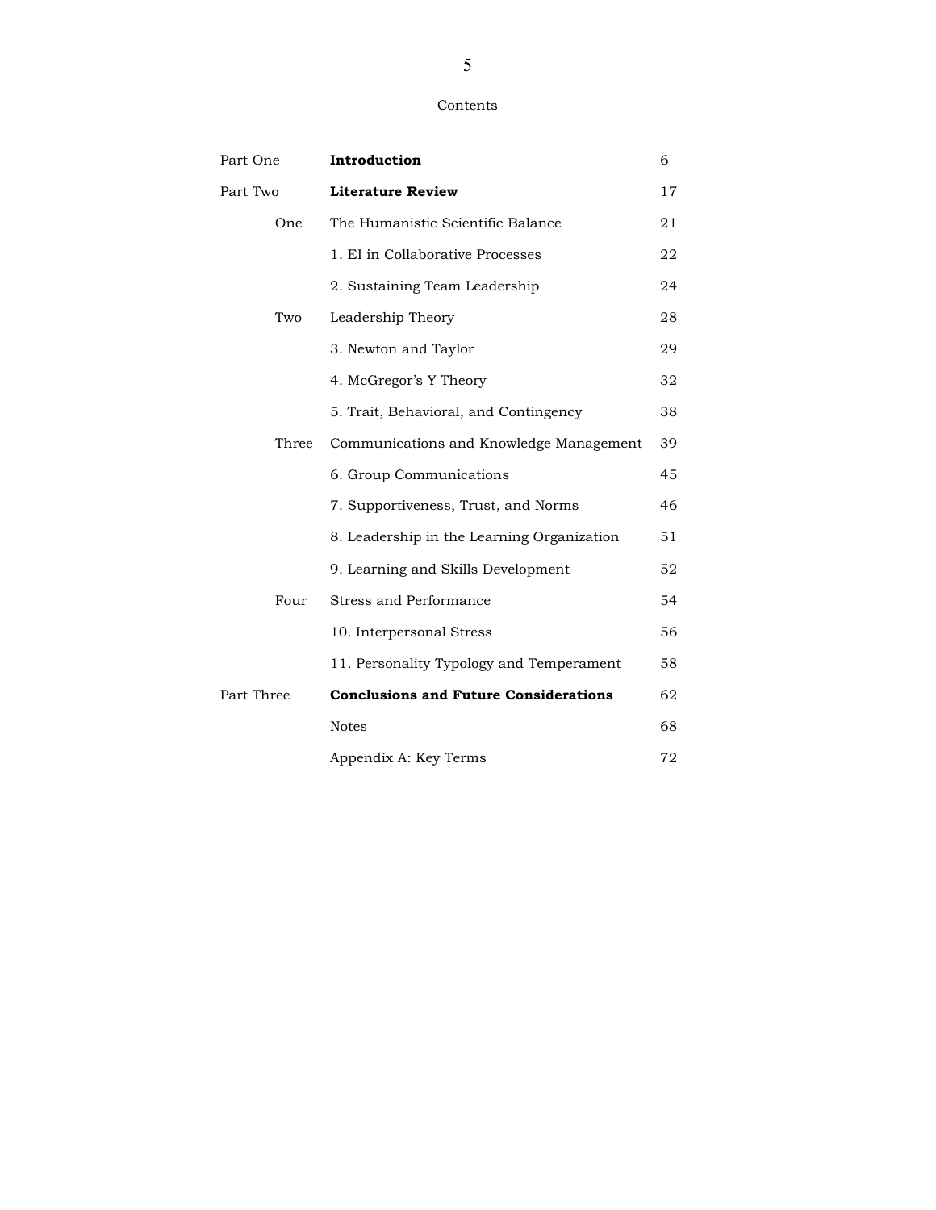# Contents

| | | |
|---|---|---|
| Part One | **Introduction** | 6 |
| Part Two | **Literature Review** | 17 |
| One | The Humanistic Scientific Balance | 21 |
| | 1. EI in Collaborative Processes | 22 |
| | 2. Sustaining Team Leadership | 24 |
| Two | Leadership Theory | 28 |
| | 3. Newton and Taylor | 29 |
| | 4. McGregor's Y Theory | 32 |
| | 5. Trait, Behavioral, and Contingency | 38 |
| Three | Communications and Knowledge Management | 39 |
| | 6. Group Communications | 45 |
| | 7. Supportiveness, Trust, and Norms | 46 |
| | 8. Leadership in the Learning Organization | 51 |
| | 9. Learning and Skills Development | 52 |
| Four | Stress and Performance | 54 |
| | 10. Interpersonal Stress | 56 |
| | 11. Personality Typology and Temperament | 58 |
| Part Three | **Conclusions and Future Considerations** | 62 |
| | Notes | 68 |
| | Appendix A: Key Terms | 72 |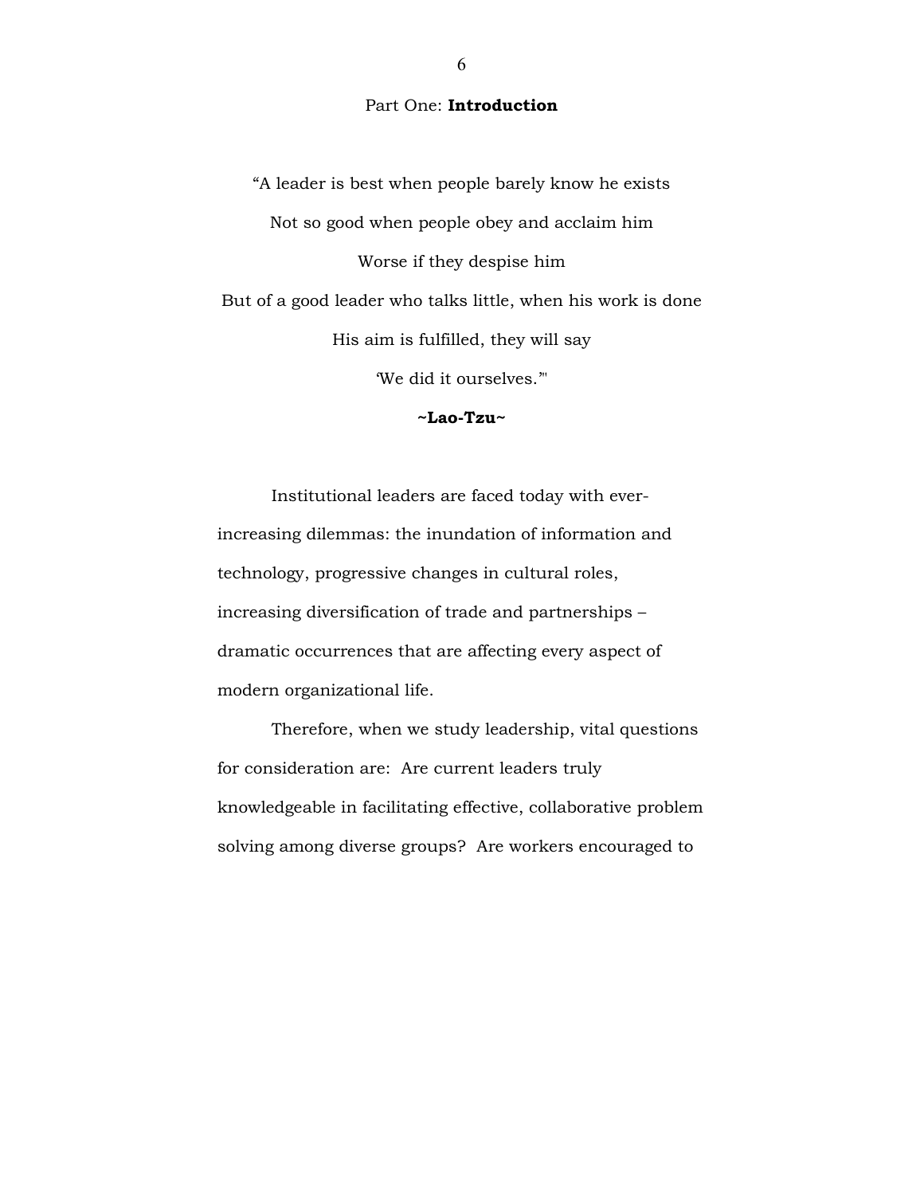Part One: **Introduction**

"A leader is best when people barely know he exists

Not so good when people obey and acclaim him

Worse if they despise him

But of a good leader who talks little, when his work is done

His aim is fulfilled, they will say

'We did it ourselves.'"

**~Lao-Tzu~**

Institutional leaders are faced today with ever-increasing dilemmas: the inundation of information and technology, progressive changes in cultural roles, increasing diversification of trade and partnerships – dramatic occurrences that are affecting every aspect of modern organizational life.

Therefore, when we study leadership, vital questions for consideration are: Are current leaders truly knowledgeable in facilitating effective, collaborative problem solving among diverse groups? Are workers encouraged to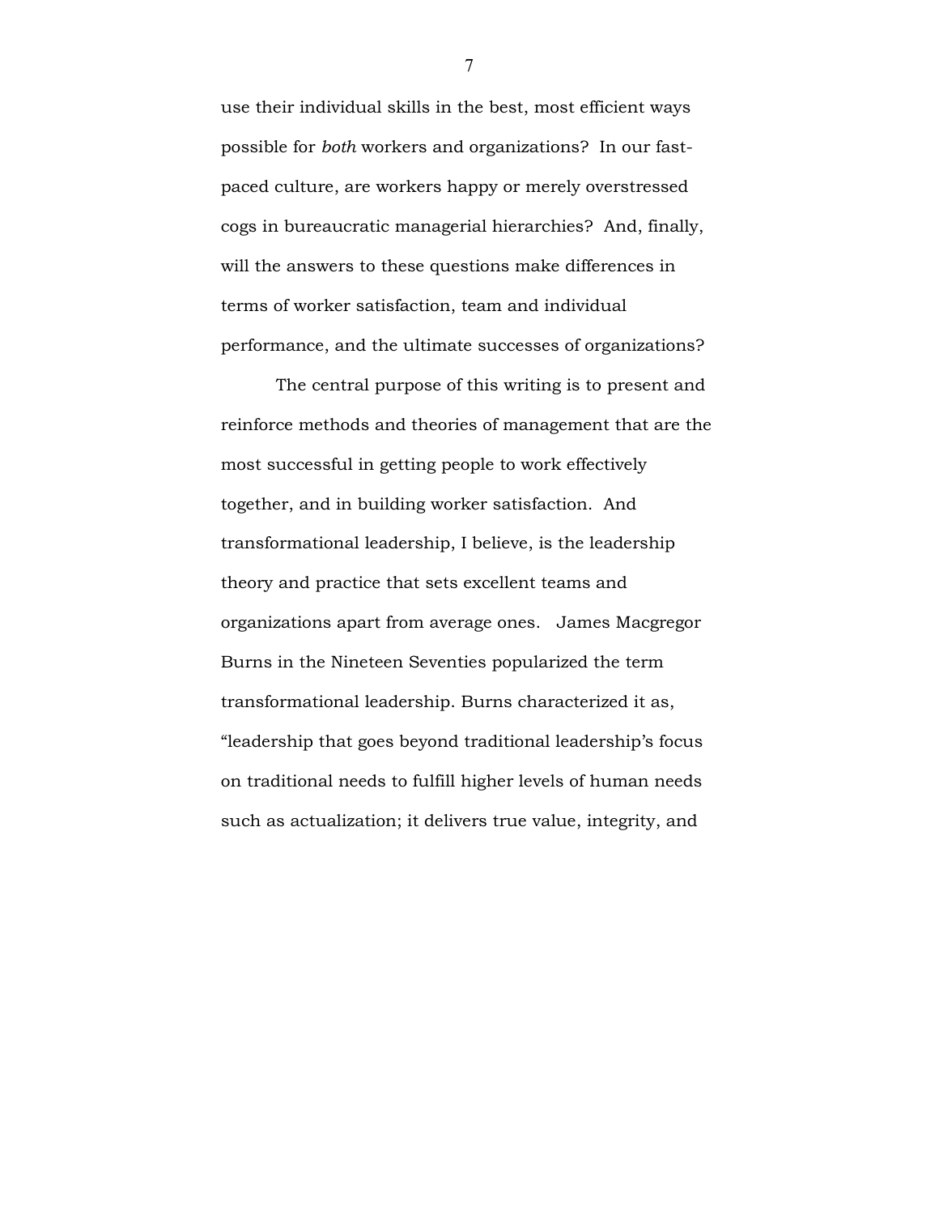use their individual skills in the best, most efficient ways possible for *both* workers and organizations? In our fast-paced culture, are workers happy or merely overstressed cogs in bureaucratic managerial hierarchies? And, finally, will the answers to these questions make differences in terms of worker satisfaction, team and individual performance, and the ultimate successes of organizations?

The central purpose of this writing is to present and reinforce methods and theories of management that are the most successful in getting people to work effectively together, and in building worker satisfaction. And transformational leadership, I believe, is the leadership theory and practice that sets excellent teams and organizations apart from average ones. James Macgregor Burns in the Nineteen Seventies popularized the term transformational leadership. Burns characterized it as, "leadership that goes beyond traditional leadership's focus on traditional needs to fulfill higher levels of human needs such as actualization; it delivers true value, integrity, and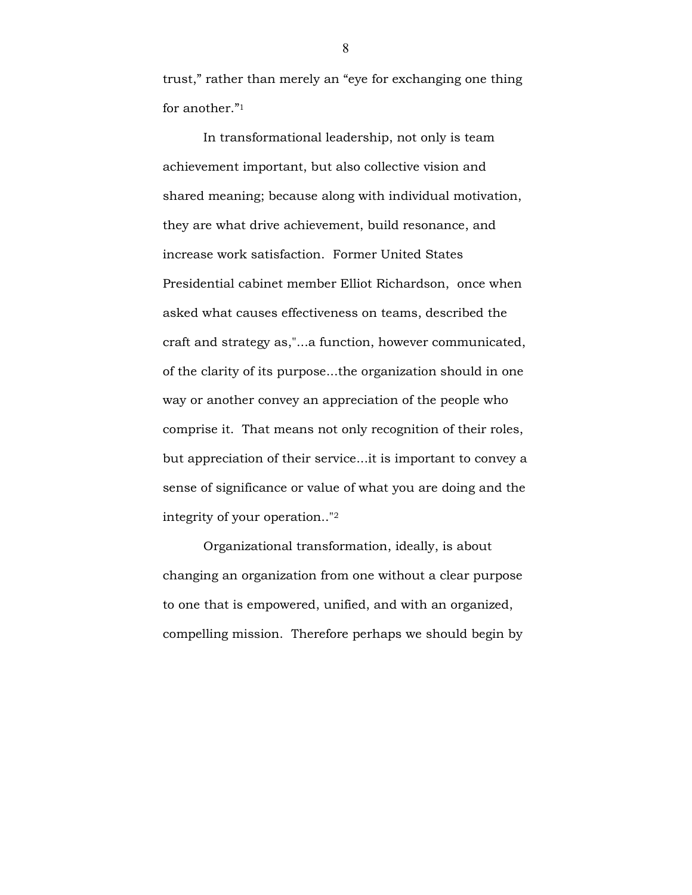trust," rather than merely an "eye for exchanging one thing for another."[1]

In transformational leadership, not only is team achievement important, but also collective vision and shared meaning; because along with individual motivation, they are what drive achievement, build resonance, and increase work satisfaction. Former United States Presidential cabinet member Elliot Richardson, once when asked what causes effectiveness on teams, described the craft and strategy as,"...a function, however communicated, of the clarity of its purpose...the organization should in one way or another convey an appreciation of the people who comprise it. That means not only recognition of their roles, but appreciation of their service...it is important to convey a sense of significance or value of what you are doing and the integrity of your operation.."[2]

Organizational transformation, ideally, is about changing an organization from one without a clear purpose to one that is empowered, unified, and with an organized, compelling mission. Therefore perhaps we should begin by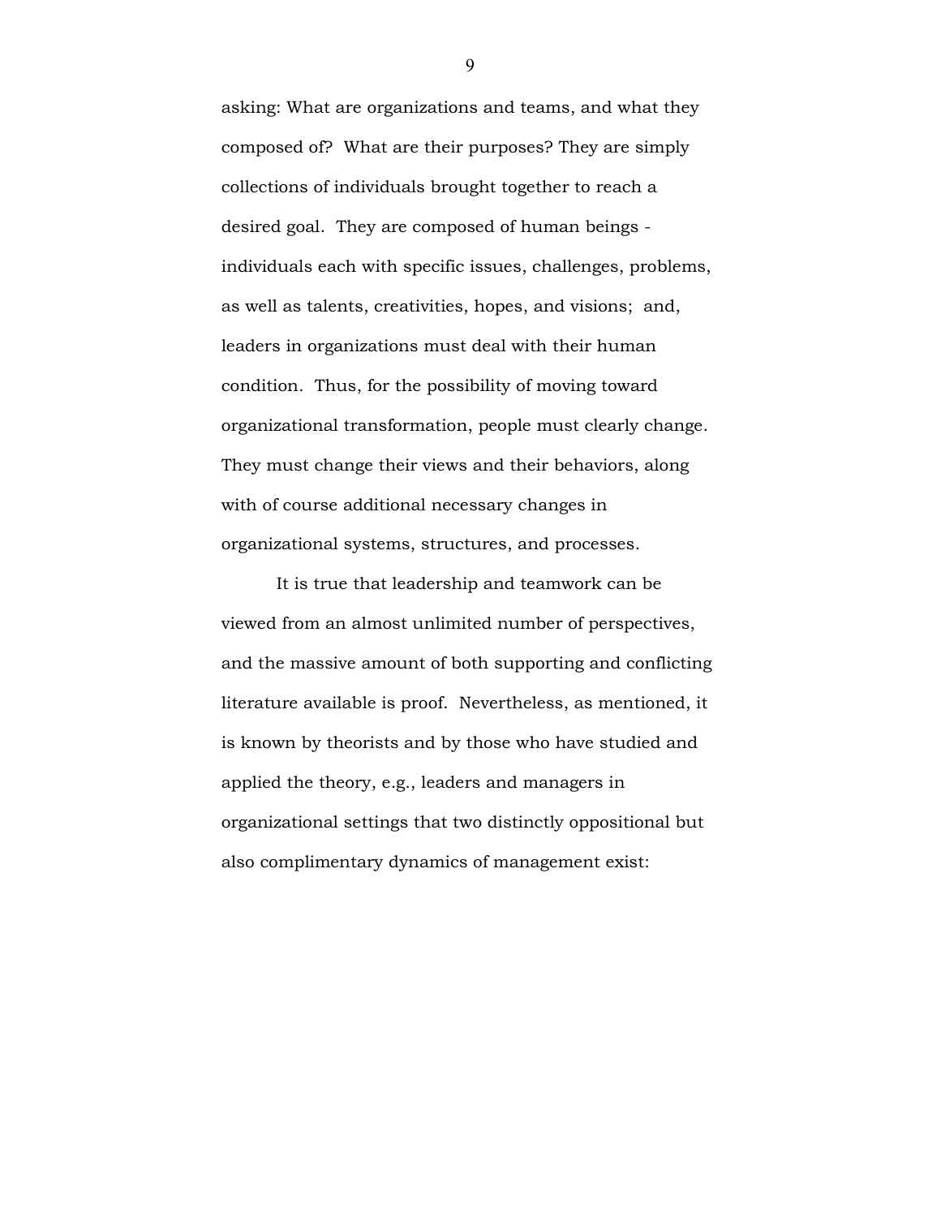asking: What are organizations and teams, and what they composed of? What are their purposes? They are simply collections of individuals brought together to reach a desired goal. They are composed of human beings - individuals each with specific issues, challenges, problems, as well as talents, creativities, hopes, and visions; and, leaders in organizations must deal with their human condition. Thus, for the possibility of moving toward organizational transformation, people must clearly change. They must change their views and their behaviors, along with of course additional necessary changes in organizational systems, structures, and processes.

It is true that leadership and teamwork can be viewed from an almost unlimited number of perspectives, and the massive amount of both supporting and conflicting literature available is proof. Nevertheless, as mentioned, it is known by theorists and by those who have studied and applied the theory, e.g., leaders and managers in organizational settings that two distinctly oppositional but also complimentary dynamics of management exist: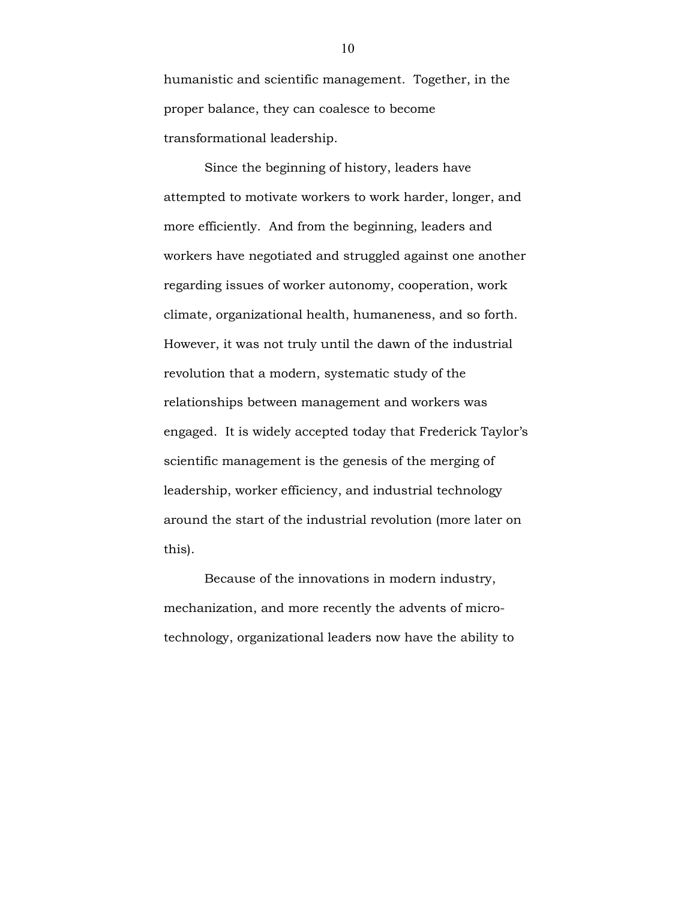humanistic and scientific management. Together, in the proper balance, they can coalesce to become transformational leadership.

Since the beginning of history, leaders have attempted to motivate workers to work harder, longer, and more efficiently. And from the beginning, leaders and workers have negotiated and struggled against one another regarding issues of worker autonomy, cooperation, work climate, organizational health, humaneness, and so forth. However, it was not truly until the dawn of the industrial revolution that a modern, systematic study of the relationships between management and workers was engaged. It is widely accepted today that Frederick Taylor's scientific management is the genesis of the merging of leadership, worker efficiency, and industrial technology around the start of the industrial revolution (more later on this).

Because of the innovations in modern industry, mechanization, and more recently the advents of micro-technology, organizational leaders now have the ability to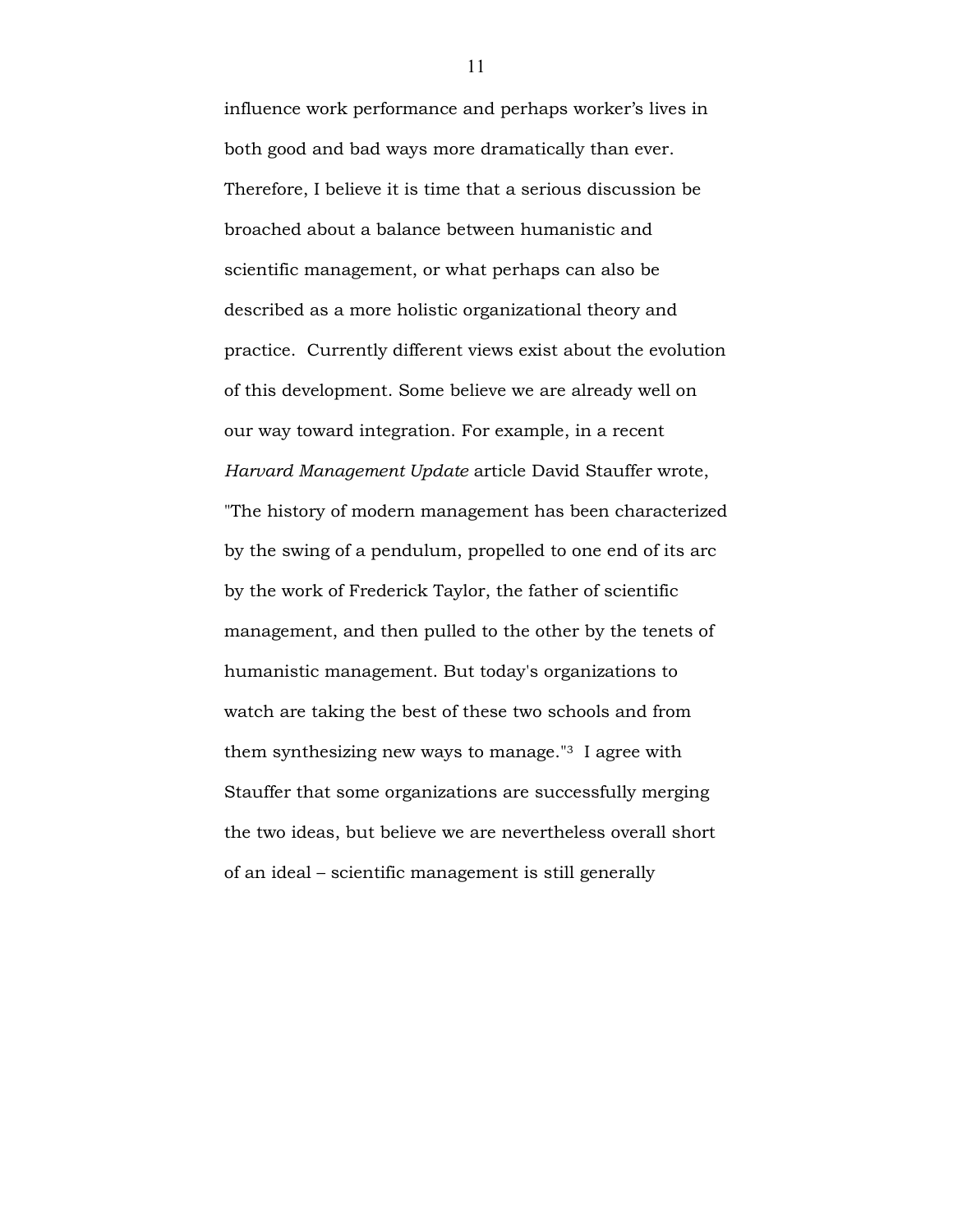influence work performance and perhaps worker's lives in both good and bad ways more dramatically than ever. Therefore, I believe it is time that a serious discussion be broached about a balance between humanistic and scientific management, or what perhaps can also be described as a more holistic organizational theory and practice. Currently different views exist about the evolution of this development. Some believe we are already well on our way toward integration. For example, in a recent *Harvard Management Update* article David Stauffer wrote, "The history of modern management has been characterized by the swing of a pendulum, propelled to one end of its arc by the work of Frederick Taylor, the father of scientific management, and then pulled to the other by the tenets of humanistic management. But today's organizations to watch are taking the best of these two schools and from them synthesizing new ways to manage."[3] I agree with Stauffer that some organizations are successfully merging the two ideas, but believe we are nevertheless overall short of an ideal – scientific management is still generally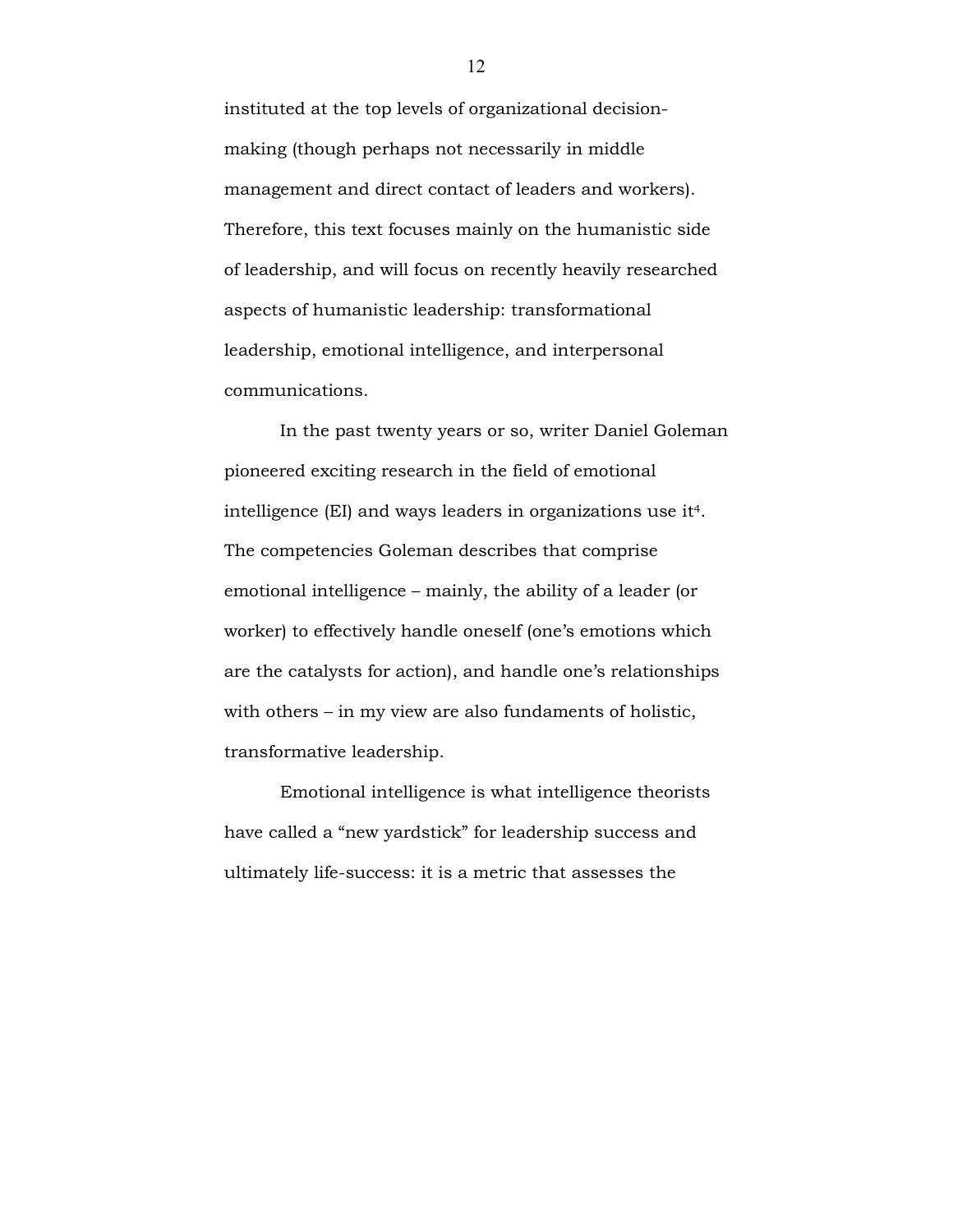instituted at the top levels of organizational decision-making (though perhaps not necessarily in middle management and direct contact of leaders and workers). Therefore, this text focuses mainly on the humanistic side of leadership, and will focus on recently heavily researched aspects of humanistic leadership: transformational leadership, emotional intelligence, and interpersonal communications.

In the past twenty years or so, writer Daniel Goleman pioneered exciting research in the field of emotional intelligence (EI) and ways leaders in organizations use it[4]. The competencies Goleman describes that comprise emotional intelligence – mainly, the ability of a leader (or worker) to effectively handle oneself (one's emotions which are the catalysts for action), and handle one's relationships with others – in my view are also fundaments of holistic, transformative leadership.

Emotional intelligence is what intelligence theorists have called a "new yardstick" for leadership success and ultimately life-success: it is a metric that assesses the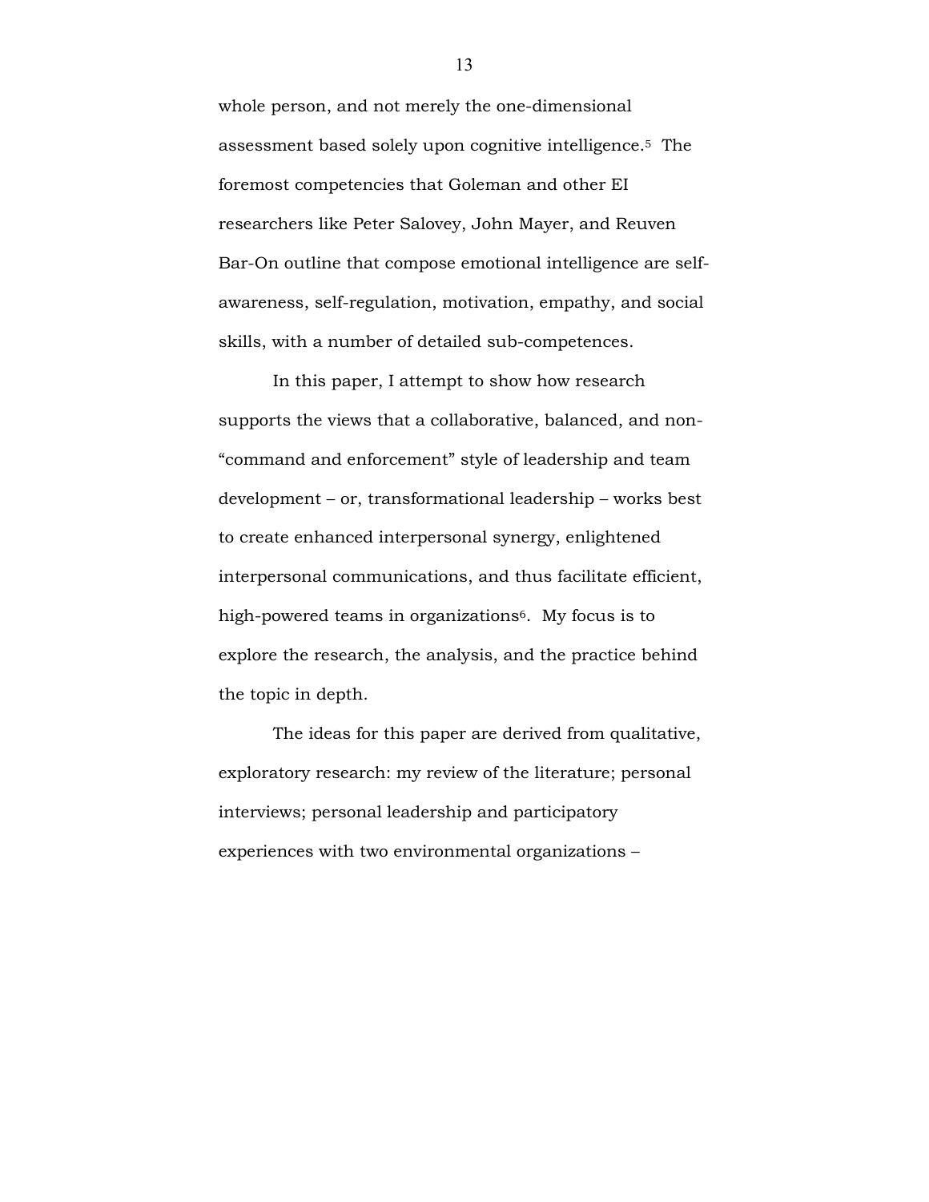whole person, and not merely the one-dimensional assessment based solely upon cognitive intelligence.[5] The foremost competencies that Goleman and other EI researchers like Peter Salovey, John Mayer, and Reuven Bar-On outline that compose emotional intelligence are self-awareness, self-regulation, motivation, empathy, and social skills, with a number of detailed sub-competences.

In this paper, I attempt to show how research supports the views that a collaborative, balanced, and non-"command and enforcement" style of leadership and team development – or, transformational leadership – works best to create enhanced interpersonal synergy, enlightened interpersonal communications, and thus facilitate efficient, high-powered teams in organizations[6]. My focus is to explore the research, the analysis, and the practice behind the topic in depth.

The ideas for this paper are derived from qualitative, exploratory research: my review of the literature; personal interviews; personal leadership and participatory experiences with two environmental organizations –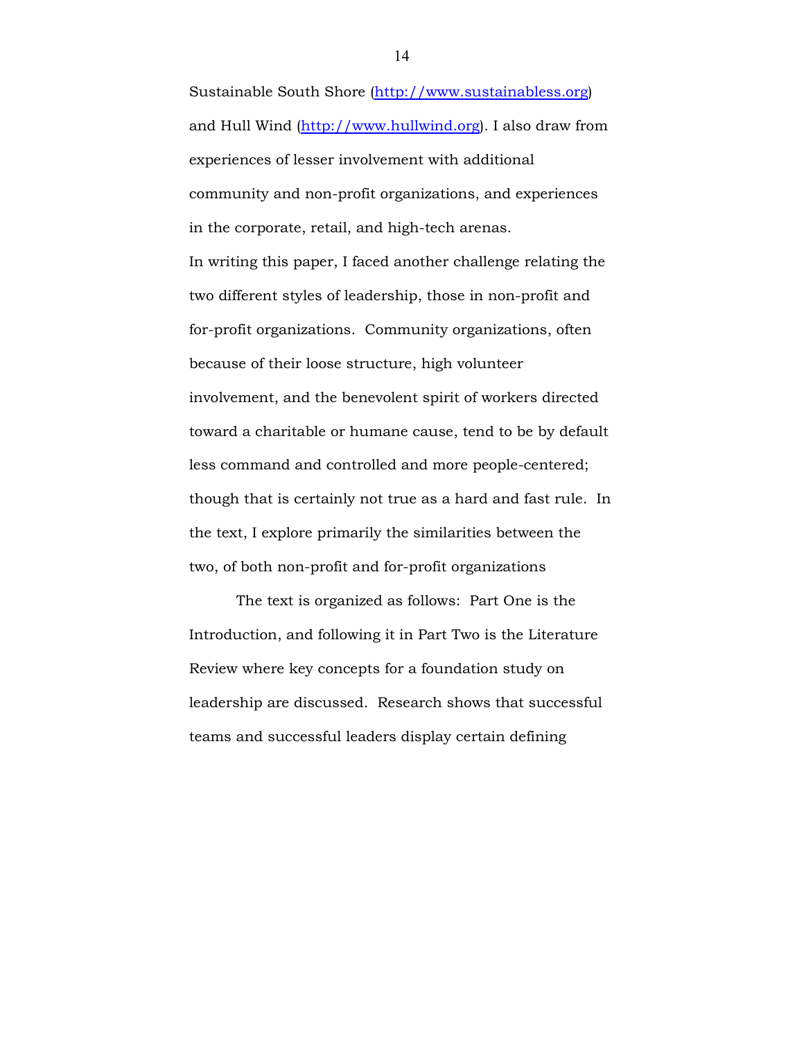Sustainable South Shore (http://www.sustainabless.org) and Hull Wind (http://www.hullwind.org). I also draw from experiences of lesser involvement with additional community and non-profit organizations, and experiences in the corporate, retail, and high-tech arenas.

In writing this paper, I faced another challenge relating the two different styles of leadership, those in non-profit and for-profit organizations. Community organizations, often because of their loose structure, high volunteer involvement, and the benevolent spirit of workers directed toward a charitable or humane cause, tend to be by default less command and controlled and more people-centered; though that is certainly not true as a hard and fast rule. In the text, I explore primarily the similarities between the two, of both non-profit and for-profit organizations

The text is organized as follows: Part One is the Introduction, and following it in Part Two is the Literature Review where key concepts for a foundation study on leadership are discussed. Research shows that successful teams and successful leaders display certain defining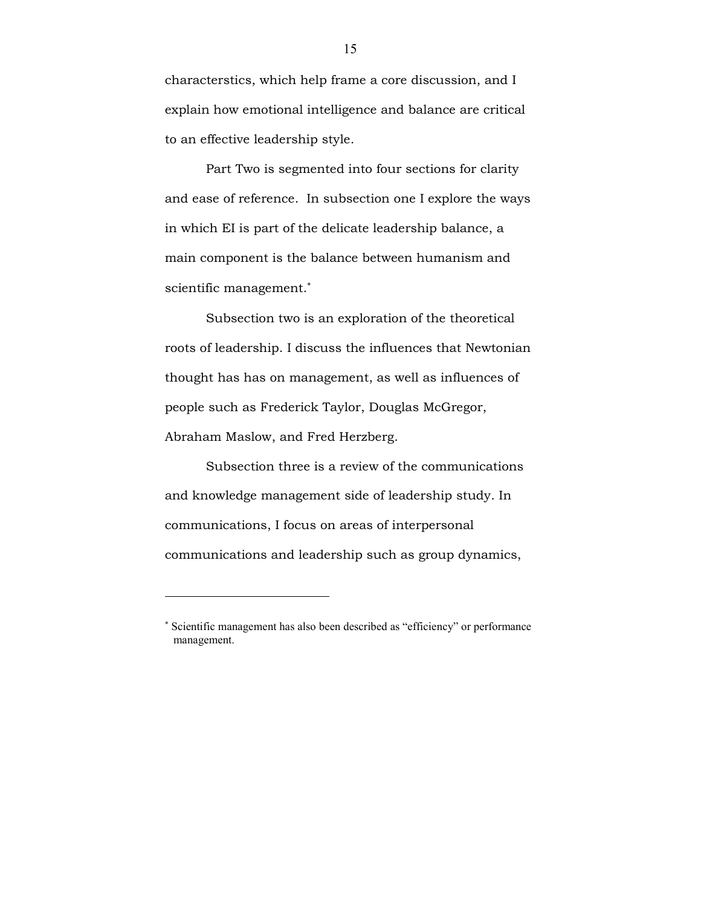characterstics, which help frame a core discussion, and I explain how emotional intelligence and balance are critical to an effective leadership style.

Part Two is segmented into four sections for clarity and ease of reference. In subsection one I explore the ways in which EI is part of the delicate leadership balance, a main component is the balance between humanism and scientific management.[*]

Subsection two is an exploration of the theoretical roots of leadership. I discuss the influences that Newtonian thought has has on management, as well as influences of people such as Frederick Taylor, Douglas McGregor, Abraham Maslow, and Fred Herzberg.

Subsection three is a review of the communications and knowledge management side of leadership study. In communications, I focus on areas of interpersonal communications and leadership such as group dynamics,

---

[*] Scientific management has also been described as "efficiency" or performance management.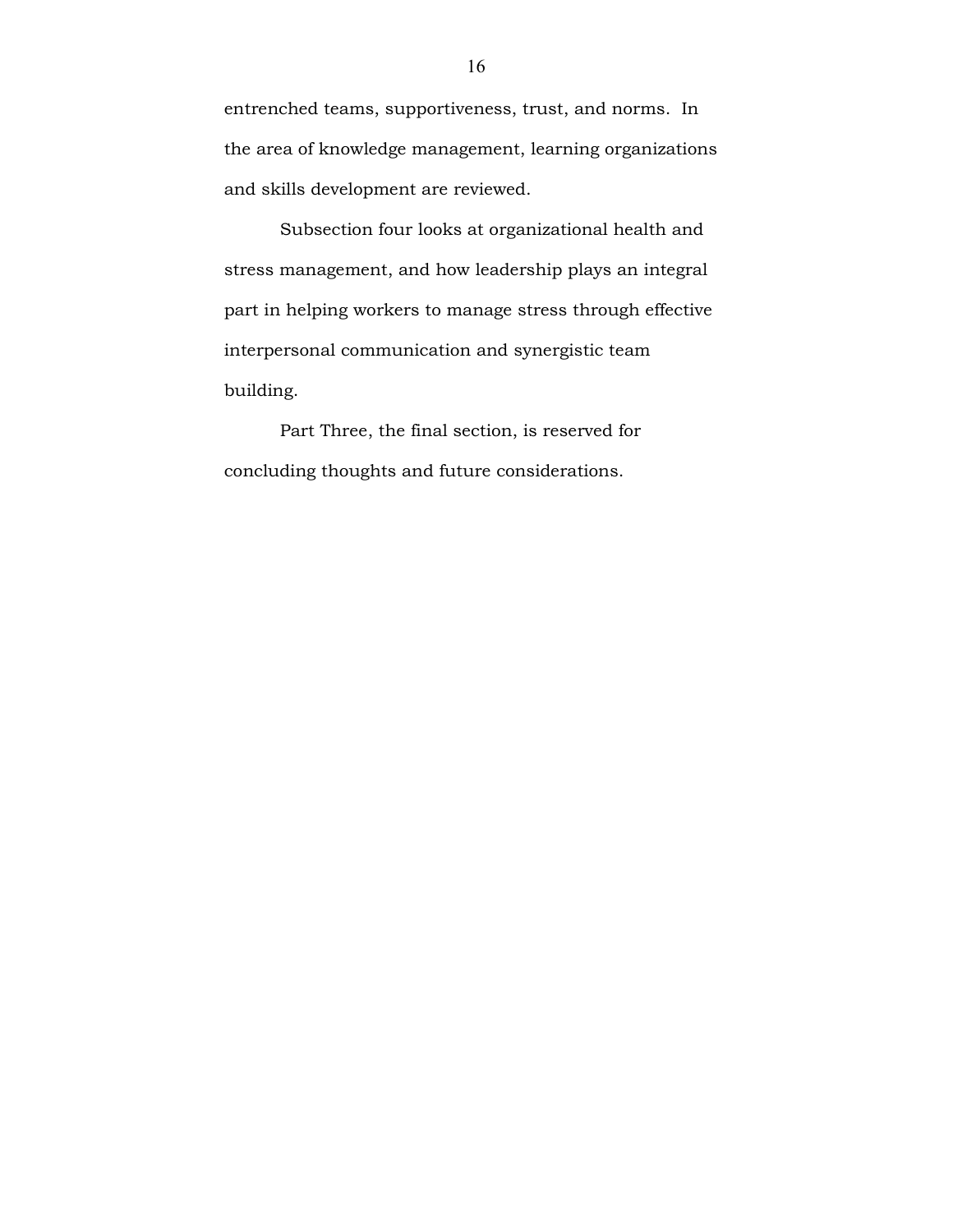entrenched teams, supportiveness, trust, and norms. In the area of knowledge management, learning organizations and skills development are reviewed.

Subsection four looks at organizational health and stress management, and how leadership plays an integral part in helping workers to manage stress through effective interpersonal communication and synergistic team building.

Part Three, the final section, is reserved for concluding thoughts and future considerations.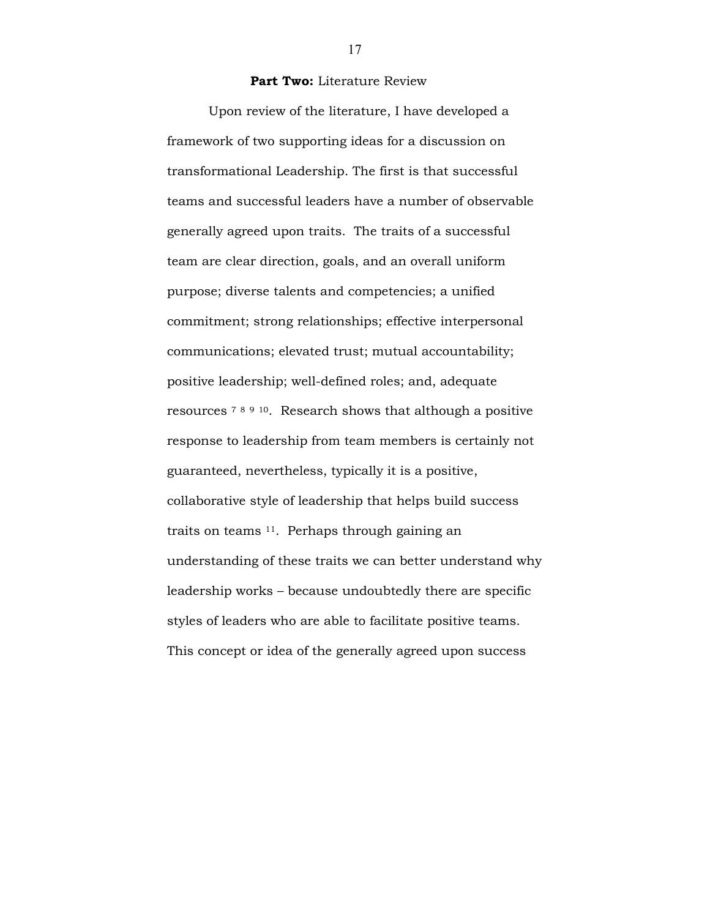**Part Two:** Literature Review

Upon review of the literature, I have developed a framework of two supporting ideas for a discussion on transformational Leadership. The first is that successful teams and successful leaders have a number of observable generally agreed upon traits. The traits of a successful team are clear direction, goals, and an overall uniform purpose; diverse talents and competencies; a unified commitment; strong relationships; effective interpersonal communications; elevated trust; mutual accountability; positive leadership; well-defined roles; and, adequate resources [7 8 9 10]. Research shows that although a positive response to leadership from team members is certainly not guaranteed, nevertheless, typically it is a positive, collaborative style of leadership that helps build success traits on teams [11]. Perhaps through gaining an understanding of these traits we can better understand why leadership works – because undoubtedly there are specific styles of leaders who are able to facilitate positive teams. This concept or idea of the generally agreed upon success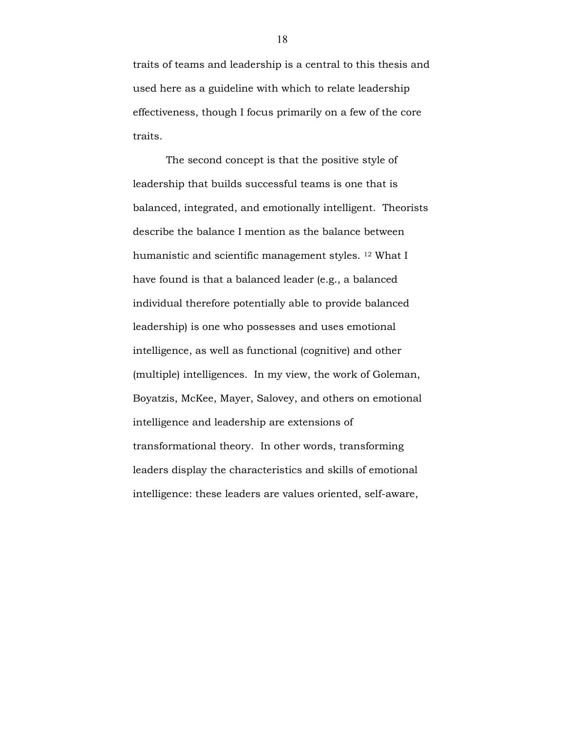traits of teams and leadership is a central to this thesis and used here as a guideline with which to relate leadership effectiveness, though I focus primarily on a few of the core traits.

The second concept is that the positive style of leadership that builds successful teams is one that is balanced, integrated, and emotionally intelligent. Theorists describe the balance I mention as the balance between humanistic and scientific management styles. [12] What I have found is that a balanced leader (e.g., a balanced individual therefore potentially able to provide balanced leadership) is one who possesses and uses emotional intelligence, as well as functional (cognitive) and other (multiple) intelligences. In my view, the work of Goleman, Boyatzis, McKee, Mayer, Salovey, and others on emotional intelligence and leadership are extensions of transformational theory. In other words, transforming leaders display the characteristics and skills of emotional intelligence: these leaders are values oriented, self-aware,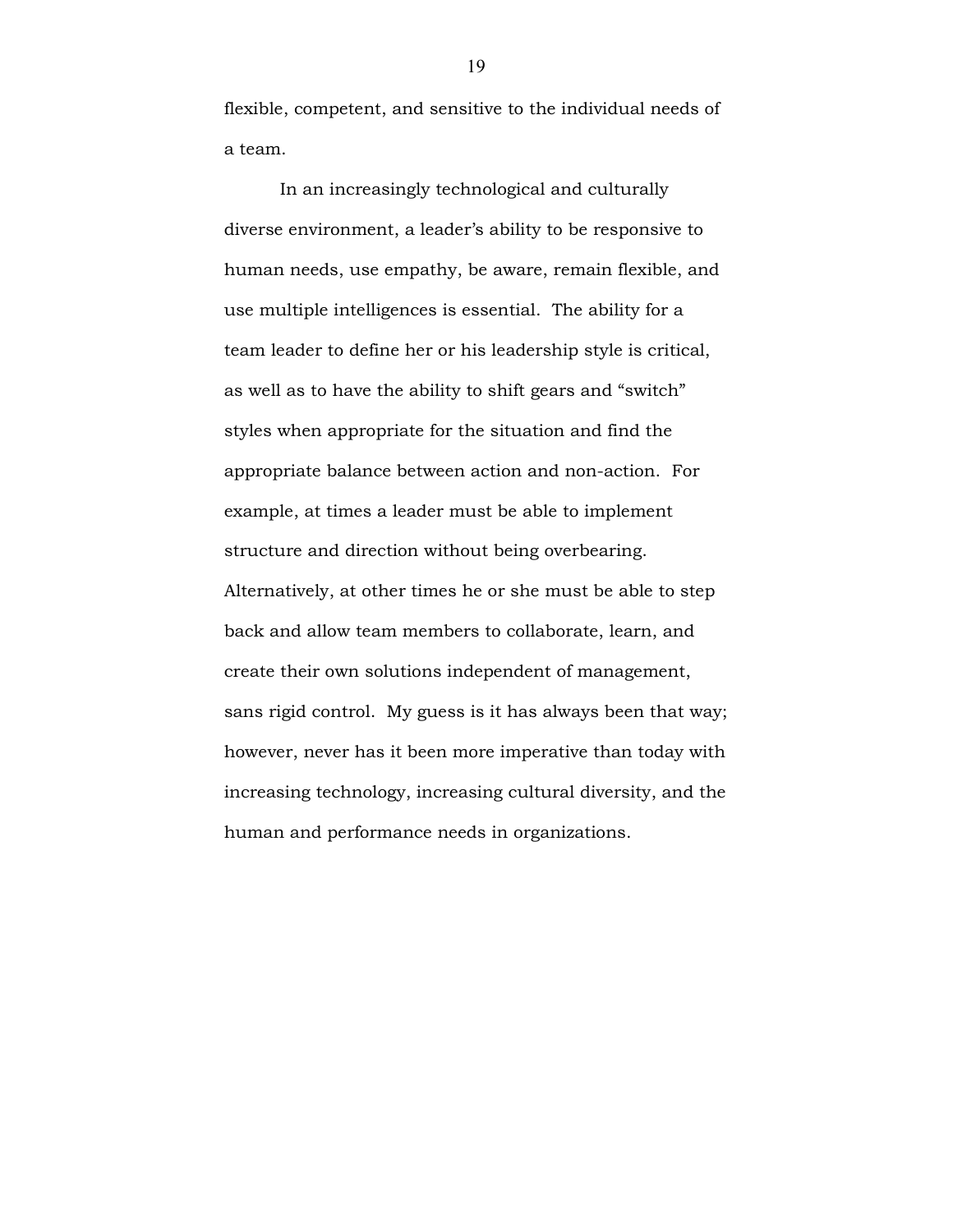flexible, competent, and sensitive to the individual needs of a team.

In an increasingly technological and culturally diverse environment, a leader's ability to be responsive to human needs, use empathy, be aware, remain flexible, and use multiple intelligences is essential. The ability for a team leader to define her or his leadership style is critical, as well as to have the ability to shift gears and "switch" styles when appropriate for the situation and find the appropriate balance between action and non-action. For example, at times a leader must be able to implement structure and direction without being overbearing. Alternatively, at other times he or she must be able to step back and allow team members to collaborate, learn, and create their own solutions independent of management, sans rigid control. My guess is it has always been that way; however, never has it been more imperative than today with increasing technology, increasing cultural diversity, and the human and performance needs in organizations.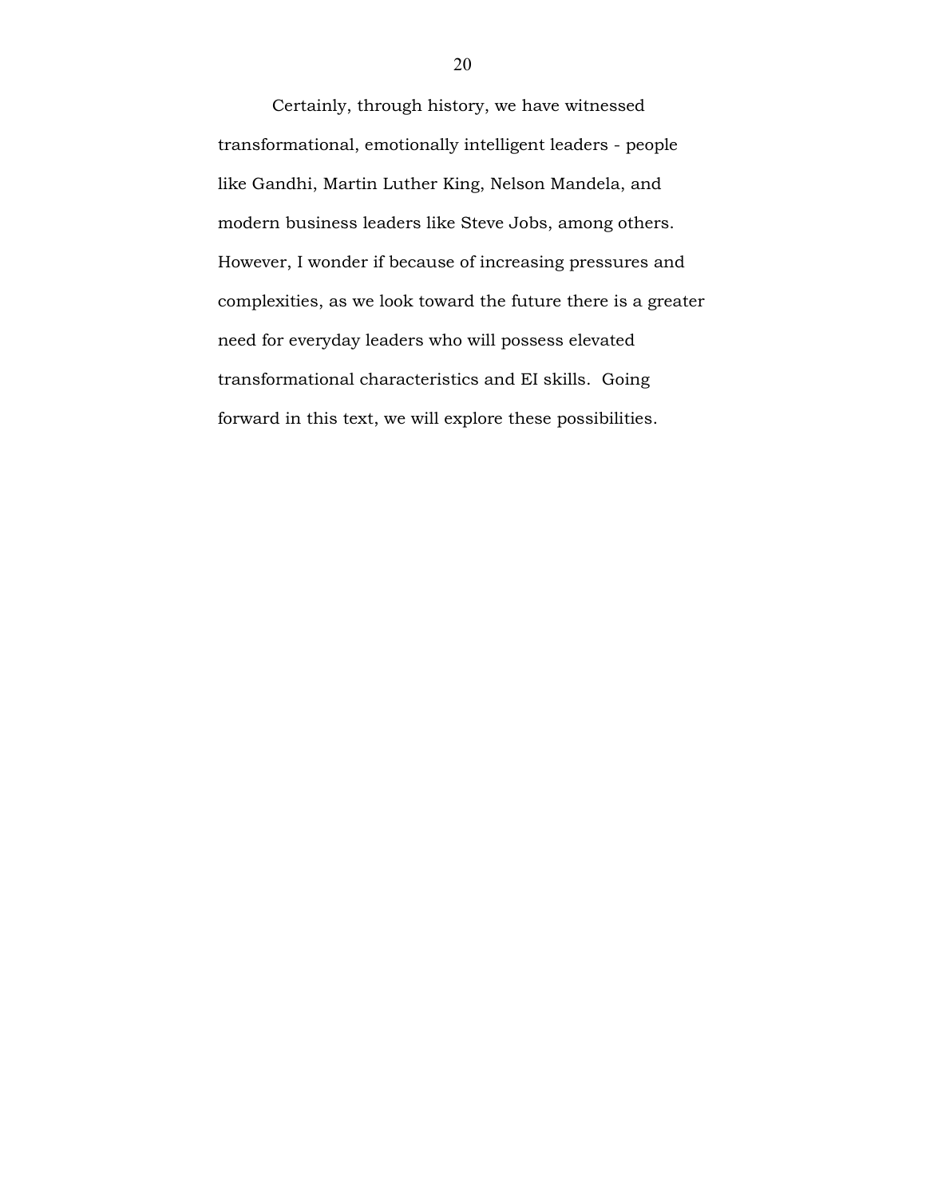Certainly, through history, we have witnessed transformational, emotionally intelligent leaders - people like Gandhi, Martin Luther King, Nelson Mandela, and modern business leaders like Steve Jobs, among others. However, I wonder if because of increasing pressures and complexities, as we look toward the future there is a greater need for everyday leaders who will possess elevated transformational characteristics and EI skills. Going forward in this text, we will explore these possibilities.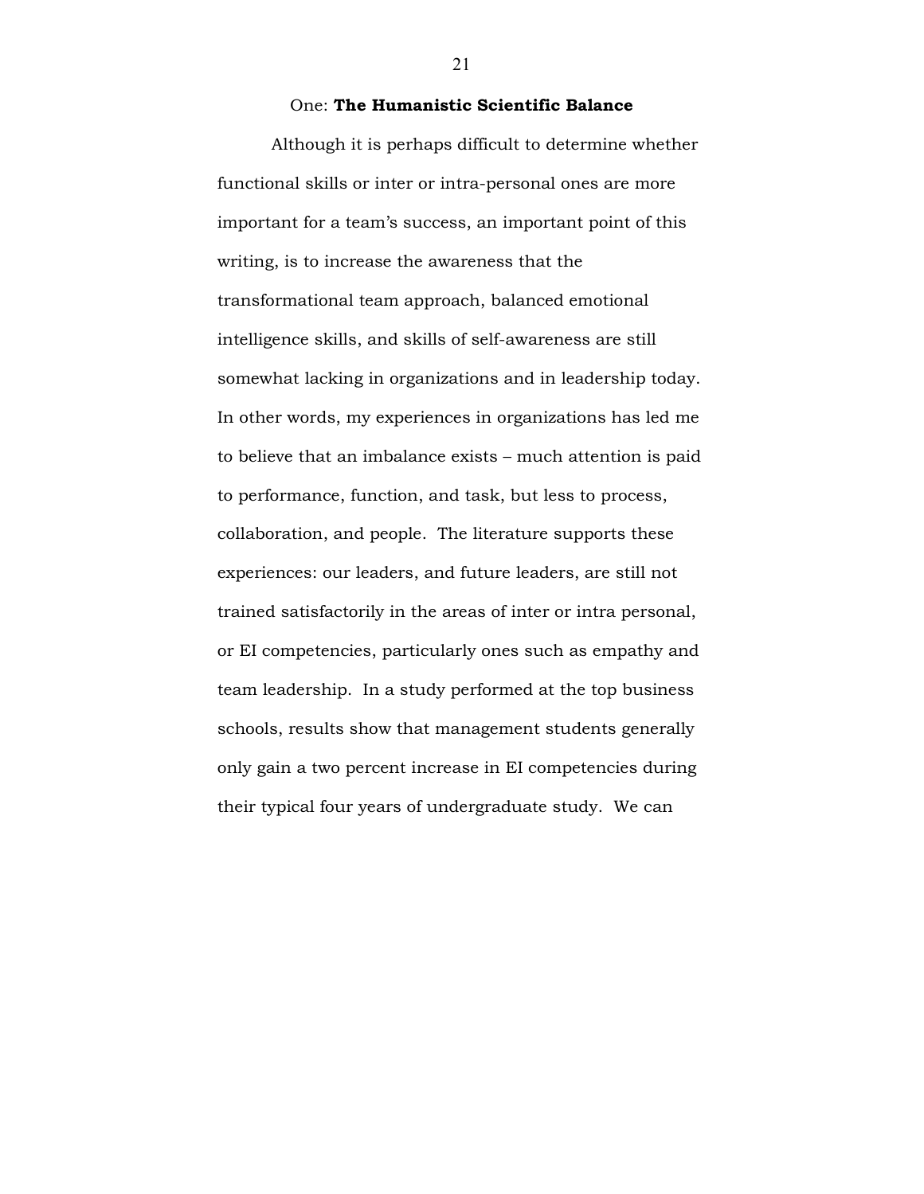## One: **The Humanistic Scientific Balance**

Although it is perhaps difficult to determine whether functional skills or inter or intra-personal ones are more important for a team's success, an important point of this writing, is to increase the awareness that the transformational team approach, balanced emotional intelligence skills, and skills of self-awareness are still somewhat lacking in organizations and in leadership today. In other words, my experiences in organizations has led me to believe that an imbalance exists – much attention is paid to performance, function, and task, but less to process, collaboration, and people. The literature supports these experiences: our leaders, and future leaders, are still not trained satisfactorily in the areas of inter or intra personal, or EI competencies, particularly ones such as empathy and team leadership. In a study performed at the top business schools, results show that management students generally only gain a two percent increase in EI competencies during their typical four years of undergraduate study. We can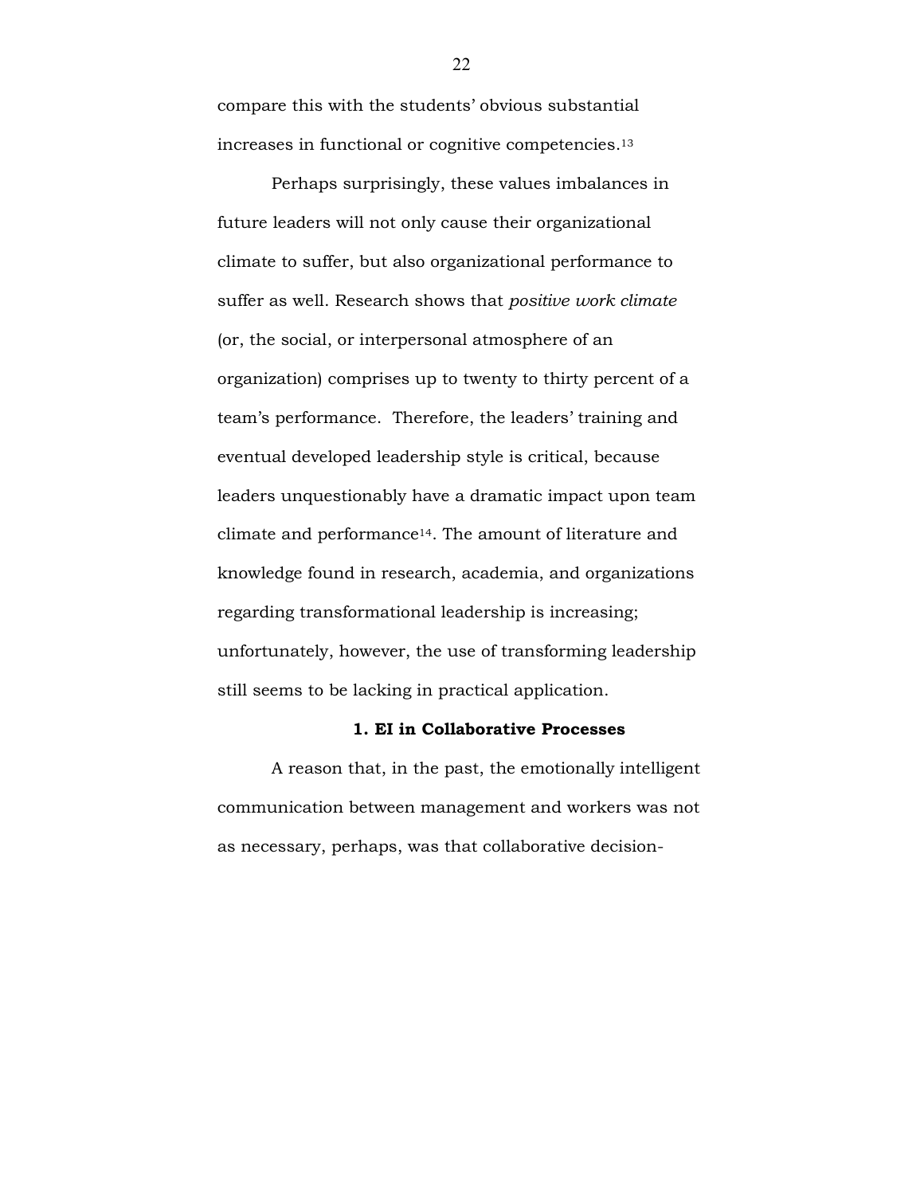compare this with the students' obvious substantial increases in functional or cognitive competencies.[13]

Perhaps surprisingly, these values imbalances in future leaders will not only cause their organizational climate to suffer, but also organizational performance to suffer as well. Research shows that *positive work climate* (or, the social, or interpersonal atmosphere of an organization) comprises up to twenty to thirty percent of a team's performance. Therefore, the leaders' training and eventual developed leadership style is critical, because leaders unquestionably have a dramatic impact upon team climate and performance[14]. The amount of literature and knowledge found in research, academia, and organizations regarding transformational leadership is increasing; unfortunately, however, the use of transforming leadership still seems to be lacking in practical application.

### 1. EI in Collaborative Processes

A reason that, in the past, the emotionally intelligent communication between management and workers was not as necessary, perhaps, was that collaborative decision-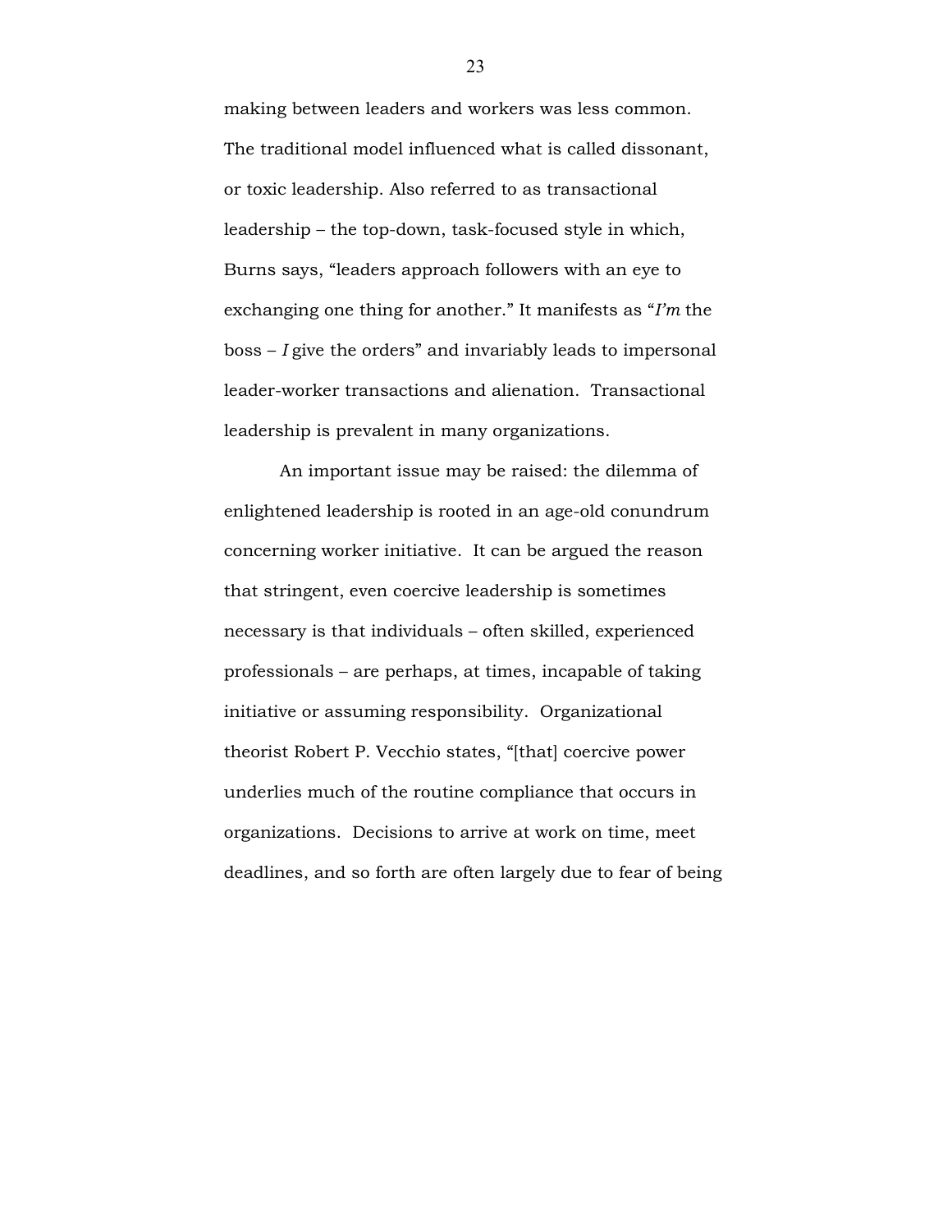making between leaders and workers was less common. The traditional model influenced what is called dissonant, or toxic leadership. Also referred to as transactional leadership – the top-down, task-focused style in which, Burns says, “leaders approach followers with an eye to exchanging one thing for another.” It manifests as “*I’m* the boss – *I* give the orders” and invariably leads to impersonal leader-worker transactions and alienation. Transactional leadership is prevalent in many organizations.

An important issue may be raised: the dilemma of enlightened leadership is rooted in an age-old conundrum concerning worker initiative. It can be argued the reason that stringent, even coercive leadership is sometimes necessary is that individuals – often skilled, experienced professionals – are perhaps, at times, incapable of taking initiative or assuming responsibility. Organizational theorist Robert P. Vecchio states, “[that] coercive power underlies much of the routine compliance that occurs in organizations. Decisions to arrive at work on time, meet deadlines, and so forth are often largely due to fear of being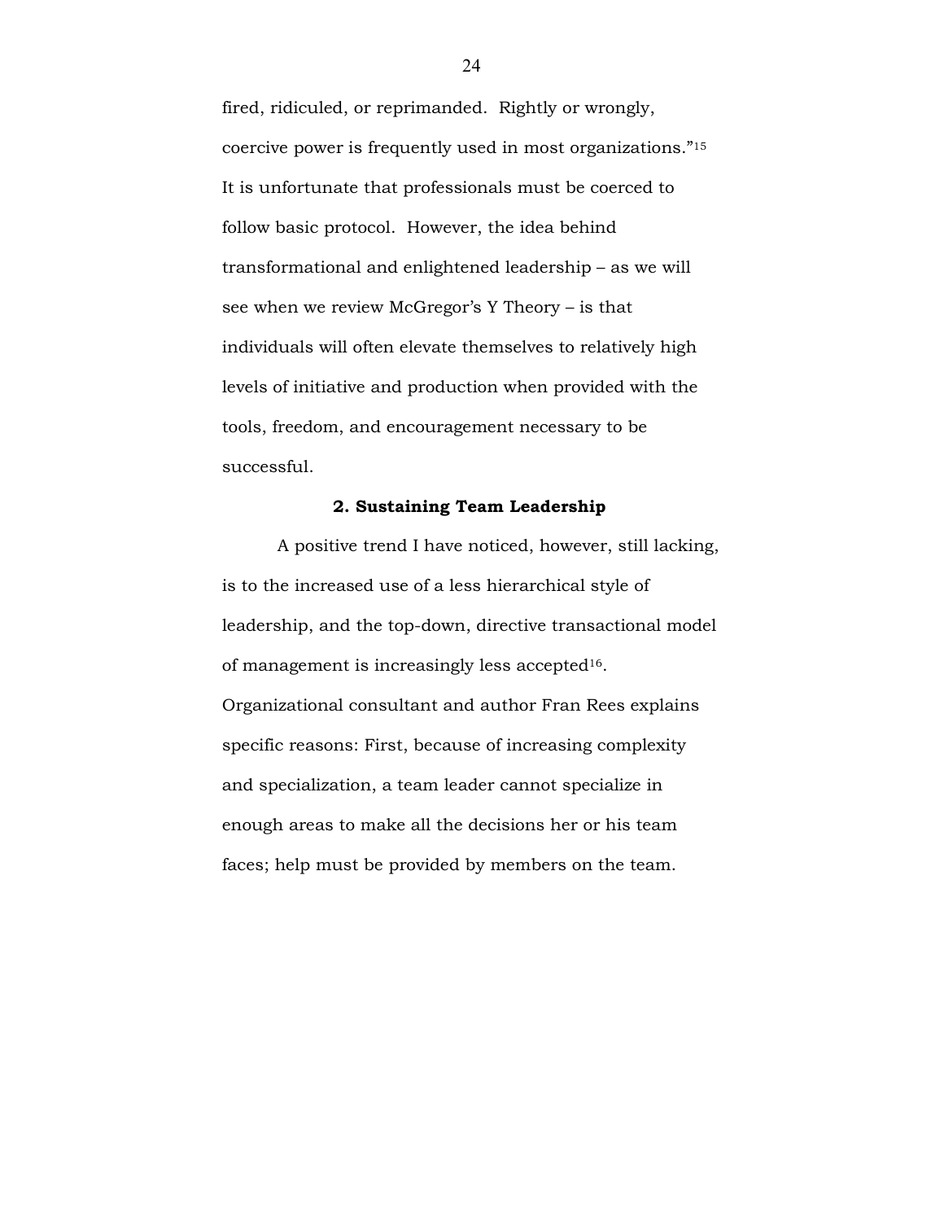fired, ridiculed, or reprimanded. Rightly or wrongly, coercive power is frequently used in most organizations."[15] It is unfortunate that professionals must be coerced to follow basic protocol. However, the idea behind transformational and enlightened leadership – as we will see when we review McGregor's Y Theory – is that individuals will often elevate themselves to relatively high levels of initiative and production when provided with the tools, freedom, and encouragement necessary to be successful.

### 2. Sustaining Team Leadership

A positive trend I have noticed, however, still lacking, is to the increased use of a less hierarchical style of leadership, and the top-down, directive transactional model of management is increasingly less accepted[16]. Organizational consultant and author Fran Rees explains specific reasons: First, because of increasing complexity and specialization, a team leader cannot specialize in enough areas to make all the decisions her or his team faces; help must be provided by members on the team.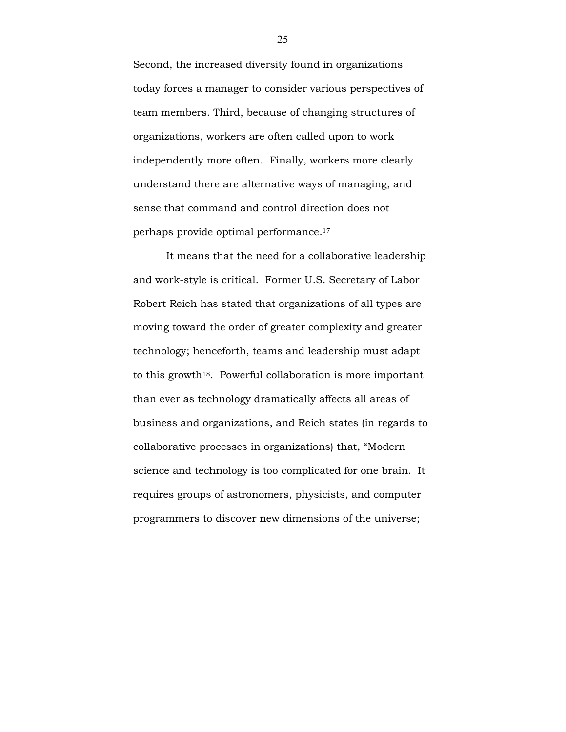Second, the increased diversity found in organizations today forces a manager to consider various perspectives of team members. Third, because of changing structures of organizations, workers are often called upon to work independently more often. Finally, workers more clearly understand there are alternative ways of managing, and sense that command and control direction does not perhaps provide optimal performance.[17]

It means that the need for a collaborative leadership and work-style is critical. Former U.S. Secretary of Labor Robert Reich has stated that organizations of all types are moving toward the order of greater complexity and greater technology; henceforth, teams and leadership must adapt to this growth[18]. Powerful collaboration is more important than ever as technology dramatically affects all areas of business and organizations, and Reich states (in regards to collaborative processes in organizations) that, "Modern science and technology is too complicated for one brain. It requires groups of astronomers, physicists, and computer programmers to discover new dimensions of the universe;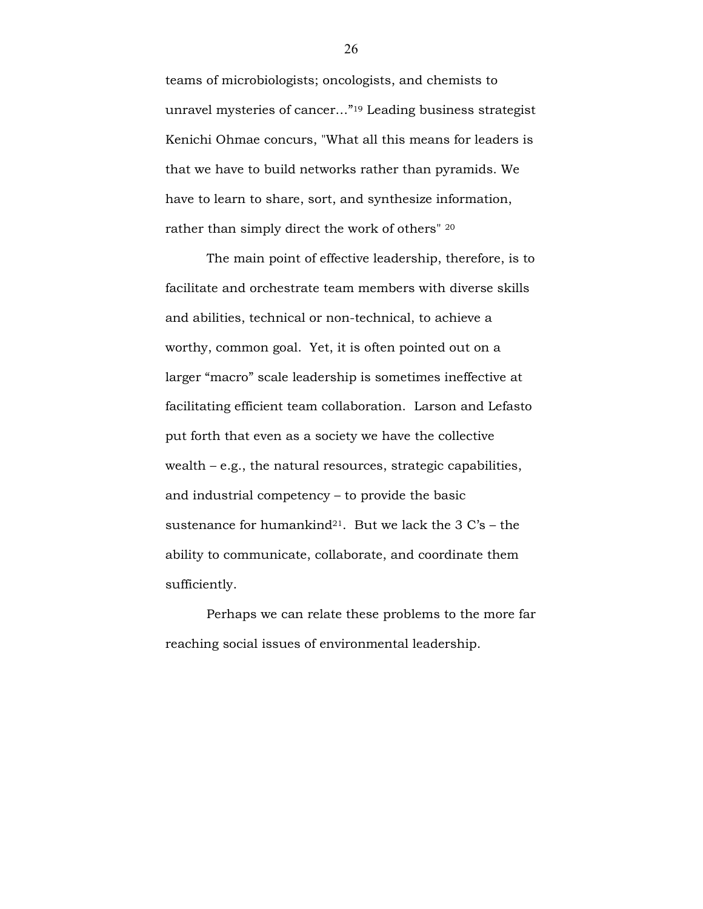teams of microbiologists; oncologists, and chemists to unravel mysteries of cancer…”[19] Leading business strategist Kenichi Ohmae concurs, "What all this means for leaders is that we have to build networks rather than pyramids. We have to learn to share, sort, and synthesize information, rather than simply direct the work of others" [20]

The main point of effective leadership, therefore, is to facilitate and orchestrate team members with diverse skills and abilities, technical or non-technical, to achieve a worthy, common goal. Yet, it is often pointed out on a larger “macro” scale leadership is sometimes ineffective at facilitating efficient team collaboration. Larson and Lefasto put forth that even as a society we have the collective wealth – e.g., the natural resources, strategic capabilities, and industrial competency – to provide the basic sustenance for humankind[21]. But we lack the 3 C’s – the ability to communicate, collaborate, and coordinate them sufficiently.

Perhaps we can relate these problems to the more far reaching social issues of environmental leadership.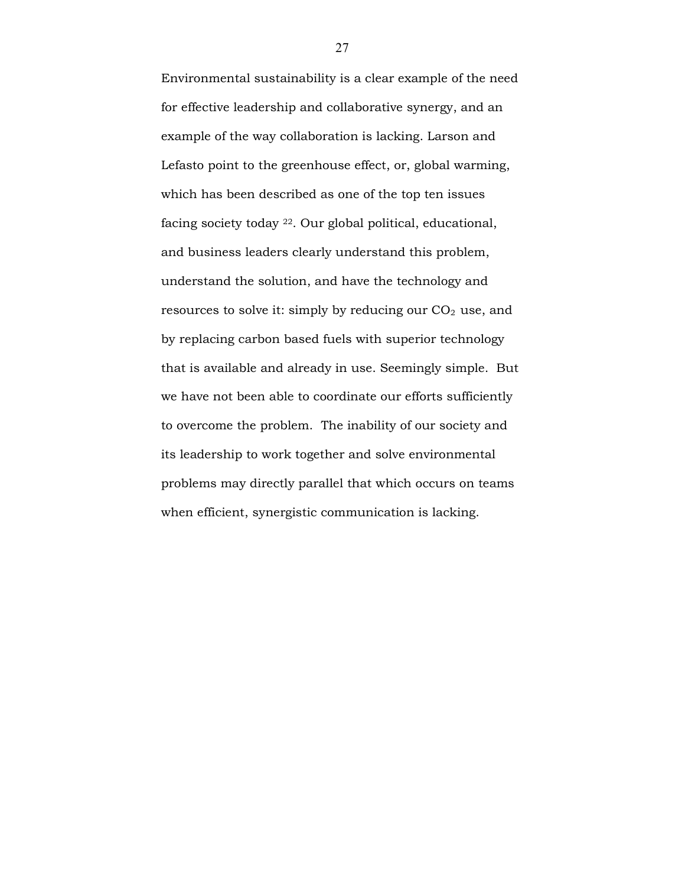Environmental sustainability is a clear example of the need for effective leadership and collaborative synergy, and an example of the way collaboration is lacking. Larson and Lefasto point to the greenhouse effect, or, global warming, which has been described as one of the top ten issues facing society today [22]. Our global political, educational, and business leaders clearly understand this problem, understand the solution, and have the technology and resources to solve it: simply by reducing our $CO_2$ use, and by replacing carbon based fuels with superior technology that is available and already in use. Seemingly simple. But we have not been able to coordinate our efforts sufficiently to overcome the problem. The inability of our society and its leadership to work together and solve environmental problems may directly parallel that which occurs on teams when efficient, synergistic communication is lacking.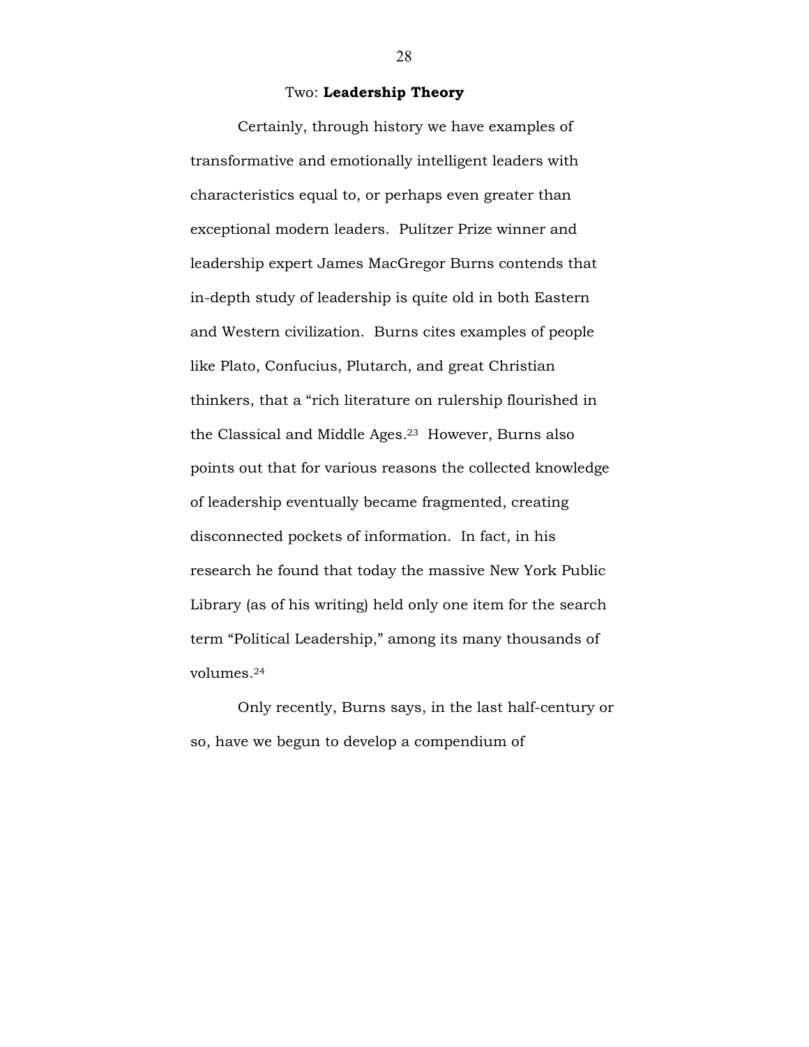## Two: **Leadership Theory**

Certainly, through history we have examples of transformative and emotionally intelligent leaders with characteristics equal to, or perhaps even greater than exceptional modern leaders. Pulitzer Prize winner and leadership expert James MacGregor Burns contends that in-depth study of leadership is quite old in both Eastern and Western civilization. Burns cites examples of people like Plato, Confucius, Plutarch, and great Christian thinkers, that a "rich literature on rulership flourished in the Classical and Middle Ages.[23] However, Burns also points out that for various reasons the collected knowledge of leadership eventually became fragmented, creating disconnected pockets of information. In fact, in his research he found that today the massive New York Public Library (as of his writing) held only one item for the search term "Political Leadership," among its many thousands of volumes.[24]

Only recently, Burns says, in the last half-century or so, have we begun to develop a compendium of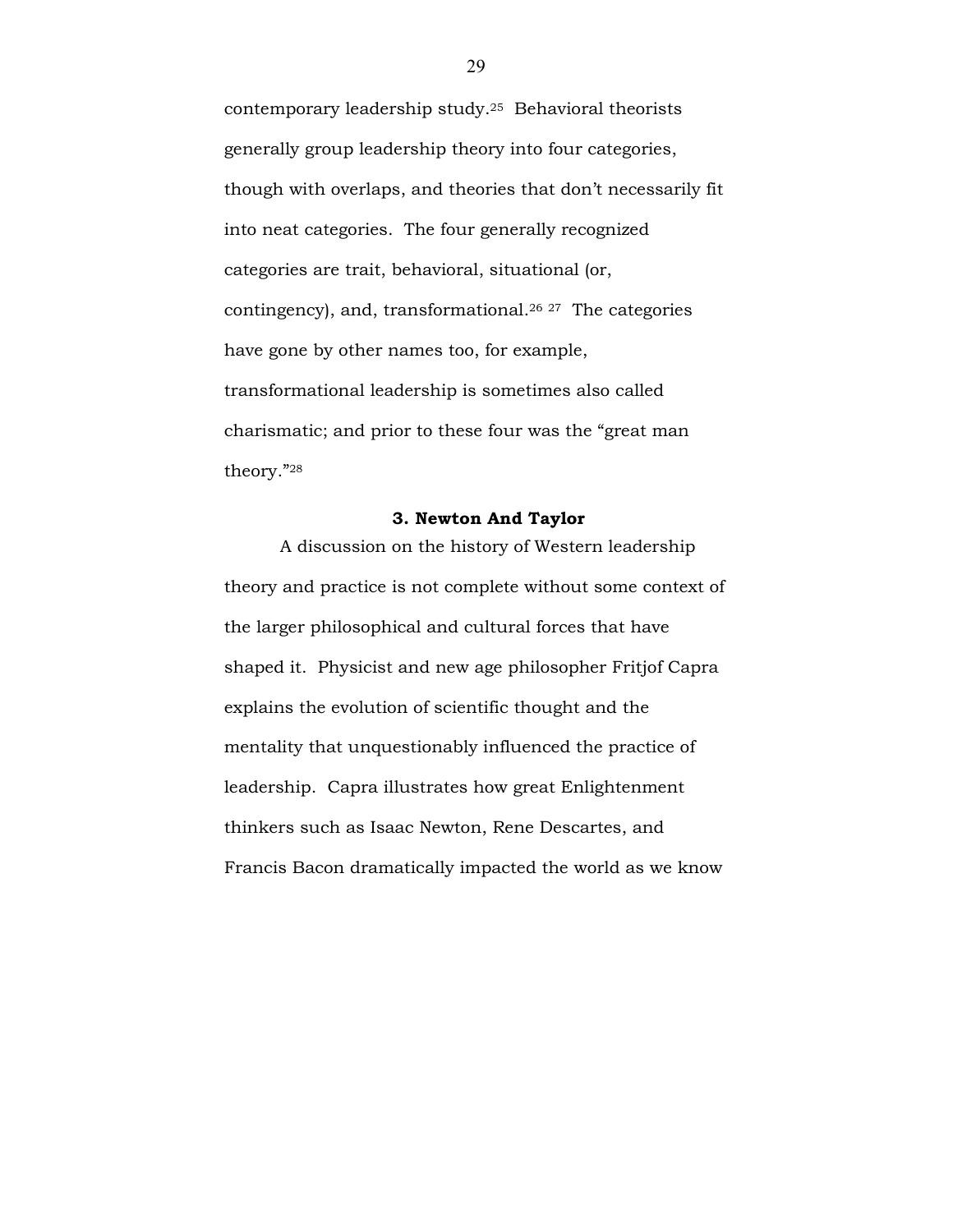contemporary leadership study.[25] Behavioral theorists generally group leadership theory into four categories, though with overlaps, and theories that don't necessarily fit into neat categories. The four generally recognized categories are trait, behavioral, situational (or, contingency), and, transformational.[26] [27] The categories have gone by other names too, for example, transformational leadership is sometimes also called charismatic; and prior to these four was the "great man theory."[28]

### 3. Newton And Taylor

A discussion on the history of Western leadership theory and practice is not complete without some context of the larger philosophical and cultural forces that have shaped it. Physicist and new age philosopher Fritjof Capra explains the evolution of scientific thought and the mentality that unquestionably influenced the practice of leadership. Capra illustrates how great Enlightenment thinkers such as Isaac Newton, Rene Descartes, and Francis Bacon dramatically impacted the world as we know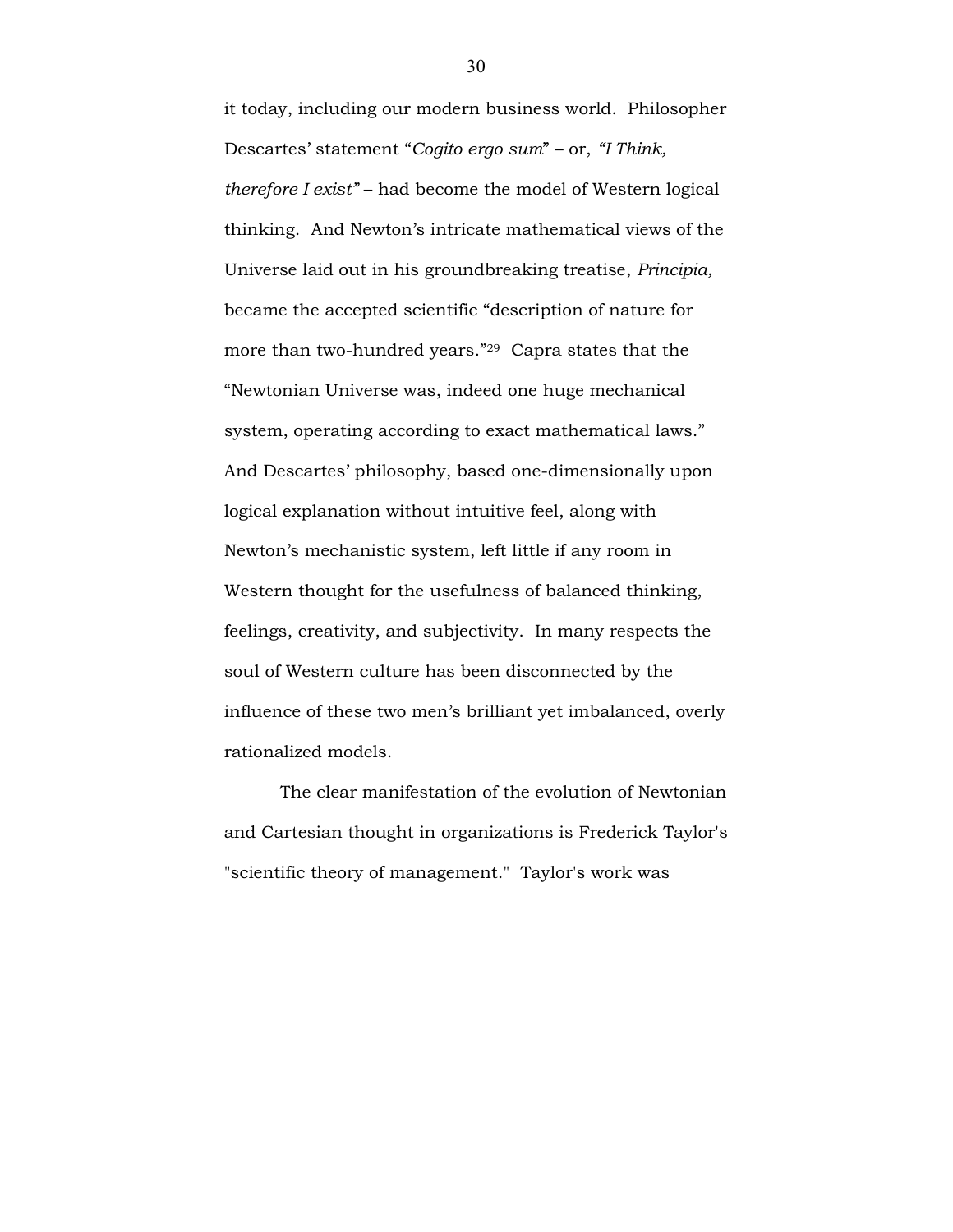it today, including our modern business world. Philosopher Descartes' statement "*Cogito ergo sum*" – or, *"I Think, therefore I exist"* – had become the model of Western logical thinking. And Newton's intricate mathematical views of the Universe laid out in his groundbreaking treatise, *Principia,* became the accepted scientific "description of nature for more than two-hundred years."[29] Capra states that the "Newtonian Universe was, indeed one huge mechanical system, operating according to exact mathematical laws." And Descartes' philosophy, based one-dimensionally upon logical explanation without intuitive feel, along with Newton's mechanistic system, left little if any room in Western thought for the usefulness of balanced thinking, feelings, creativity, and subjectivity. In many respects the soul of Western culture has been disconnected by the influence of these two men's brilliant yet imbalanced, overly rationalized models.

The clear manifestation of the evolution of Newtonian and Cartesian thought in organizations is Frederick Taylor's "scientific theory of management." Taylor's work was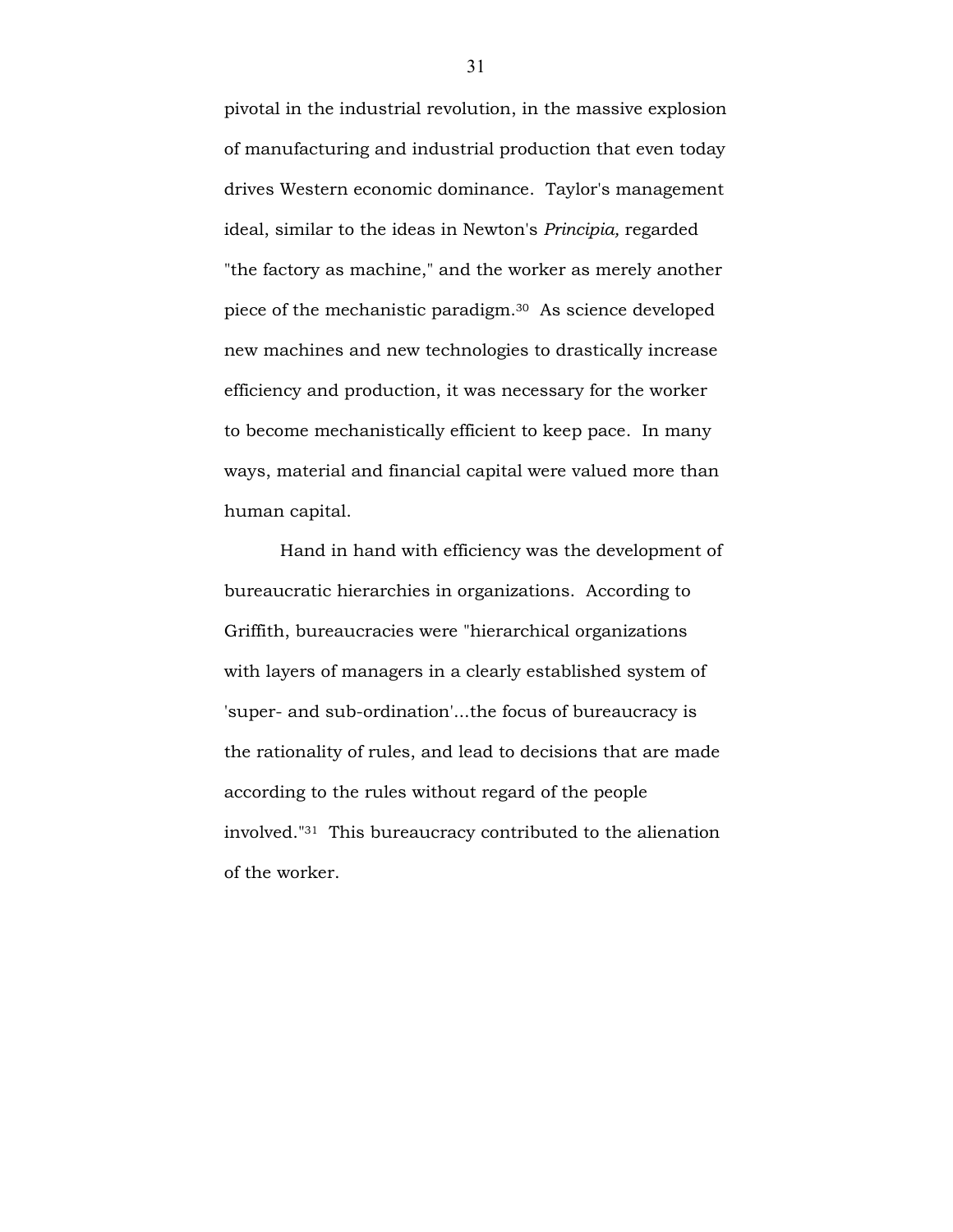pivotal in the industrial revolution, in the massive explosion of manufacturing and industrial production that even today drives Western economic dominance. Taylor's management ideal, similar to the ideas in Newton's *Principia,* regarded "the factory as machine," and the worker as merely another piece of the mechanistic paradigm.[30] As science developed new machines and new technologies to drastically increase efficiency and production, it was necessary for the worker to become mechanistically efficient to keep pace. In many ways, material and financial capital were valued more than human capital.

Hand in hand with efficiency was the development of bureaucratic hierarchies in organizations. According to Griffith, bureaucracies were "hierarchical organizations with layers of managers in a clearly established system of 'super- and sub-ordination'...the focus of bureaucracy is the rationality of rules, and lead to decisions that are made according to the rules without regard of the people involved."[31] This bureaucracy contributed to the alienation of the worker.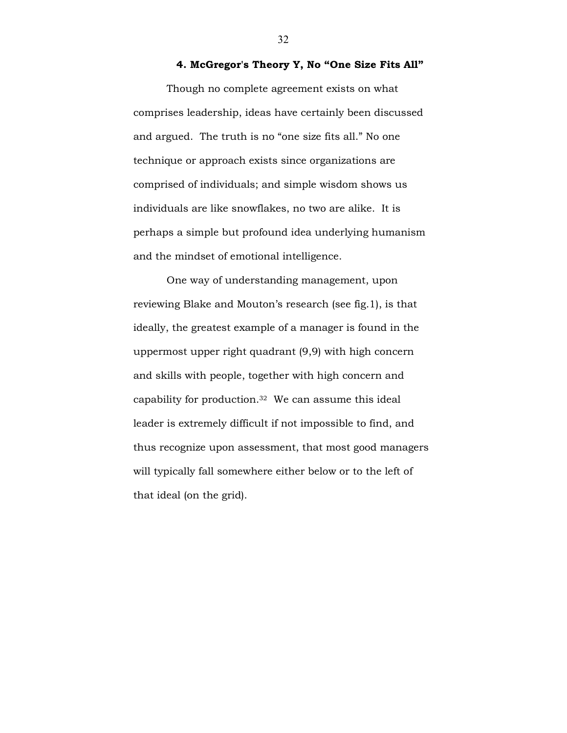### 4. McGregor's Theory Y, No "One Size Fits All"

Though no complete agreement exists on what comprises leadership, ideas have certainly been discussed and argued. The truth is no "one size fits all." No one technique or approach exists since organizations are comprised of individuals; and simple wisdom shows us individuals are like snowflakes, no two are alike. It is perhaps a simple but profound idea underlying humanism and the mindset of emotional intelligence.

One way of understanding management, upon reviewing Blake and Mouton's research (see fig.1), is that ideally, the greatest example of a manager is found in the uppermost upper right quadrant (9,9) with high concern and skills with people, together with high concern and capability for production.[32] We can assume this ideal leader is extremely difficult if not impossible to find, and thus recognize upon assessment, that most good managers will typically fall somewhere either below or to the left of that ideal (on the grid).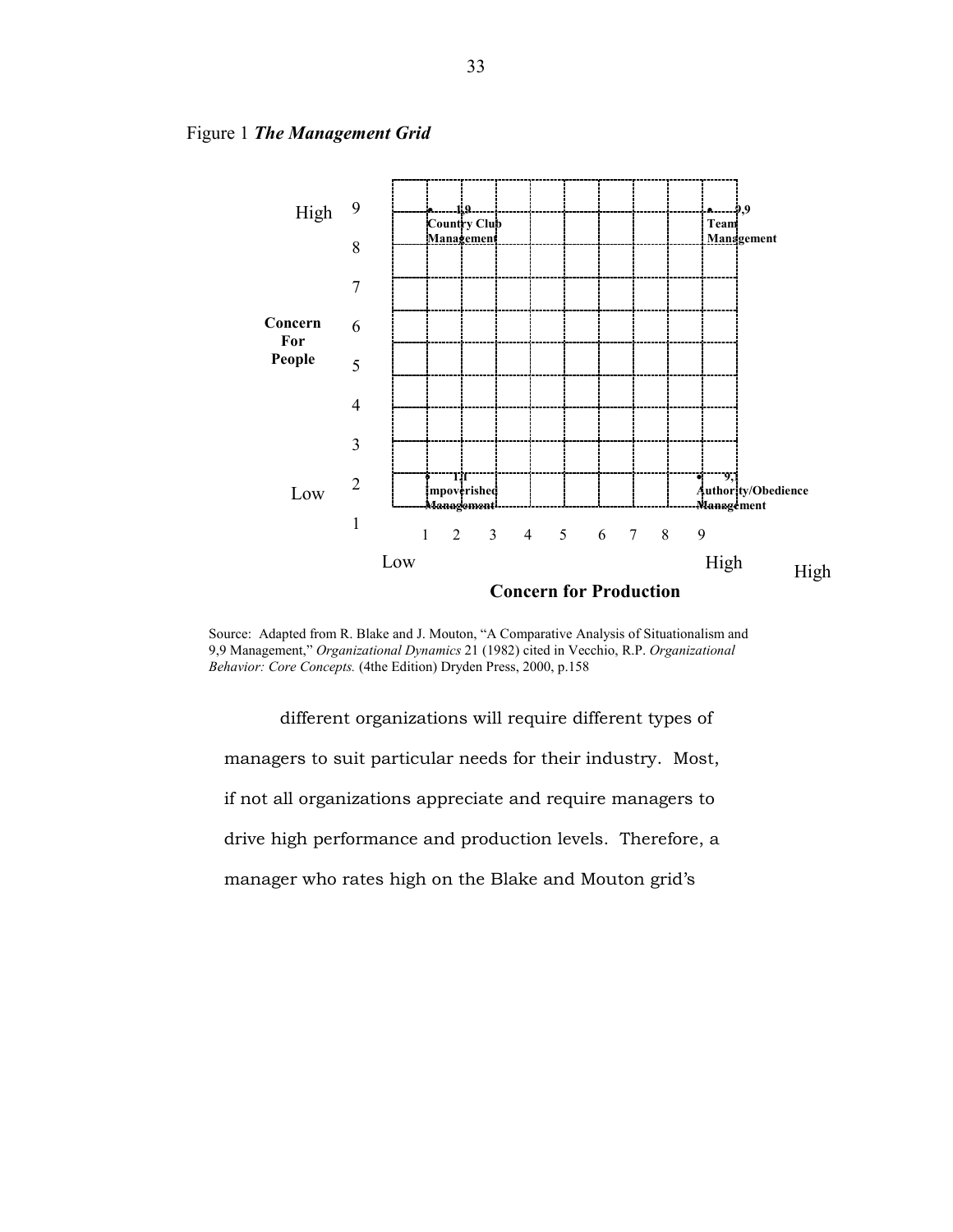Figure 1 ***The Management Grid***

| | | 1 | 2 | 3 | 4 | 5 | 6 | 7 | 8 | 9 |
|---|---|---|---|---|---|---|---|---|---|---|
| High | 9 | 1,9 Country Club Management | | | | | | | | 9,9 Team Management |
| | 8 | | | | | | | | | |
| | 7 | | | | | | | | | |
| **Concern For People** | 6 | | | | | | | | | |
| | 5 | | | | | | | | | |
| | 4 | | | | | | | | | |
| | 3 | | | | | | | | | |
| Low | 2 | 1,1 Impoverished Management | | | | | | | | 9,1 Authority/Obedience Management |
| | 1 | | | | | | | | | |

Low — High — High

**Concern for Production**

Source: Adapted from R. Blake and J. Mouton, "A Comparative Analysis of Situationalism and 9,9 Management," *Organizational Dynamics* 21 (1982) cited in Vecchio, R.P. *Organizational Behavior: Core Concepts.* (4the Edition) Dryden Press, 2000, p.158

different organizations will require different types of managers to suit particular needs for their industry. Most, if not all organizations appreciate and require managers to drive high performance and production levels. Therefore, a manager who rates high on the Blake and Mouton grid's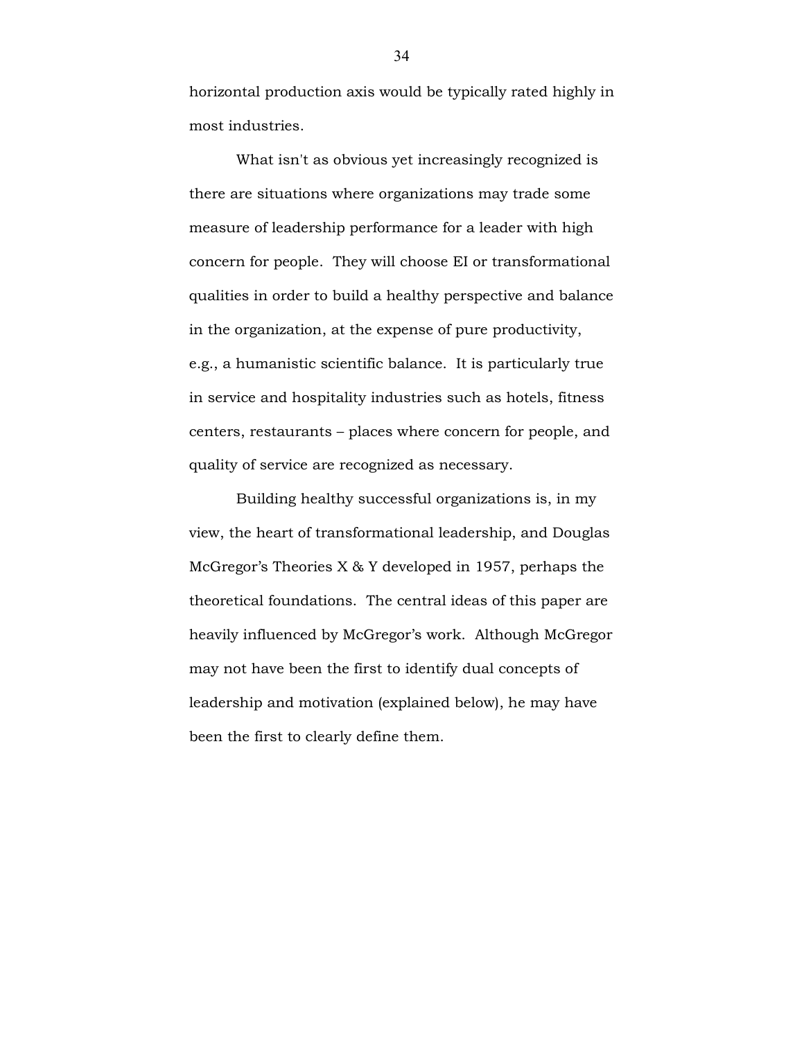horizontal production axis would be typically rated highly in most industries.

What isn't as obvious yet increasingly recognized is there are situations where organizations may trade some measure of leadership performance for a leader with high concern for people. They will choose EI or transformational qualities in order to build a healthy perspective and balance in the organization, at the expense of pure productivity, e.g., a humanistic scientific balance. It is particularly true in service and hospitality industries such as hotels, fitness centers, restaurants – places where concern for people, and quality of service are recognized as necessary.

Building healthy successful organizations is, in my view, the heart of transformational leadership, and Douglas McGregor's Theories X & Y developed in 1957, perhaps the theoretical foundations. The central ideas of this paper are heavily influenced by McGregor's work. Although McGregor may not have been the first to identify dual concepts of leadership and motivation (explained below), he may have been the first to clearly define them.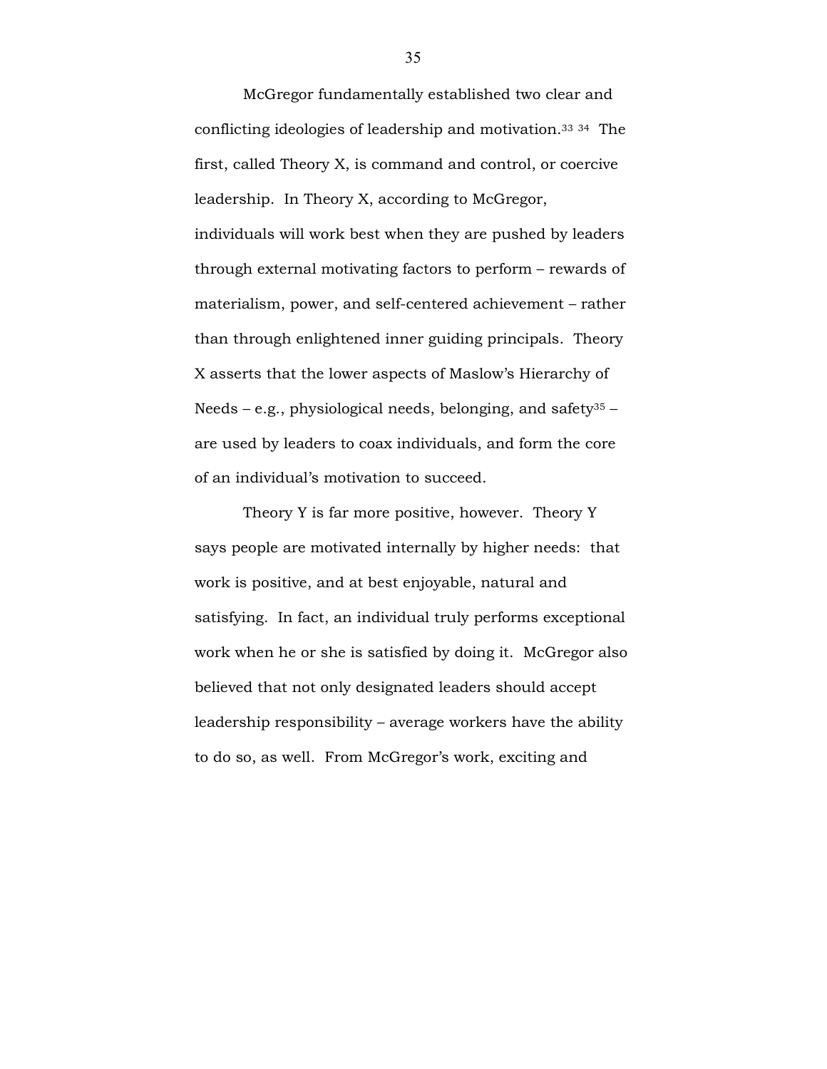McGregor fundamentally established two clear and conflicting ideologies of leadership and motivation.[33] [34] The first, called Theory X, is command and control, or coercive leadership. In Theory X, according to McGregor, individuals will work best when they are pushed by leaders through external motivating factors to perform – rewards of materialism, power, and self-centered achievement – rather than through enlightened inner guiding principals. Theory X asserts that the lower aspects of Maslow's Hierarchy of Needs – e.g., physiological needs, belonging, and safety[35] – are used by leaders to coax individuals, and form the core of an individual's motivation to succeed.

Theory Y is far more positive, however. Theory Y says people are motivated internally by higher needs: that work is positive, and at best enjoyable, natural and satisfying. In fact, an individual truly performs exceptional work when he or she is satisfied by doing it. McGregor also believed that not only designated leaders should accept leadership responsibility – average workers have the ability to do so, as well. From McGregor's work, exciting and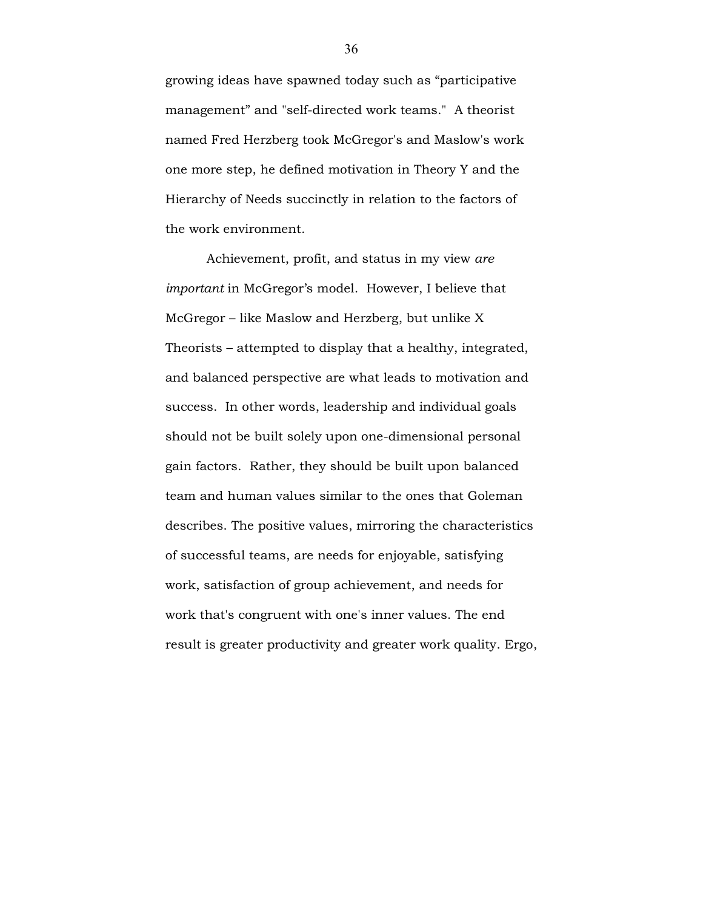growing ideas have spawned today such as “participative management” and "self-directed work teams." A theorist named Fred Herzberg took McGregor's and Maslow's work one more step, he defined motivation in Theory Y and the Hierarchy of Needs succinctly in relation to the factors of the work environment.

Achievement, profit, and status in my view *are important* in McGregor’s model. However, I believe that McGregor – like Maslow and Herzberg, but unlike X Theorists – attempted to display that a healthy, integrated, and balanced perspective are what leads to motivation and success. In other words, leadership and individual goals should not be built solely upon one-dimensional personal gain factors. Rather, they should be built upon balanced team and human values similar to the ones that Goleman describes. The positive values, mirroring the characteristics of successful teams, are needs for enjoyable, satisfying work, satisfaction of group achievement, and needs for work that's congruent with one's inner values. The end result is greater productivity and greater work quality. Ergo,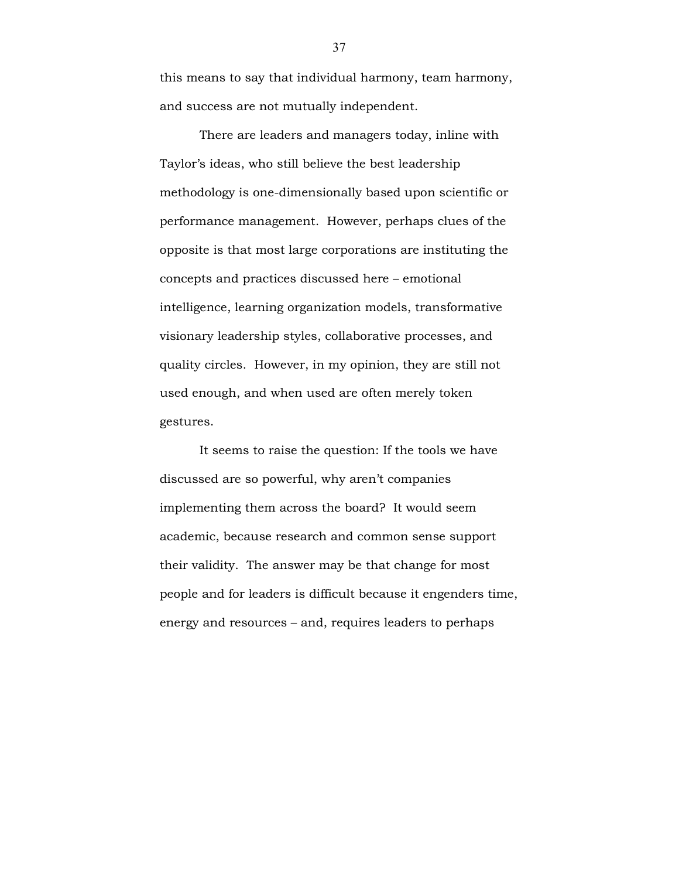this means to say that individual harmony, team harmony, and success are not mutually independent.

There are leaders and managers today, inline with Taylor's ideas, who still believe the best leadership methodology is one-dimensionally based upon scientific or performance management. However, perhaps clues of the opposite is that most large corporations are instituting the concepts and practices discussed here – emotional intelligence, learning organization models, transformative visionary leadership styles, collaborative processes, and quality circles. However, in my opinion, they are still not used enough, and when used are often merely token gestures.

It seems to raise the question: If the tools we have discussed are so powerful, why aren't companies implementing them across the board? It would seem academic, because research and common sense support their validity. The answer may be that change for most people and for leaders is difficult because it engenders time, energy and resources – and, requires leaders to perhaps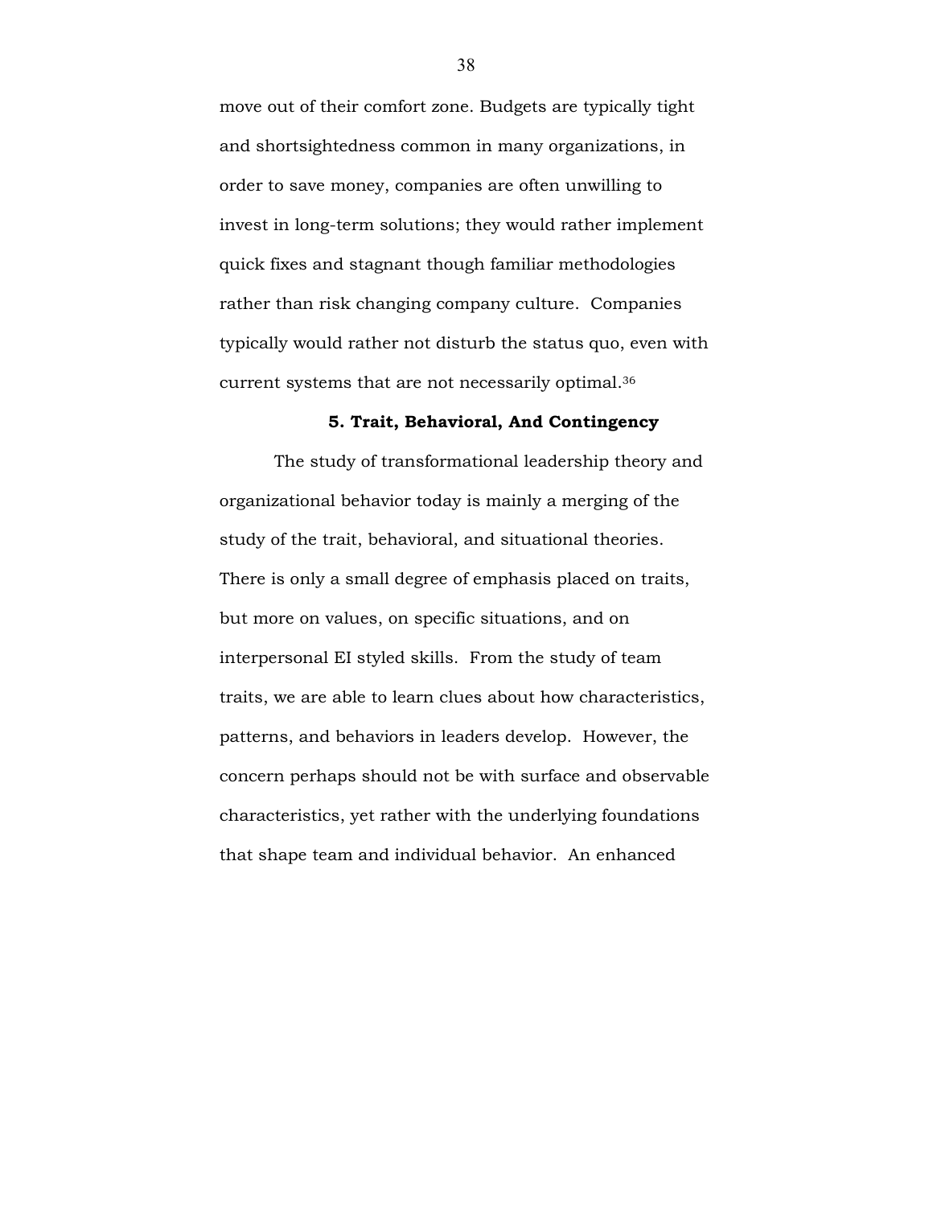move out of their comfort zone. Budgets are typically tight and shortsightedness common in many organizations, in order to save money, companies are often unwilling to invest in long-term solutions; they would rather implement quick fixes and stagnant though familiar methodologies rather than risk changing company culture. Companies typically would rather not disturb the status quo, even with current systems that are not necessarily optimal.[36]

### 5. Trait, Behavioral, And Contingency

The study of transformational leadership theory and organizational behavior today is mainly a merging of the study of the trait, behavioral, and situational theories. There is only a small degree of emphasis placed on traits, but more on values, on specific situations, and on interpersonal EI styled skills. From the study of team traits, we are able to learn clues about how characteristics, patterns, and behaviors in leaders develop. However, the concern perhaps should not be with surface and observable characteristics, yet rather with the underlying foundations that shape team and individual behavior. An enhanced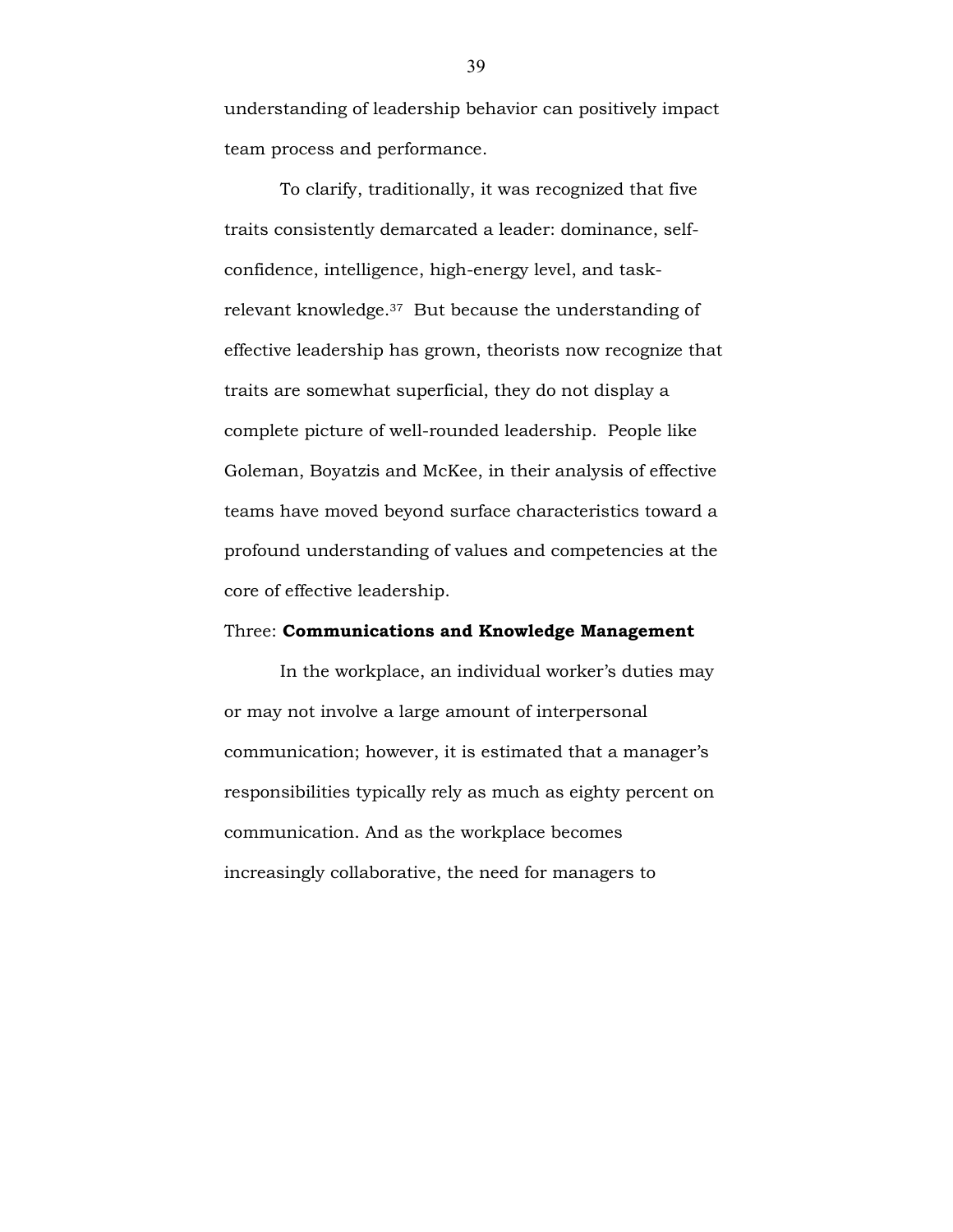understanding of leadership behavior can positively impact team process and performance.

To clarify, traditionally, it was recognized that five traits consistently demarcated a leader: dominance, self-confidence, intelligence, high-energy level, and task-relevant knowledge.[37] But because the understanding of effective leadership has grown, theorists now recognize that traits are somewhat superficial, they do not display a complete picture of well-rounded leadership. People like Goleman, Boyatzis and McKee, in their analysis of effective teams have moved beyond surface characteristics toward a profound understanding of values and competencies at the core of effective leadership.

Three: **Communications and Knowledge Management**

In the workplace, an individual worker's duties may or may not involve a large amount of interpersonal communication; however, it is estimated that a manager's responsibilities typically rely as much as eighty percent on communication. And as the workplace becomes increasingly collaborative, the need for managers to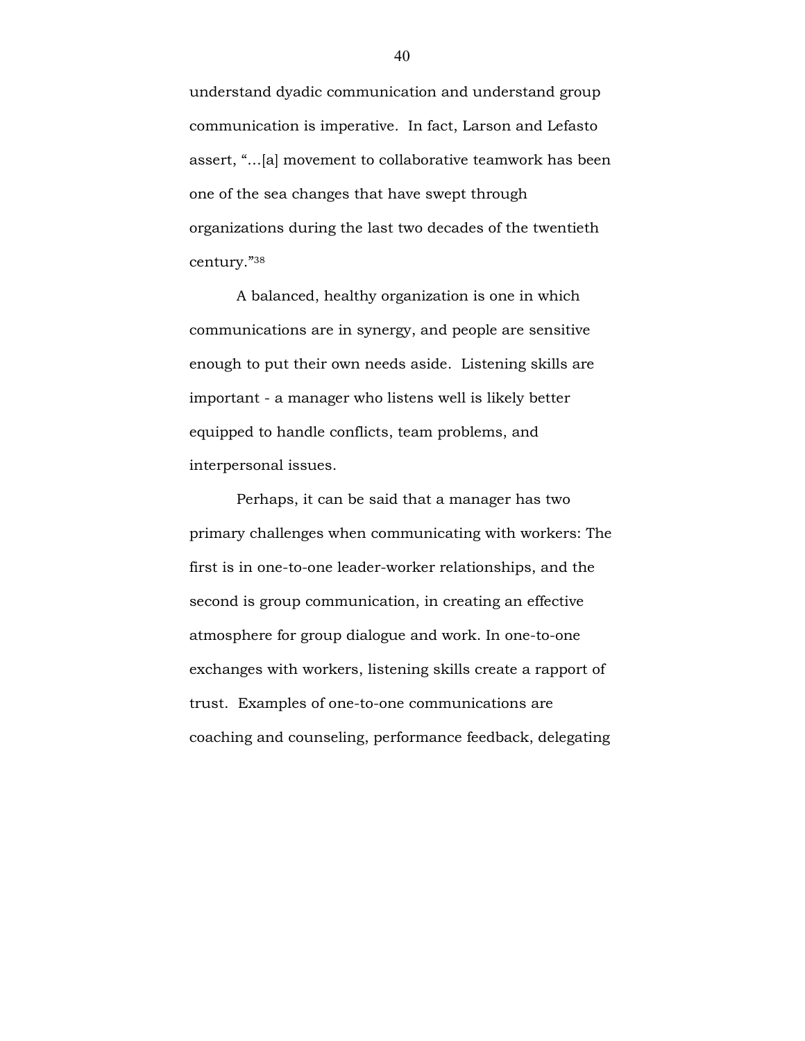understand dyadic communication and understand group communication is imperative. In fact, Larson and Lefasto assert, "…[a] movement to collaborative teamwork has been one of the sea changes that have swept through organizations during the last two decades of the twentieth century."[38]

A balanced, healthy organization is one in which communications are in synergy, and people are sensitive enough to put their own needs aside. Listening skills are important - a manager who listens well is likely better equipped to handle conflicts, team problems, and interpersonal issues.

Perhaps, it can be said that a manager has two primary challenges when communicating with workers: The first is in one-to-one leader-worker relationships, and the second is group communication, in creating an effective atmosphere for group dialogue and work. In one-to-one exchanges with workers, listening skills create a rapport of trust. Examples of one-to-one communications are coaching and counseling, performance feedback, delegating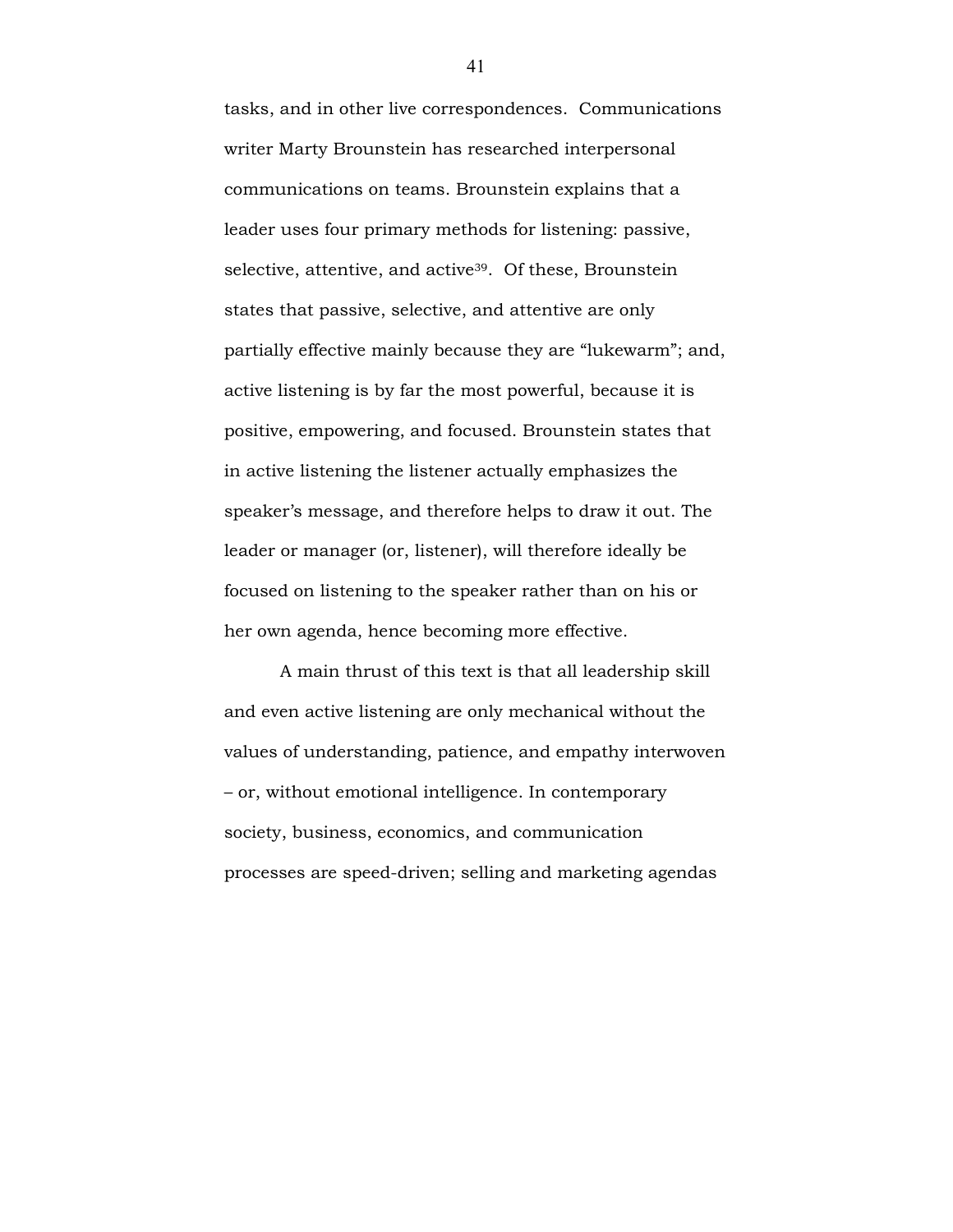tasks, and in other live correspondences. Communications writer Marty Brounstein has researched interpersonal communications on teams. Brounstein explains that a leader uses four primary methods for listening: passive, selective, attentive, and active[39]. Of these, Brounstein states that passive, selective, and attentive are only partially effective mainly because they are "lukewarm"; and, active listening is by far the most powerful, because it is positive, empowering, and focused. Brounstein states that in active listening the listener actually emphasizes the speaker's message, and therefore helps to draw it out. The leader or manager (or, listener), will therefore ideally be focused on listening to the speaker rather than on his or her own agenda, hence becoming more effective.

A main thrust of this text is that all leadership skill and even active listening are only mechanical without the values of understanding, patience, and empathy interwoven – or, without emotional intelligence. In contemporary society, business, economics, and communication processes are speed-driven; selling and marketing agendas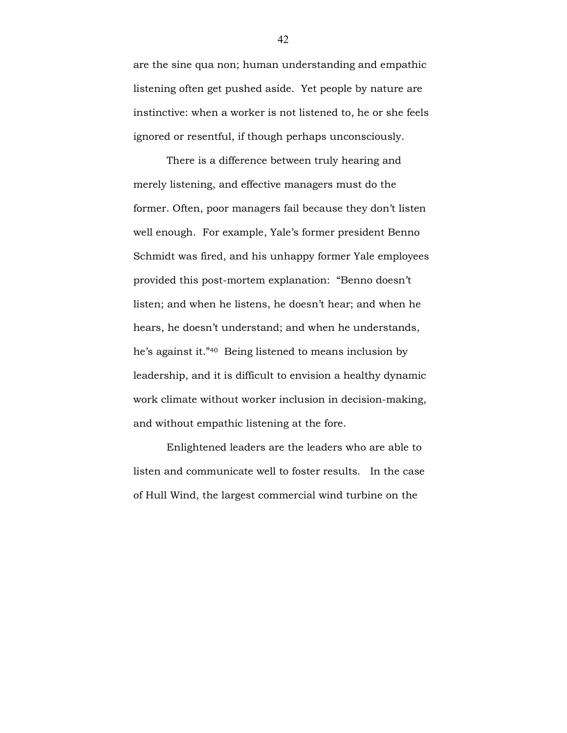are the sine qua non; human understanding and empathic listening often get pushed aside. Yet people by nature are instinctive: when a worker is not listened to, he or she feels ignored or resentful, if though perhaps unconsciously.

There is a difference between truly hearing and merely listening, and effective managers must do the former. Often, poor managers fail because they don't listen well enough. For example, Yale's former president Benno Schmidt was fired, and his unhappy former Yale employees provided this post-mortem explanation: "Benno doesn't listen; and when he listens, he doesn't hear; and when he hears, he doesn't understand; and when he understands, he's against it."[40] Being listened to means inclusion by leadership, and it is difficult to envision a healthy dynamic work climate without worker inclusion in decision-making, and without empathic listening at the fore.

Enlightened leaders are the leaders who are able to listen and communicate well to foster results. In the case of Hull Wind, the largest commercial wind turbine on the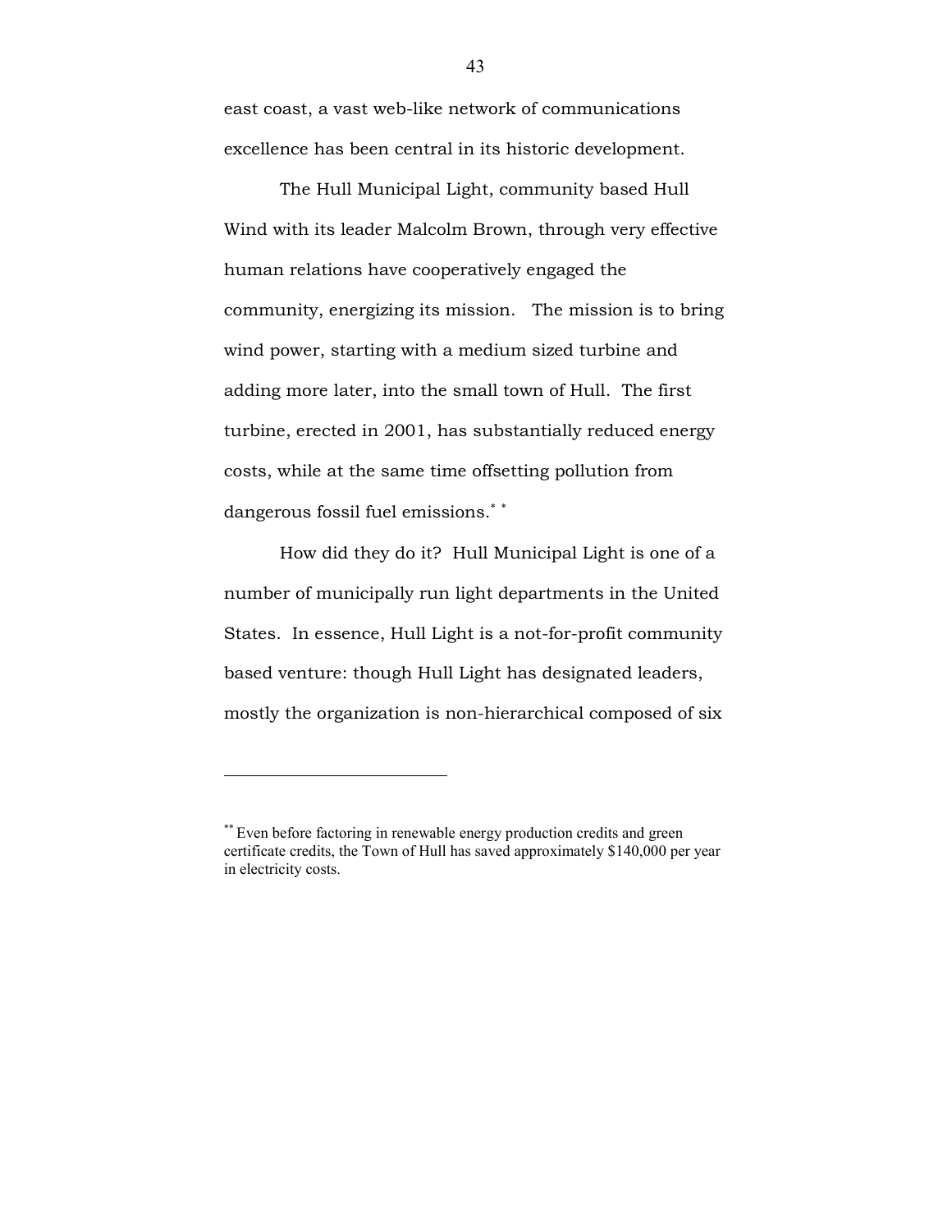east coast, a vast web-like network of communications excellence has been central in its historic development.

The Hull Municipal Light, community based Hull Wind with its leader Malcolm Brown, through very effective human relations have cooperatively engaged the community, energizing its mission. The mission is to bring wind power, starting with a medium sized turbine and adding more later, into the small town of Hull. The first turbine, erected in 2001, has substantially reduced energy costs, while at the same time offsetting pollution from dangerous fossil fuel emissions.[* *]

How did they do it? Hull Municipal Light is one of a number of municipally run light departments in the United States. In essence, Hull Light is a not-for-profit community based venture: though Hull Light has designated leaders, mostly the organization is non-hierarchical composed of six

---

[**] Even before factoring in renewable energy production credits and green certificate credits, the Town of Hull has saved approximately $140,000 per year in electricity costs.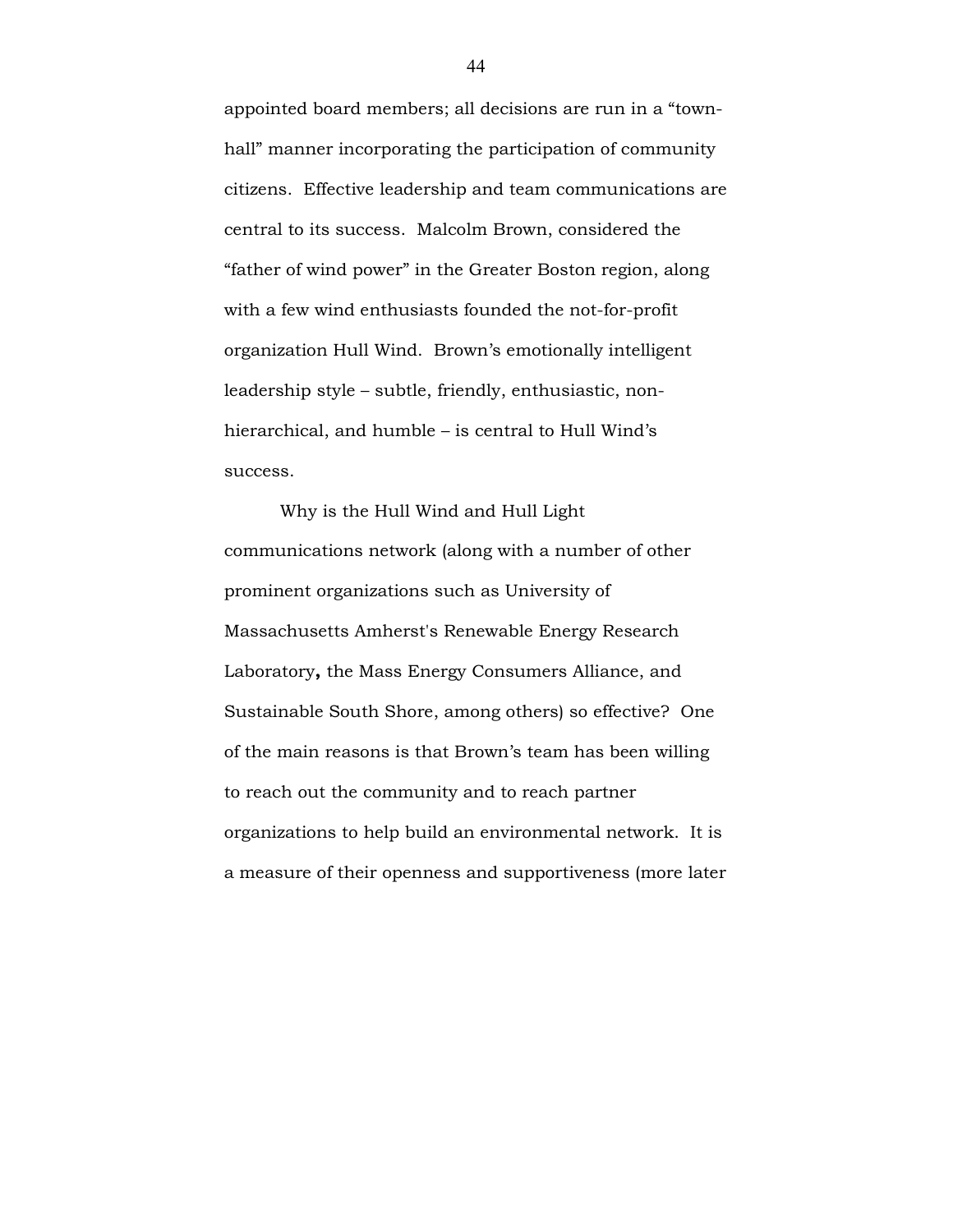appointed board members; all decisions are run in a “town-hall” manner incorporating the participation of community citizens. Effective leadership and team communications are central to its success. Malcolm Brown, considered the “father of wind power” in the Greater Boston region, along with a few wind enthusiasts founded the not-for-profit organization Hull Wind. Brown’s emotionally intelligent leadership style – subtle, friendly, enthusiastic, non-hierarchical, and humble – is central to Hull Wind’s success.

Why is the Hull Wind and Hull Light communications network (along with a number of other prominent organizations such as University of Massachusetts Amherst's Renewable Energy Research Laboratory**,** the Mass Energy Consumers Alliance, and Sustainable South Shore, among others) so effective? One of the main reasons is that Brown’s team has been willing to reach out the community and to reach partner organizations to help build an environmental network. It is a measure of their openness and supportiveness (more later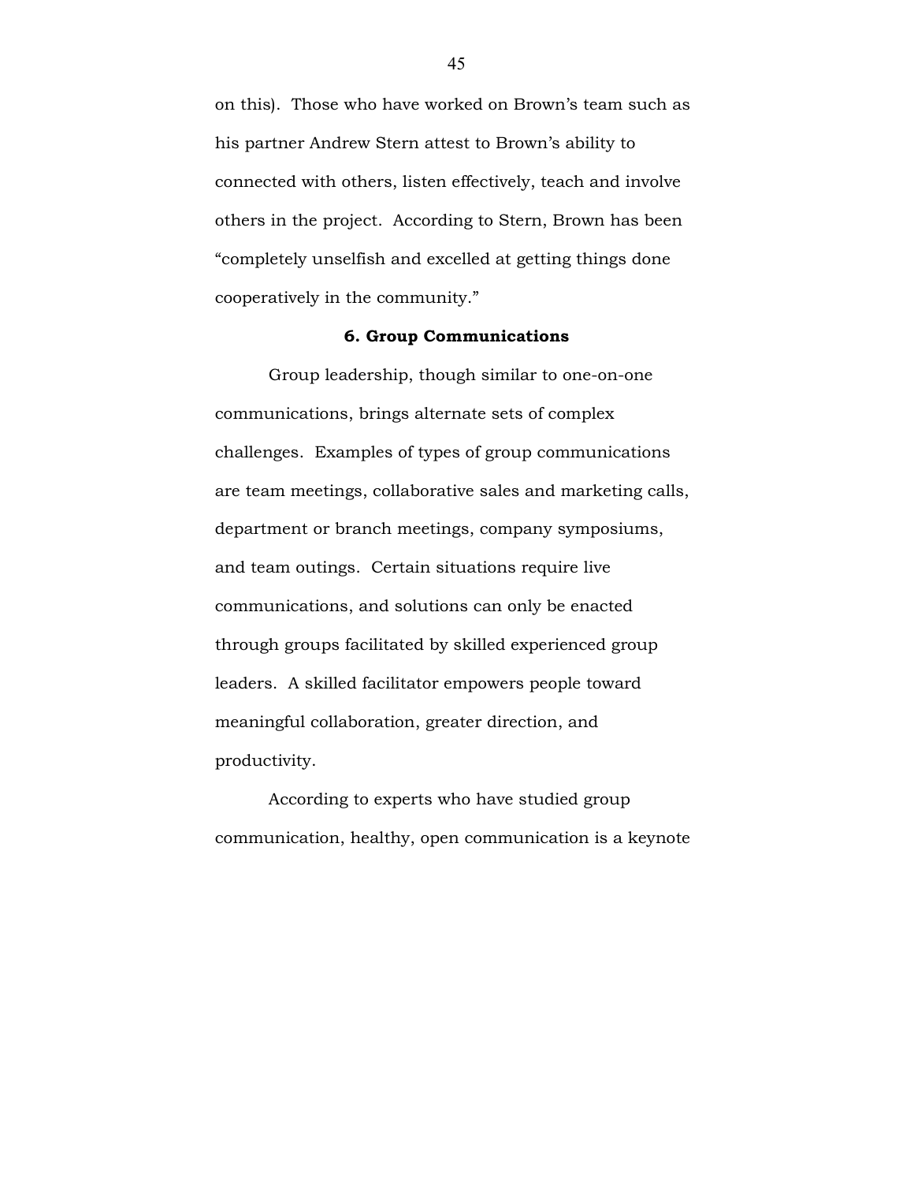on this). Those who have worked on Brown's team such as his partner Andrew Stern attest to Brown's ability to connected with others, listen effectively, teach and involve others in the project. According to Stern, Brown has been "completely unselfish and excelled at getting things done cooperatively in the community."

### 6. Group Communications

Group leadership, though similar to one-on-one communications, brings alternate sets of complex challenges. Examples of types of group communications are team meetings, collaborative sales and marketing calls, department or branch meetings, company symposiums, and team outings. Certain situations require live communications, and solutions can only be enacted through groups facilitated by skilled experienced group leaders. A skilled facilitator empowers people toward meaningful collaboration, greater direction, and productivity.

According to experts who have studied group communication, healthy, open communication is a keynote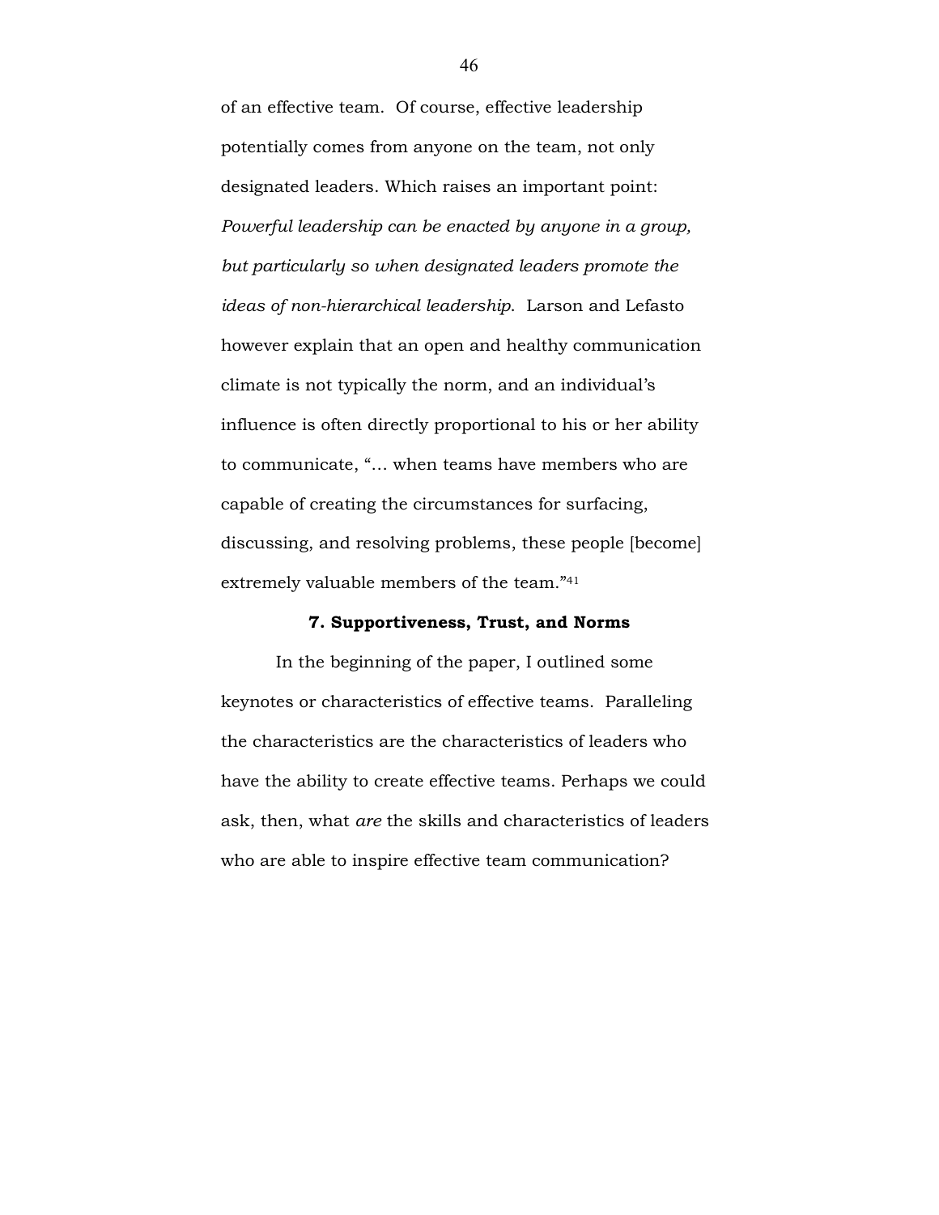of an effective team. Of course, effective leadership potentially comes from anyone on the team, not only designated leaders. Which raises an important point: *Powerful leadership can be enacted by anyone in a group, but particularly so when designated leaders promote the ideas of non-hierarchical leadership*. Larson and Lefasto however explain that an open and healthy communication climate is not typically the norm, and an individual's influence is often directly proportional to his or her ability to communicate, "… when teams have members who are capable of creating the circumstances for surfacing, discussing, and resolving problems, these people [become] extremely valuable members of the team."[41]

### 7. Supportiveness, Trust, and Norms

In the beginning of the paper, I outlined some keynotes or characteristics of effective teams. Paralleling the characteristics are the characteristics of leaders who have the ability to create effective teams. Perhaps we could ask, then, what *are* the skills and characteristics of leaders who are able to inspire effective team communication?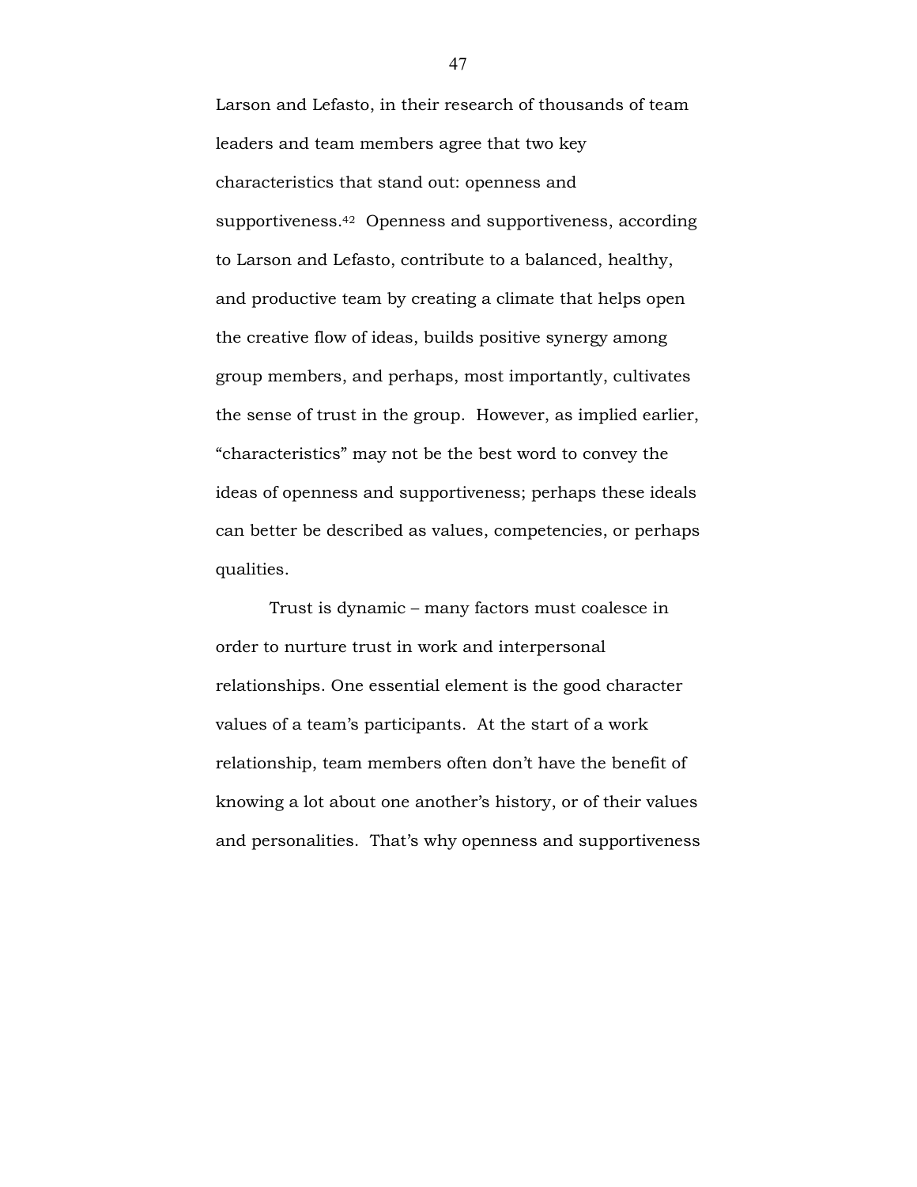Larson and Lefasto, in their research of thousands of team leaders and team members agree that two key characteristics that stand out: openness and supportiveness.[42] Openness and supportiveness, according to Larson and Lefasto, contribute to a balanced, healthy, and productive team by creating a climate that helps open the creative flow of ideas, builds positive synergy among group members, and perhaps, most importantly, cultivates the sense of trust in the group. However, as implied earlier, "characteristics" may not be the best word to convey the ideas of openness and supportiveness; perhaps these ideals can better be described as values, competencies, or perhaps qualities.

Trust is dynamic – many factors must coalesce in order to nurture trust in work and interpersonal relationships. One essential element is the good character values of a team's participants. At the start of a work relationship, team members often don't have the benefit of knowing a lot about one another's history, or of their values and personalities. That's why openness and supportiveness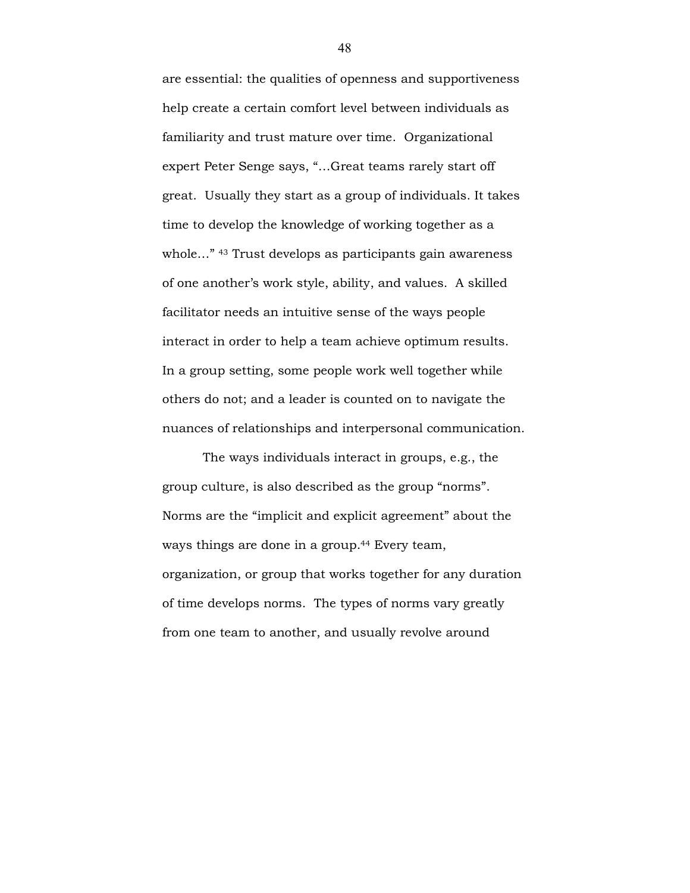are essential: the qualities of openness and supportiveness help create a certain comfort level between individuals as familiarity and trust mature over time. Organizational expert Peter Senge says, "…Great teams rarely start off great. Usually they start as a group of individuals. It takes time to develop the knowledge of working together as a whole…" [43] Trust develops as participants gain awareness of one another's work style, ability, and values. A skilled facilitator needs an intuitive sense of the ways people interact in order to help a team achieve optimum results. In a group setting, some people work well together while others do not; and a leader is counted on to navigate the nuances of relationships and interpersonal communication.

The ways individuals interact in groups, e.g., the group culture, is also described as the group "norms". Norms are the "implicit and explicit agreement" about the ways things are done in a group.[44] Every team, organization, or group that works together for any duration of time develops norms. The types of norms vary greatly from one team to another, and usually revolve around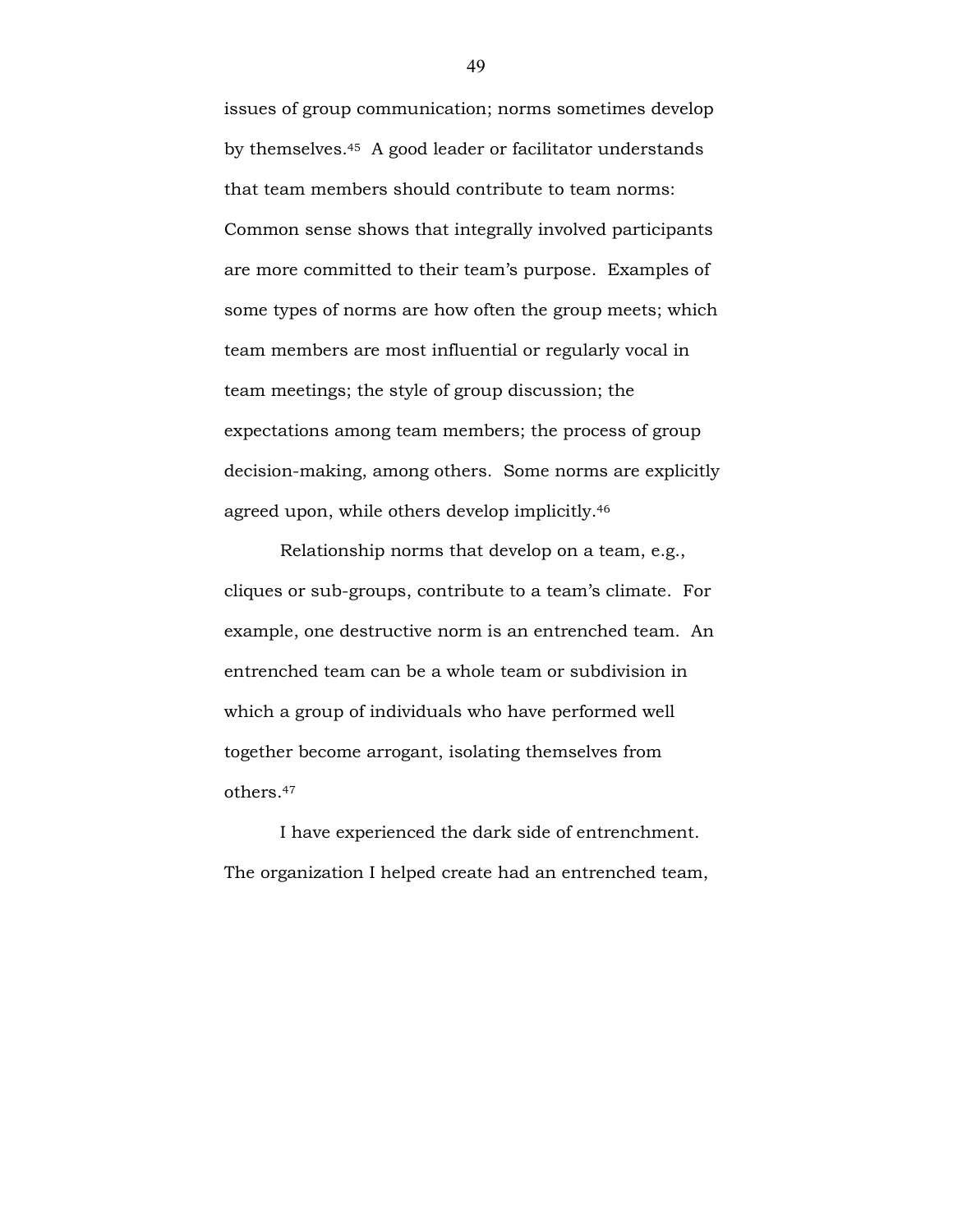issues of group communication; norms sometimes develop by themselves.[45] A good leader or facilitator understands that team members should contribute to team norms: Common sense shows that integrally involved participants are more committed to their team's purpose. Examples of some types of norms are how often the group meets; which team members are most influential or regularly vocal in team meetings; the style of group discussion; the expectations among team members; the process of group decision-making, among others. Some norms are explicitly agreed upon, while others develop implicitly.[46]

Relationship norms that develop on a team, e.g., cliques or sub-groups, contribute to a team's climate. For example, one destructive norm is an entrenched team. An entrenched team can be a whole team or subdivision in which a group of individuals who have performed well together become arrogant, isolating themselves from others.[47]

I have experienced the dark side of entrenchment. The organization I helped create had an entrenched team,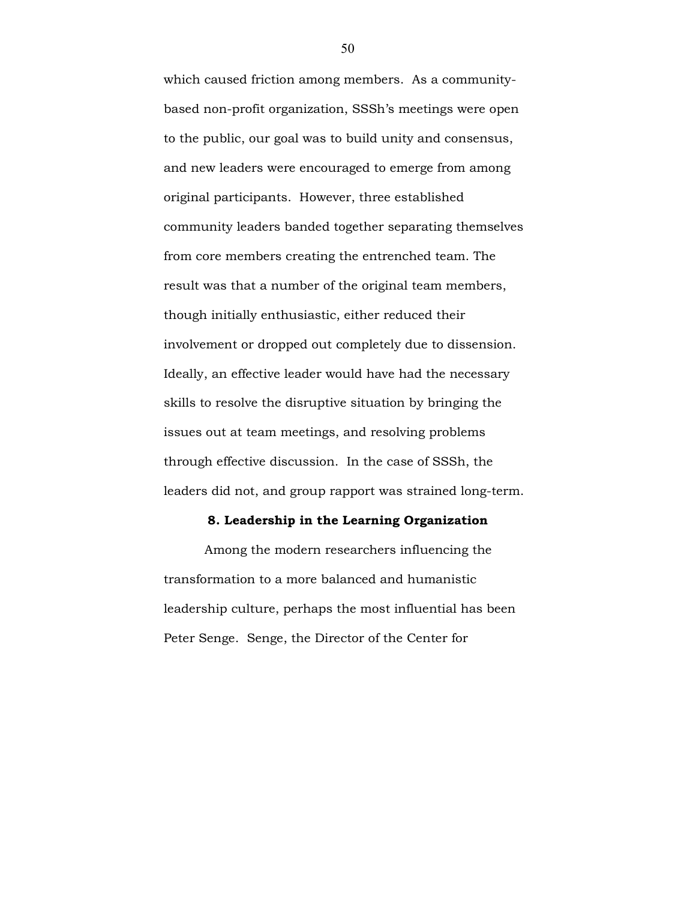which caused friction among members. As a community-based non-profit organization, SSSh's meetings were open to the public, our goal was to build unity and consensus, and new leaders were encouraged to emerge from among original participants. However, three established community leaders banded together separating themselves from core members creating the entrenched team. The result was that a number of the original team members, though initially enthusiastic, either reduced their involvement or dropped out completely due to dissension. Ideally, an effective leader would have had the necessary skills to resolve the disruptive situation by bringing the issues out at team meetings, and resolving problems through effective discussion. In the case of SSSh, the leaders did not, and group rapport was strained long-term.

### 8. Leadership in the Learning Organization

Among the modern researchers influencing the transformation to a more balanced and humanistic leadership culture, perhaps the most influential has been Peter Senge. Senge, the Director of the Center for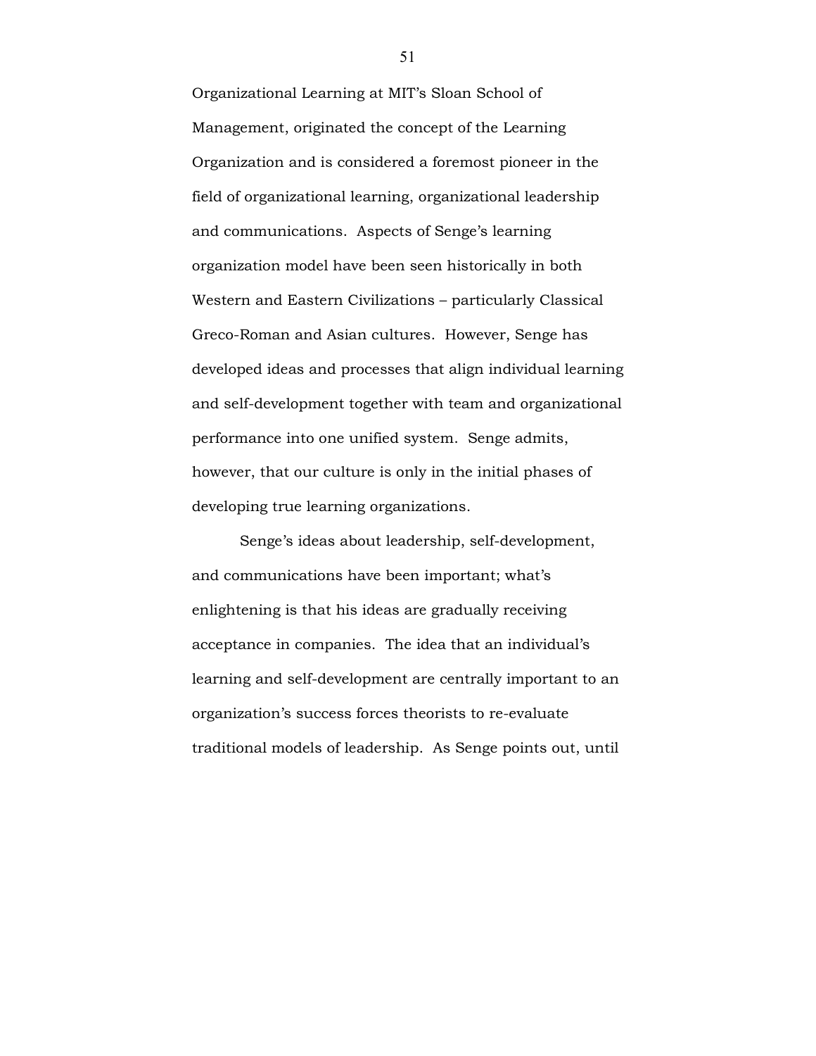Organizational Learning at MIT's Sloan School of Management, originated the concept of the Learning Organization and is considered a foremost pioneer in the field of organizational learning, organizational leadership and communications. Aspects of Senge's learning organization model have been seen historically in both Western and Eastern Civilizations – particularly Classical Greco-Roman and Asian cultures. However, Senge has developed ideas and processes that align individual learning and self-development together with team and organizational performance into one unified system. Senge admits, however, that our culture is only in the initial phases of developing true learning organizations.

Senge's ideas about leadership, self-development, and communications have been important; what's enlightening is that his ideas are gradually receiving acceptance in companies. The idea that an individual's learning and self-development are centrally important to an organization's success forces theorists to re-evaluate traditional models of leadership. As Senge points out, until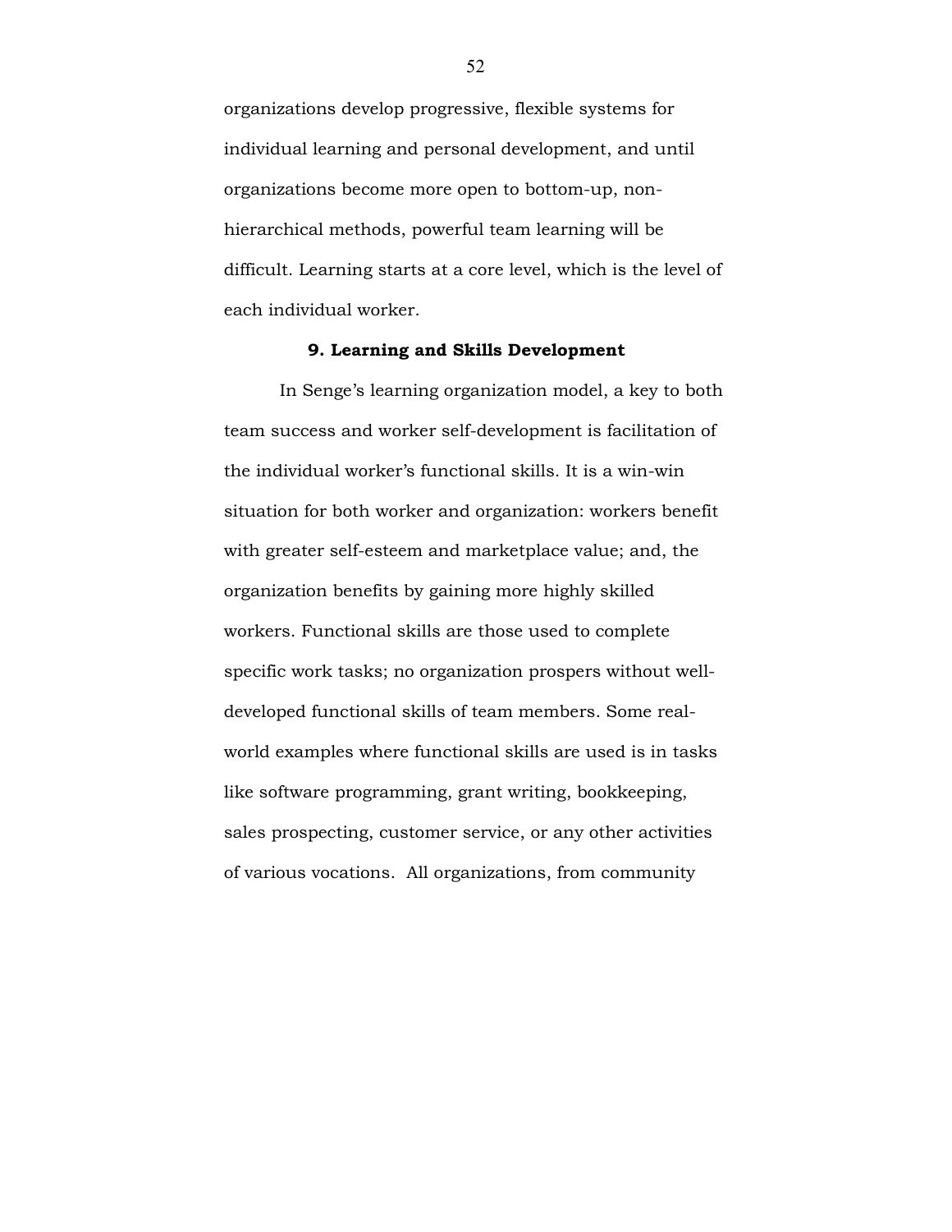organizations develop progressive, flexible systems for individual learning and personal development, and until organizations become more open to bottom-up, non-hierarchical methods, powerful team learning will be difficult. Learning starts at a core level, which is the level of each individual worker.

### 9. Learning and Skills Development

In Senge's learning organization model, a key to both team success and worker self-development is facilitation of the individual worker's functional skills. It is a win-win situation for both worker and organization: workers benefit with greater self-esteem and marketplace value; and, the organization benefits by gaining more highly skilled workers. Functional skills are those used to complete specific work tasks; no organization prospers without well-developed functional skills of team members. Some real-world examples where functional skills are used is in tasks like software programming, grant writing, bookkeeping, sales prospecting, customer service, or any other activities of various vocations. All organizations, from community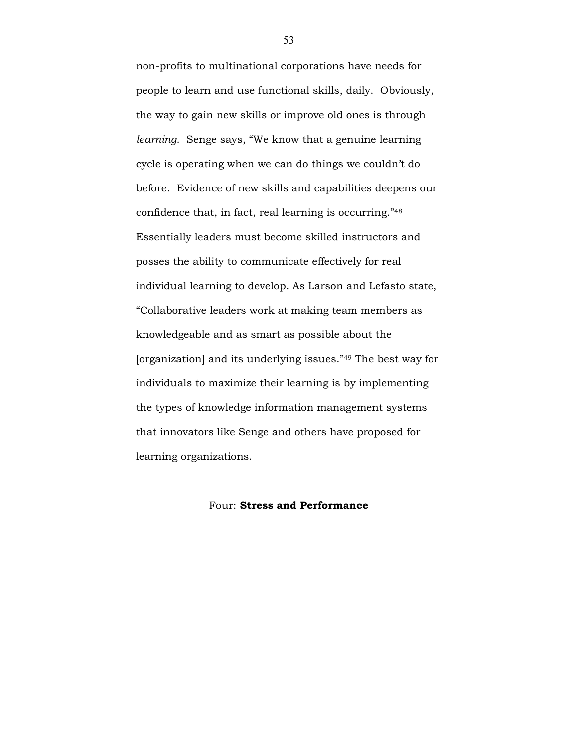non-profits to multinational corporations have needs for people to learn and use functional skills, daily. Obviously, the way to gain new skills or improve old ones is through *learning*. Senge says, "We know that a genuine learning cycle is operating when we can do things we couldn't do before. Evidence of new skills and capabilities deepens our confidence that, in fact, real learning is occurring."[48] Essentially leaders must become skilled instructors and posses the ability to communicate effectively for real individual learning to develop. As Larson and Lefasto state, "Collaborative leaders work at making team members as knowledgeable and as smart as possible about the [organization] and its underlying issues."[49] The best way for individuals to maximize their learning is by implementing the types of knowledge information management systems that innovators like Senge and others have proposed for learning organizations.

### Four: **Stress and Performance**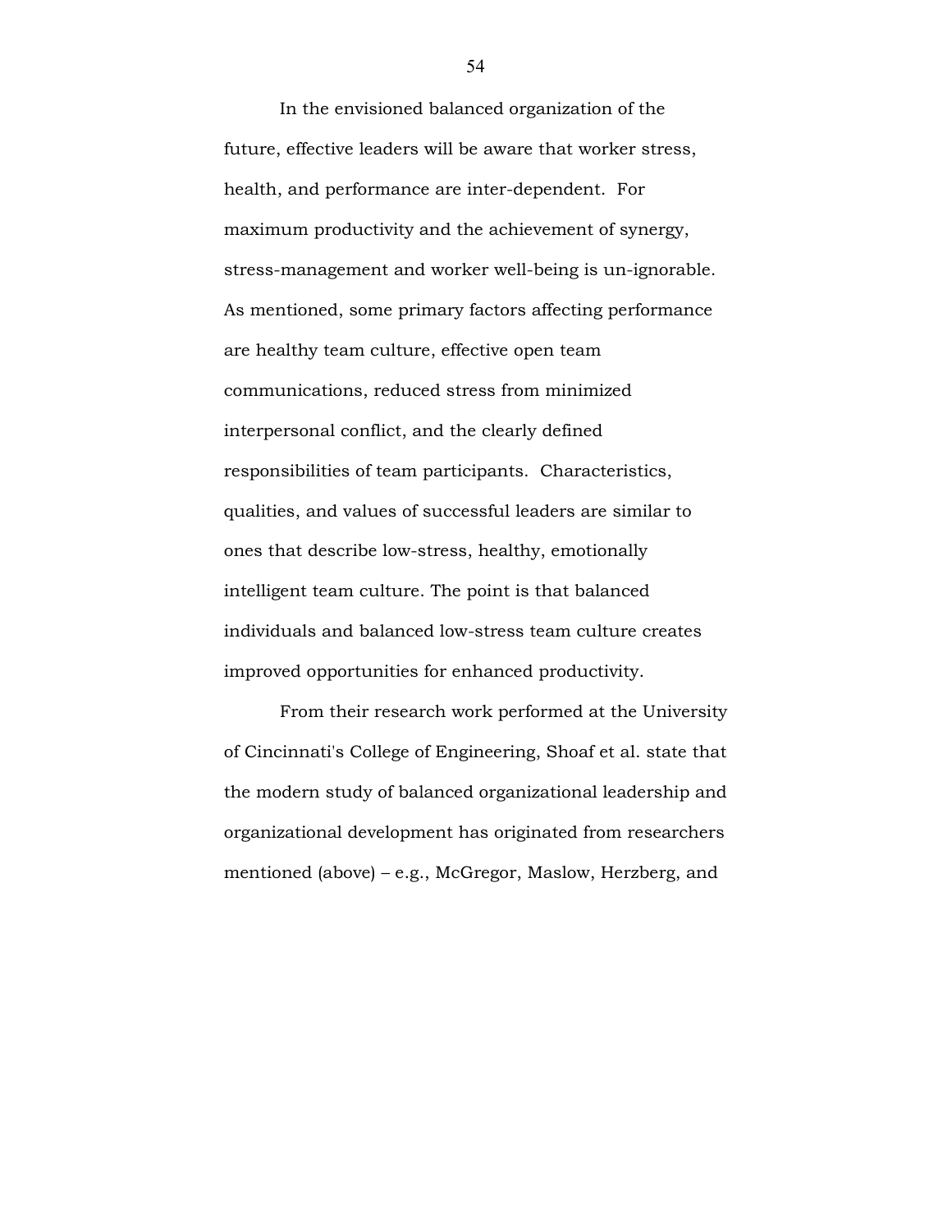In the envisioned balanced organization of the future, effective leaders will be aware that worker stress, health, and performance are inter-dependent.  For maximum productivity and the achievement of synergy, stress-management and worker well-being is un-ignorable. As mentioned, some primary factors affecting performance are healthy team culture, effective open team communications, reduced stress from minimized interpersonal conflict, and the clearly defined responsibilities of team participants.  Characteristics, qualities, and values of successful leaders are similar to ones that describe low-stress, healthy, emotionally intelligent team culture. The point is that balanced individuals and balanced low-stress team culture creates improved opportunities for enhanced productivity.

From their research work performed at the University of Cincinnati's College of Engineering, Shoaf et al. state that the modern study of balanced organizational leadership and organizational development has originated from researchers mentioned (above) – e.g., McGregor, Maslow, Herzberg, and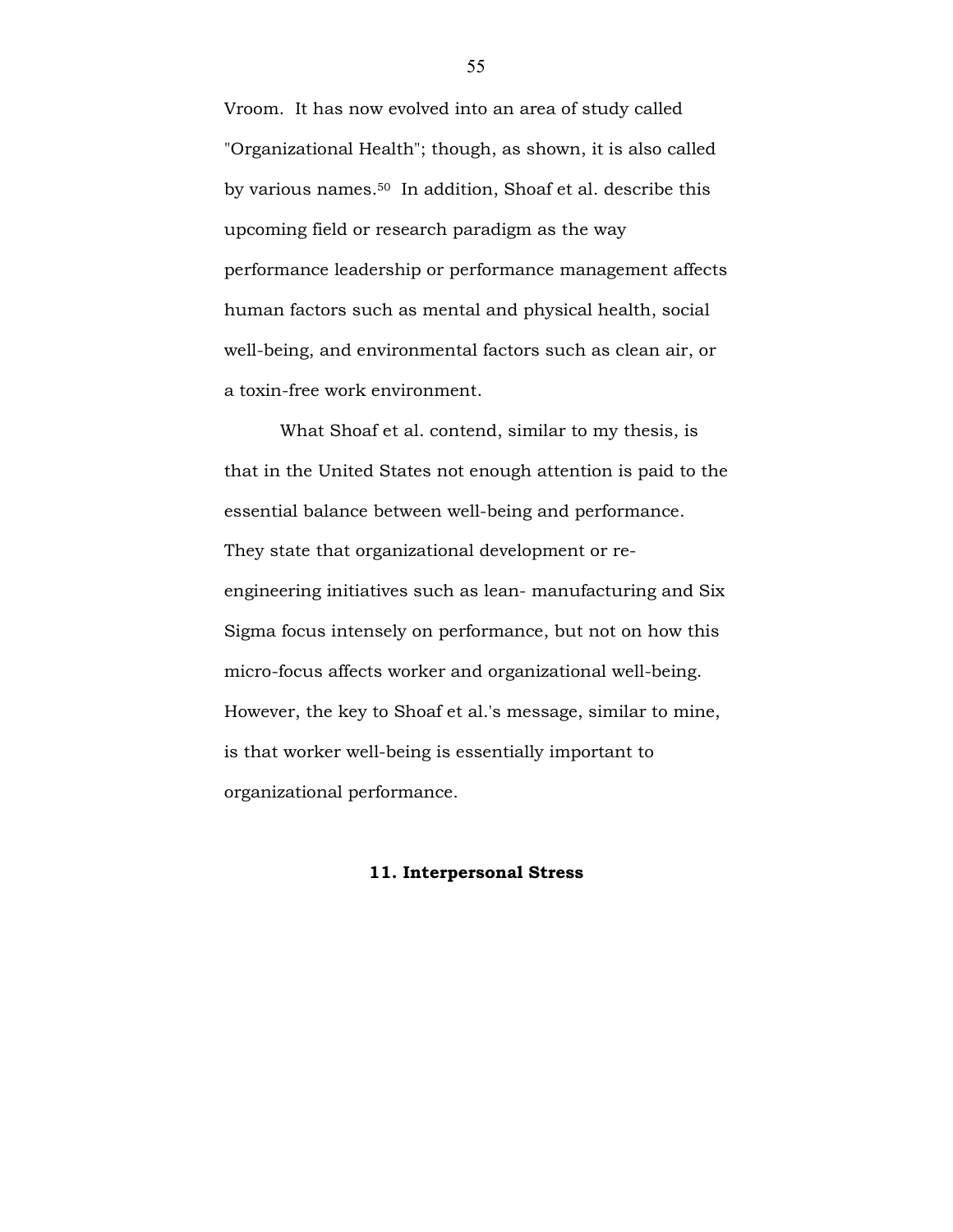Vroom. It has now evolved into an area of study called "Organizational Health"; though, as shown, it is also called by various names.[50] In addition, Shoaf et al. describe this upcoming field or research paradigm as the way performance leadership or performance management affects human factors such as mental and physical health, social well-being, and environmental factors such as clean air, or a toxin-free work environment.

What Shoaf et al. contend, similar to my thesis, is that in the United States not enough attention is paid to the essential balance between well-being and performance. They state that organizational development or re-engineering initiatives such as lean- manufacturing and Six Sigma focus intensely on performance, but not on how this micro-focus affects worker and organizational well-being. However, the key to Shoaf et al.'s message, similar to mine, is that worker well-being is essentially important to organizational performance.

## 11. Interpersonal Stress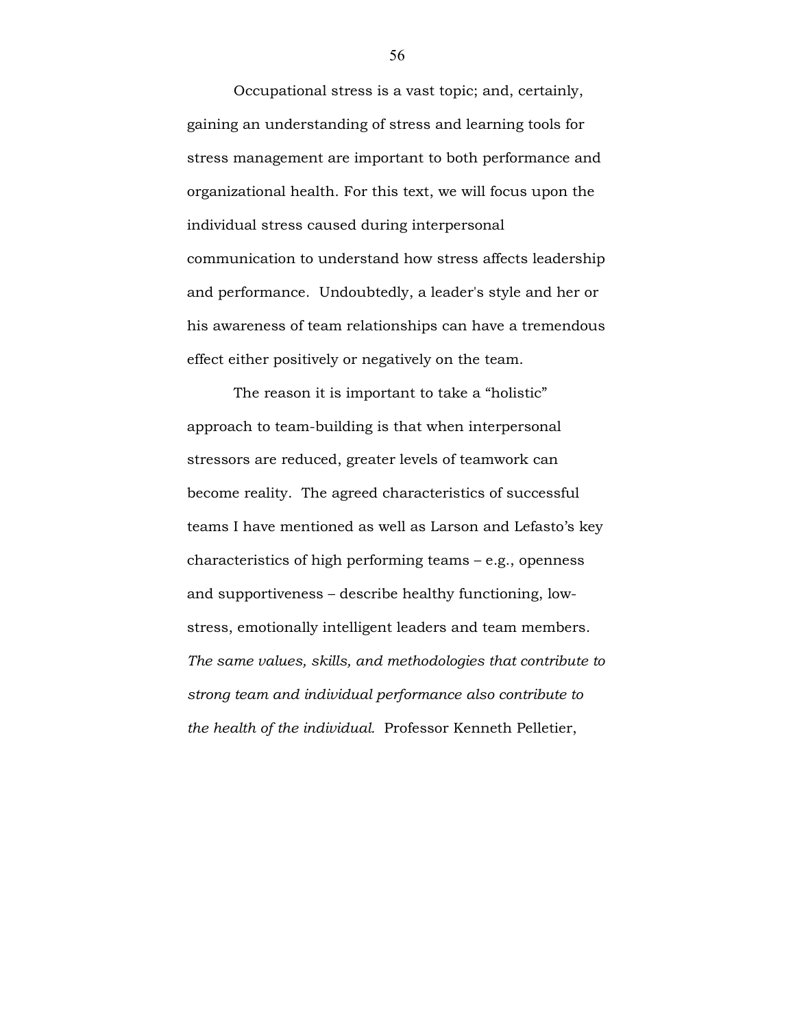Occupational stress is a vast topic; and, certainly, gaining an understanding of stress and learning tools for stress management are important to both performance and organizational health. For this text, we will focus upon the individual stress caused during interpersonal communication to understand how stress affects leadership and performance. Undoubtedly, a leader's style and her or his awareness of team relationships can have a tremendous effect either positively or negatively on the team.

The reason it is important to take a "holistic" approach to team-building is that when interpersonal stressors are reduced, greater levels of teamwork can become reality. The agreed characteristics of successful teams I have mentioned as well as Larson and Lefasto's key characteristics of high performing teams – e.g., openness and supportiveness – describe healthy functioning, low-stress, emotionally intelligent leaders and team members. *The same values, skills, and methodologies that contribute to strong team and individual performance also contribute to the health of the individual.* Professor Kenneth Pelletier,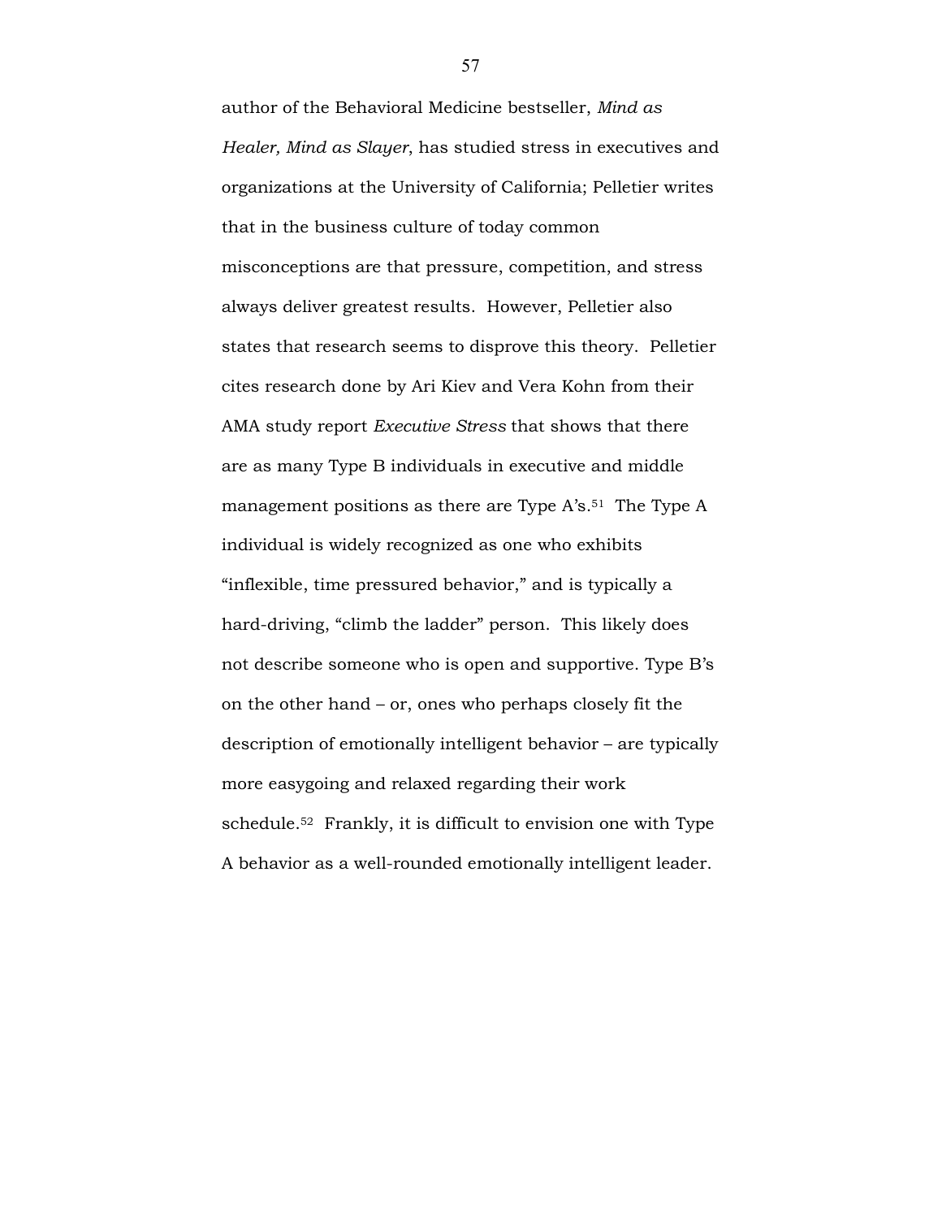author of the Behavioral Medicine bestseller, *Mind as Healer, Mind as Slayer*, has studied stress in executives and organizations at the University of California; Pelletier writes that in the business culture of today common misconceptions are that pressure, competition, and stress always deliver greatest results. However, Pelletier also states that research seems to disprove this theory. Pelletier cites research done by Ari Kiev and Vera Kohn from their AMA study report *Executive Stress* that shows that there are as many Type B individuals in executive and middle management positions as there are Type A's.[51] The Type A individual is widely recognized as one who exhibits "inflexible, time pressured behavior," and is typically a hard-driving, "climb the ladder" person. This likely does not describe someone who is open and supportive. Type B's on the other hand – or, ones who perhaps closely fit the description of emotionally intelligent behavior – are typically more easygoing and relaxed regarding their work schedule.[52] Frankly, it is difficult to envision one with Type A behavior as a well-rounded emotionally intelligent leader.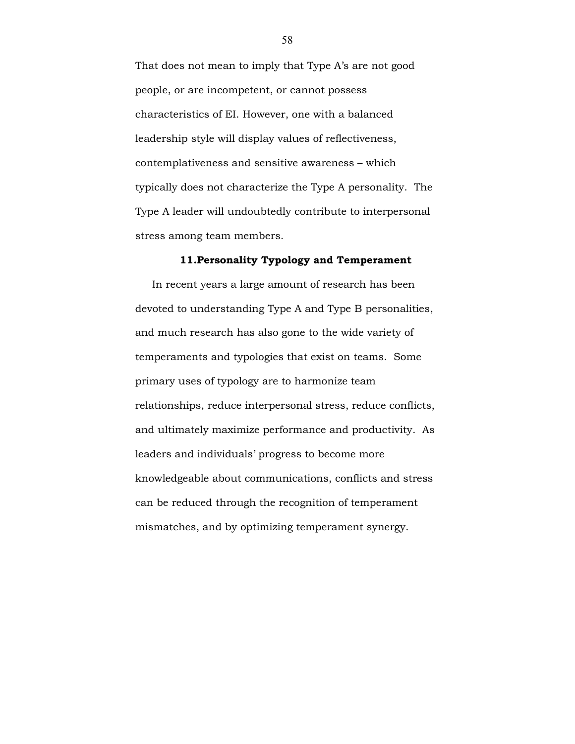That does not mean to imply that Type A's are not good people, or are incompetent, or cannot possess characteristics of EI. However, one with a balanced leadership style will display values of reflectiveness, contemplativeness and sensitive awareness – which typically does not characterize the Type A personality. The Type A leader will undoubtedly contribute to interpersonal stress among team members.

## 11.Personality Typology and Temperament

In recent years a large amount of research has been devoted to understanding Type A and Type B personalities, and much research has also gone to the wide variety of temperaments and typologies that exist on teams. Some primary uses of typology are to harmonize team relationships, reduce interpersonal stress, reduce conflicts, and ultimately maximize performance and productivity. As leaders and individuals' progress to become more knowledgeable about communications, conflicts and stress can be reduced through the recognition of temperament mismatches, and by optimizing temperament synergy.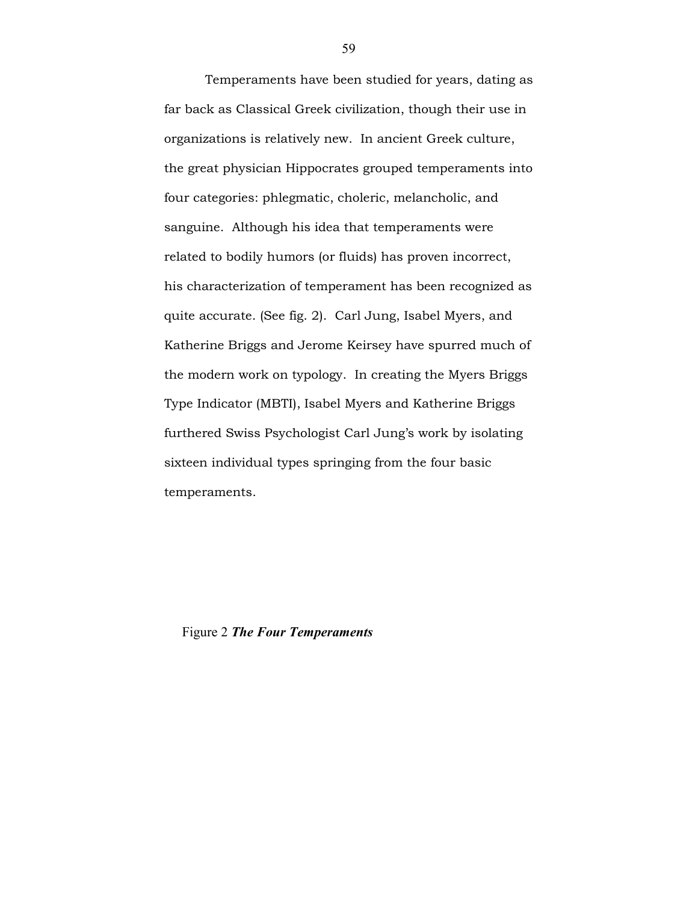Temperaments have been studied for years, dating as far back as Classical Greek civilization, though their use in organizations is relatively new. In ancient Greek culture, the great physician Hippocrates grouped temperaments into four categories: phlegmatic, choleric, melancholic, and sanguine. Although his idea that temperaments were related to bodily humors (or fluids) has proven incorrect, his characterization of temperament has been recognized as quite accurate. (See fig. 2). Carl Jung, Isabel Myers, and Katherine Briggs and Jerome Keirsey have spurred much of the modern work on typology. In creating the Myers Briggs Type Indicator (MBTI), Isabel Myers and Katherine Briggs furthered Swiss Psychologist Carl Jung's work by isolating sixteen individual types springing from the four basic temperaments.

Figure 2 ***The Four Temperaments***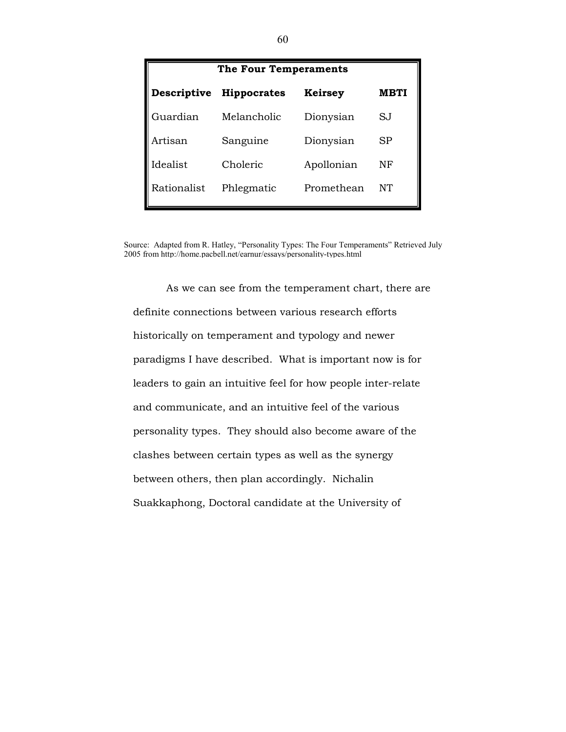| The Four Temperaments | | | |
|---|---|---|---|
| **Descriptive** | **Hippocrates** | **Keirsey** | **MBTI** |
| Guardian | Melancholic | Dionysian | SJ |
| Artisan | Sanguine | Dionysian | SP |
| Idealist | Choleric | Apollonian | NF |
| Rationalist | Phlegmatic | Promethean | NT |

Source: Adapted from R. Hatley, "Personality Types: The Four Temperaments" Retrieved July 2005 from http://home.pacbell.net/earnur/essays/personality-types.html

As we can see from the temperament chart, there are definite connections between various research efforts historically on temperament and typology and newer paradigms I have described. What is important now is for leaders to gain an intuitive feel for how people inter-relate and communicate, and an intuitive feel of the various personality types. They should also become aware of the clashes between certain types as well as the synergy between others, then plan accordingly. Nichalin Suakkaphong, Doctoral candidate at the University of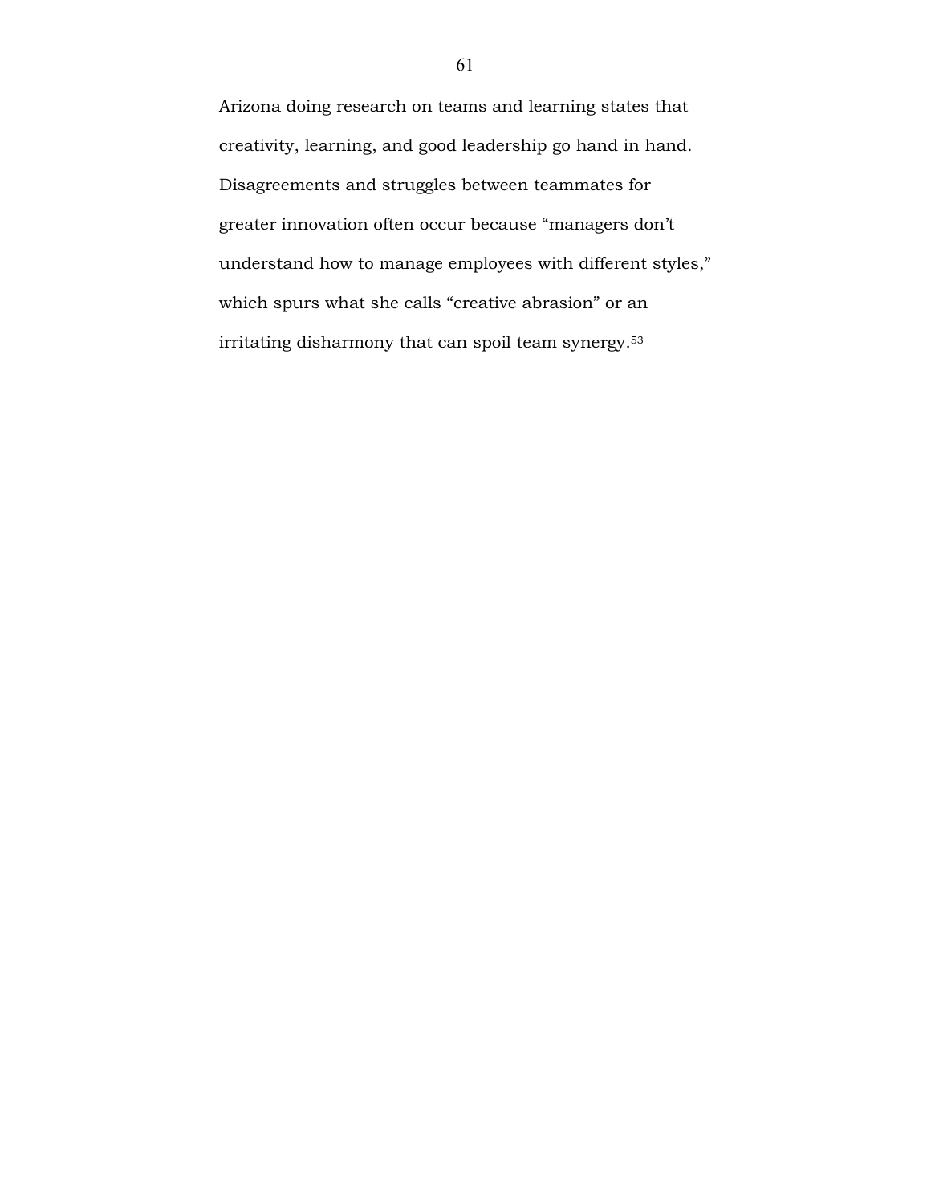Arizona doing research on teams and learning states that creativity, learning, and good leadership go hand in hand. Disagreements and struggles between teammates for greater innovation often occur because "managers don't understand how to manage employees with different styles," which spurs what she calls "creative abrasion" or an irritating disharmony that can spoil team synergy.[53]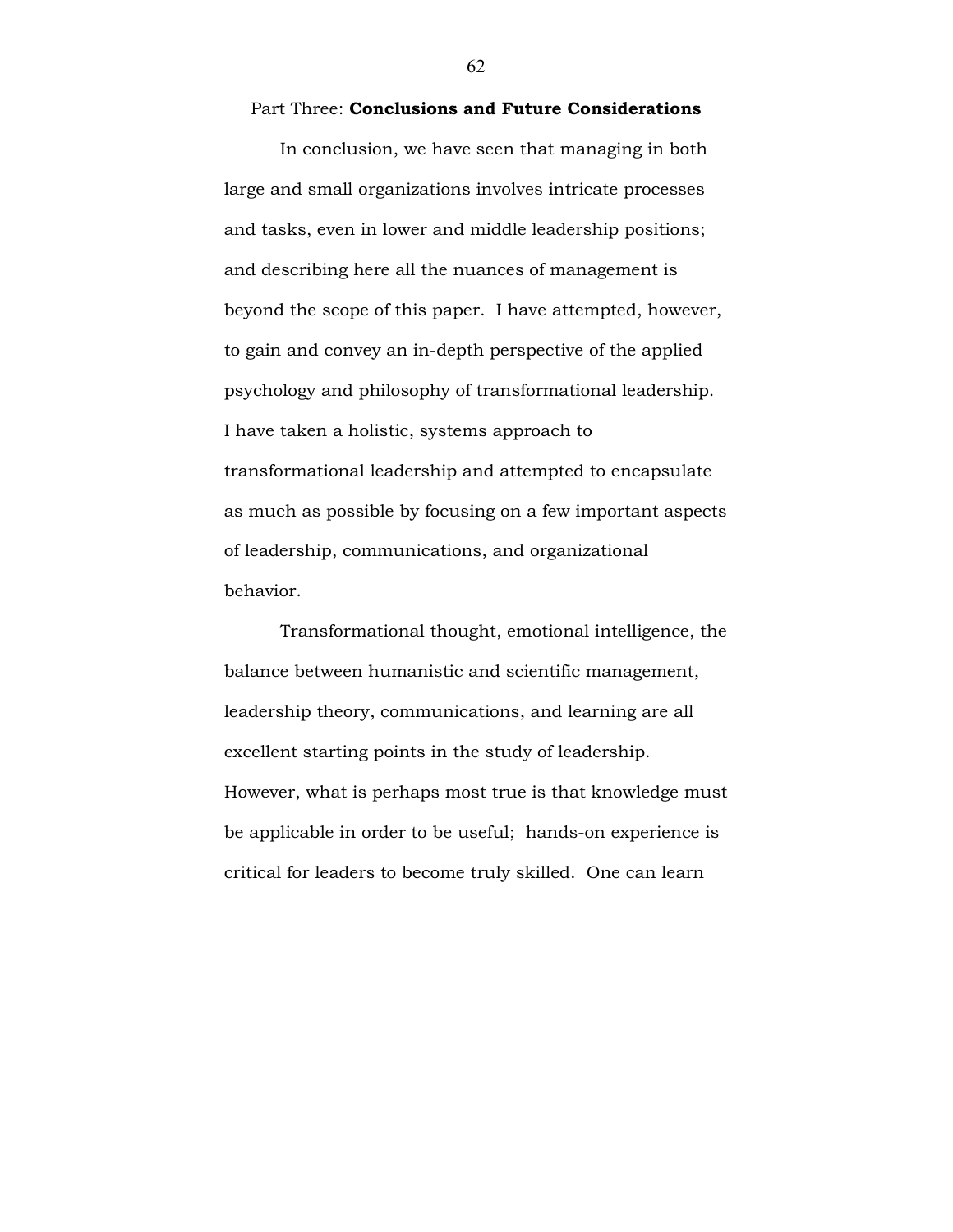## Part Three: **Conclusions and Future Considerations**

In conclusion, we have seen that managing in both large and small organizations involves intricate processes and tasks, even in lower and middle leadership positions; and describing here all the nuances of management is beyond the scope of this paper. I have attempted, however, to gain and convey an in-depth perspective of the applied psychology and philosophy of transformational leadership. I have taken a holistic, systems approach to transformational leadership and attempted to encapsulate as much as possible by focusing on a few important aspects of leadership, communications, and organizational behavior.

Transformational thought, emotional intelligence, the balance between humanistic and scientific management, leadership theory, communications, and learning are all excellent starting points in the study of leadership. However, what is perhaps most true is that knowledge must be applicable in order to be useful; hands-on experience is critical for leaders to become truly skilled. One can learn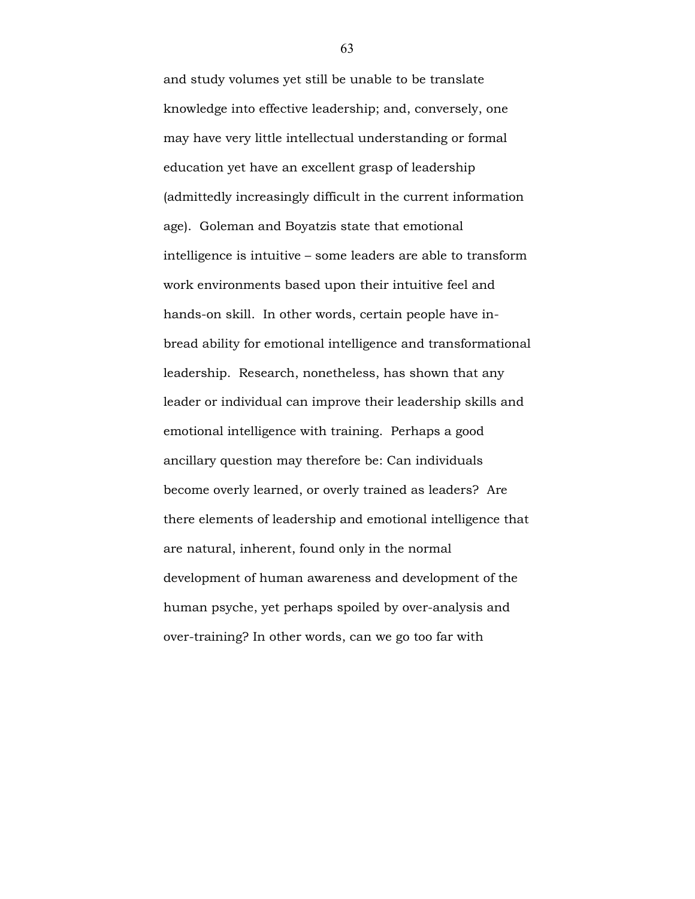and study volumes yet still be unable to be translate knowledge into effective leadership; and, conversely, one may have very little intellectual understanding or formal education yet have an excellent grasp of leadership (admittedly increasingly difficult in the current information age). Goleman and Boyatzis state that emotional intelligence is intuitive – some leaders are able to transform work environments based upon their intuitive feel and hands-on skill. In other words, certain people have in-bread ability for emotional intelligence and transformational leadership. Research, nonetheless, has shown that any leader or individual can improve their leadership skills and emotional intelligence with training. Perhaps a good ancillary question may therefore be: Can individuals become overly learned, or overly trained as leaders? Are there elements of leadership and emotional intelligence that are natural, inherent, found only in the normal development of human awareness and development of the human psyche, yet perhaps spoiled by over-analysis and over-training? In other words, can we go too far with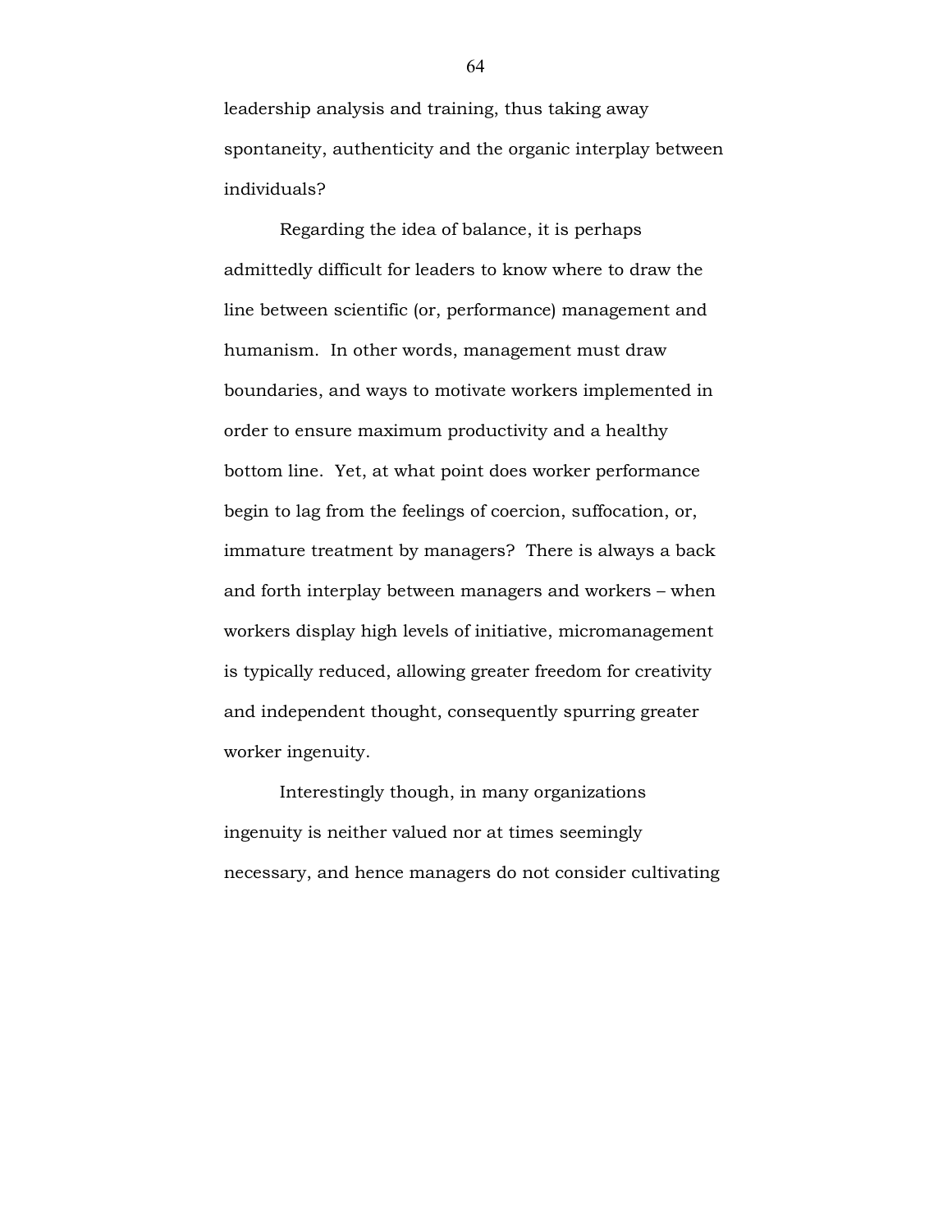leadership analysis and training, thus taking away spontaneity, authenticity and the organic interplay between individuals?

Regarding the idea of balance, it is perhaps admittedly difficult for leaders to know where to draw the line between scientific (or, performance) management and humanism. In other words, management must draw boundaries, and ways to motivate workers implemented in order to ensure maximum productivity and a healthy bottom line. Yet, at what point does worker performance begin to lag from the feelings of coercion, suffocation, or, immature treatment by managers? There is always a back and forth interplay between managers and workers – when workers display high levels of initiative, micromanagement is typically reduced, allowing greater freedom for creativity and independent thought, consequently spurring greater worker ingenuity.

Interestingly though, in many organizations ingenuity is neither valued nor at times seemingly necessary, and hence managers do not consider cultivating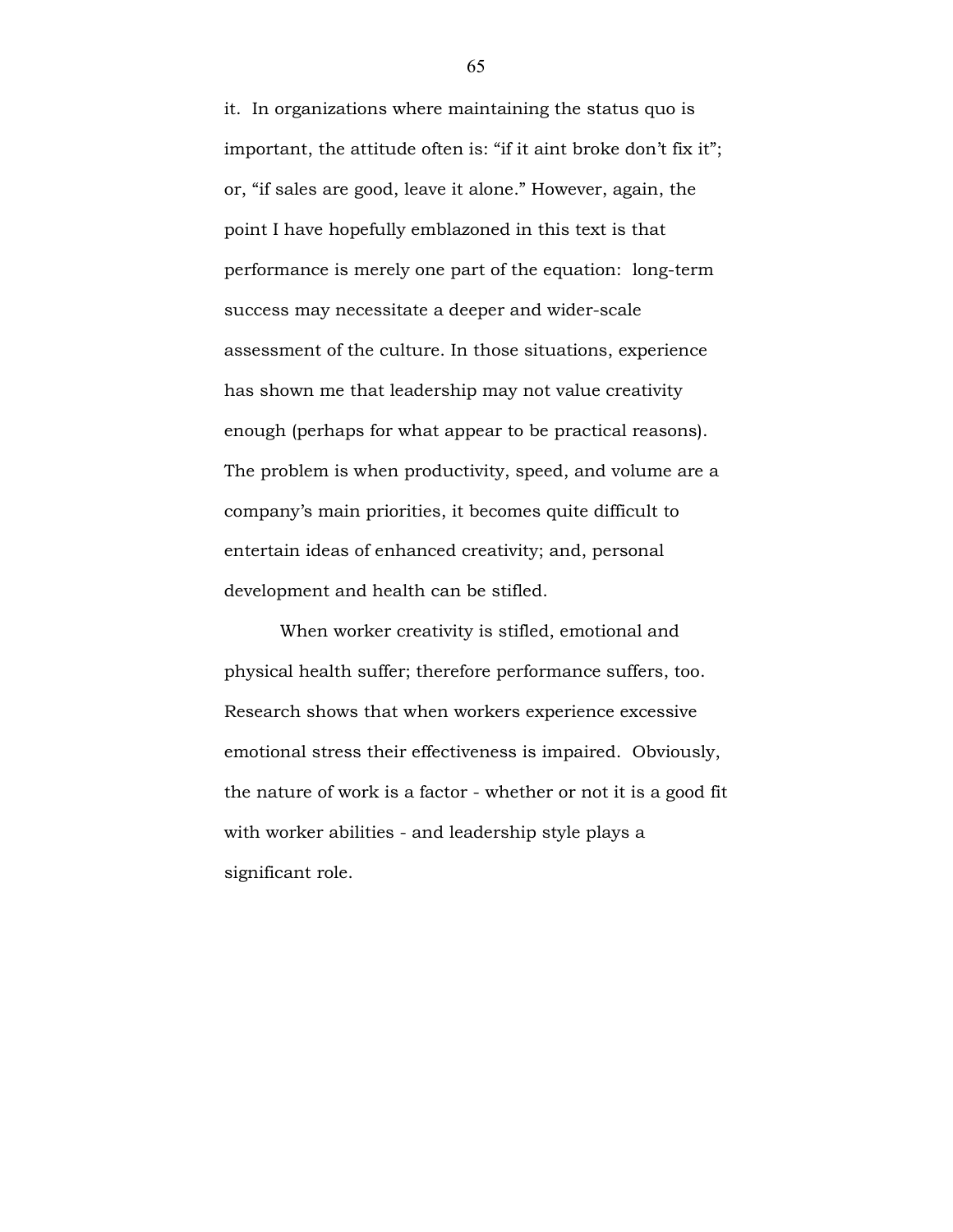it. In organizations where maintaining the status quo is important, the attitude often is: “if it aint broke don’t fix it”; or, “if sales are good, leave it alone.” However, again, the point I have hopefully emblazoned in this text is that performance is merely one part of the equation: long-term success may necessitate a deeper and wider-scale assessment of the culture. In those situations, experience has shown me that leadership may not value creativity enough (perhaps for what appear to be practical reasons). The problem is when productivity, speed, and volume are a company’s main priorities, it becomes quite difficult to entertain ideas of enhanced creativity; and, personal development and health can be stifled.

When worker creativity is stifled, emotional and physical health suffer; therefore performance suffers, too. Research shows that when workers experience excessive emotional stress their effectiveness is impaired. Obviously, the nature of work is a factor - whether or not it is a good fit with worker abilities - and leadership style plays a significant role.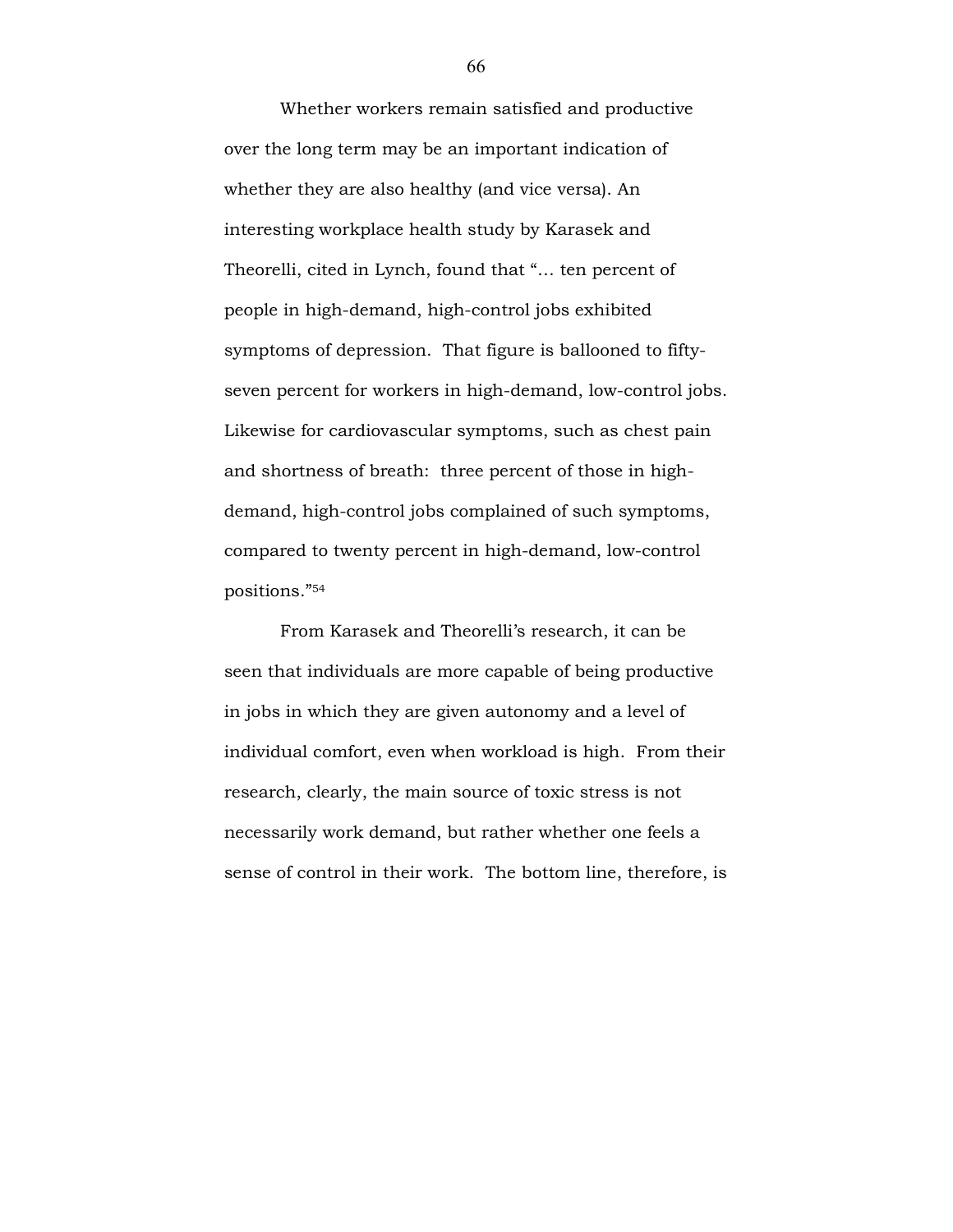Whether workers remain satisfied and productive over the long term may be an important indication of whether they are also healthy (and vice versa). An interesting workplace health study by Karasek and Theorelli, cited in Lynch, found that "… ten percent of people in high-demand, high-control jobs exhibited symptoms of depression. That figure is ballooned to fifty-seven percent for workers in high-demand, low-control jobs. Likewise for cardiovascular symptoms, such as chest pain and shortness of breath: three percent of those in high-demand, high-control jobs complained of such symptoms, compared to twenty percent in high-demand, low-control positions."[54]

From Karasek and Theorelli's research, it can be seen that individuals are more capable of being productive in jobs in which they are given autonomy and a level of individual comfort, even when workload is high. From their research, clearly, the main source of toxic stress is not necessarily work demand, but rather whether one feels a sense of control in their work. The bottom line, therefore, is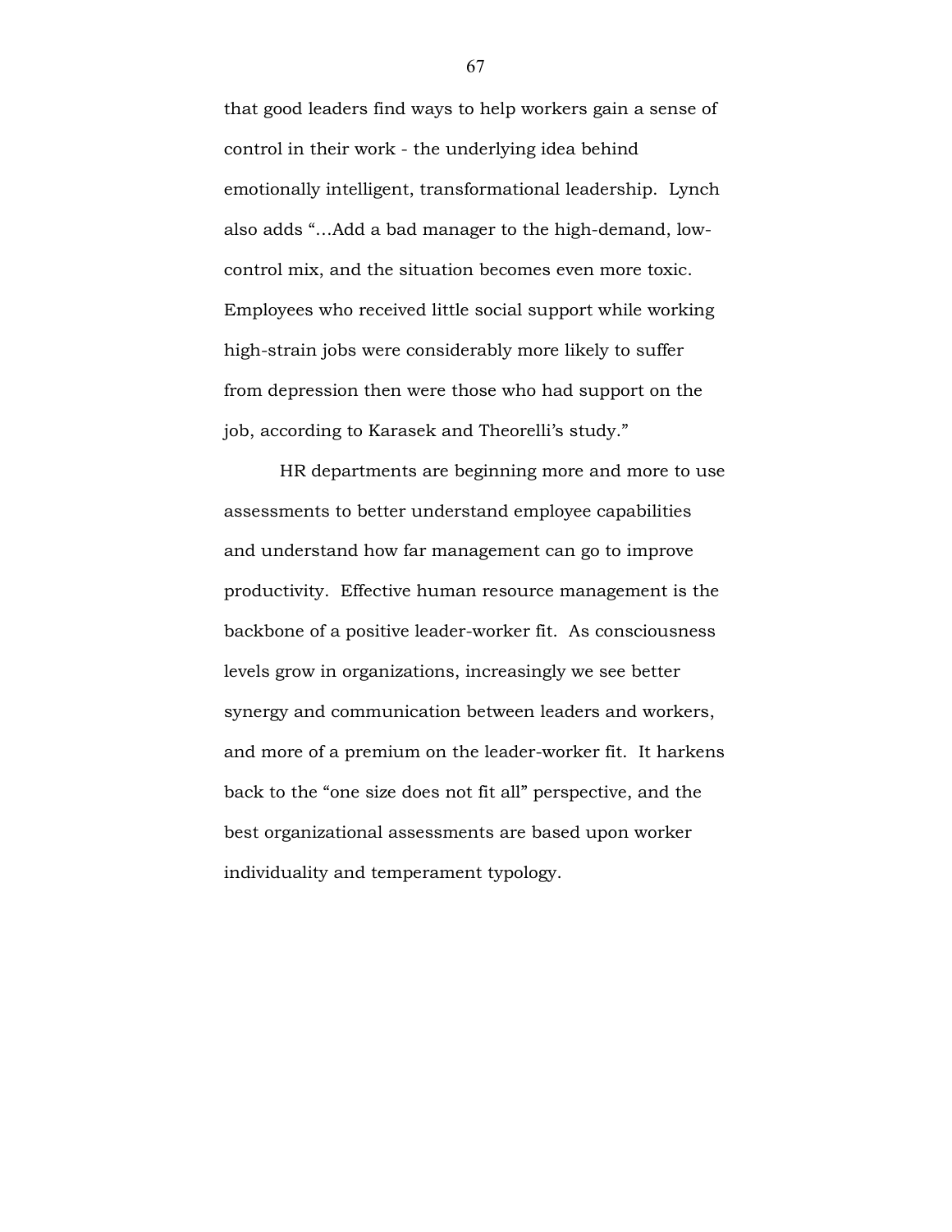that good leaders find ways to help workers gain a sense of control in their work - the underlying idea behind emotionally intelligent, transformational leadership. Lynch also adds "…Add a bad manager to the high-demand, low-control mix, and the situation becomes even more toxic. Employees who received little social support while working high-strain jobs were considerably more likely to suffer from depression then were those who had support on the job, according to Karasek and Theorelli's study."

HR departments are beginning more and more to use assessments to better understand employee capabilities and understand how far management can go to improve productivity. Effective human resource management is the backbone of a positive leader-worker fit. As consciousness levels grow in organizations, increasingly we see better synergy and communication between leaders and workers, and more of a premium on the leader-worker fit. It harkens back to the "one size does not fit all" perspective, and the best organizational assessments are based upon worker individuality and temperament typology.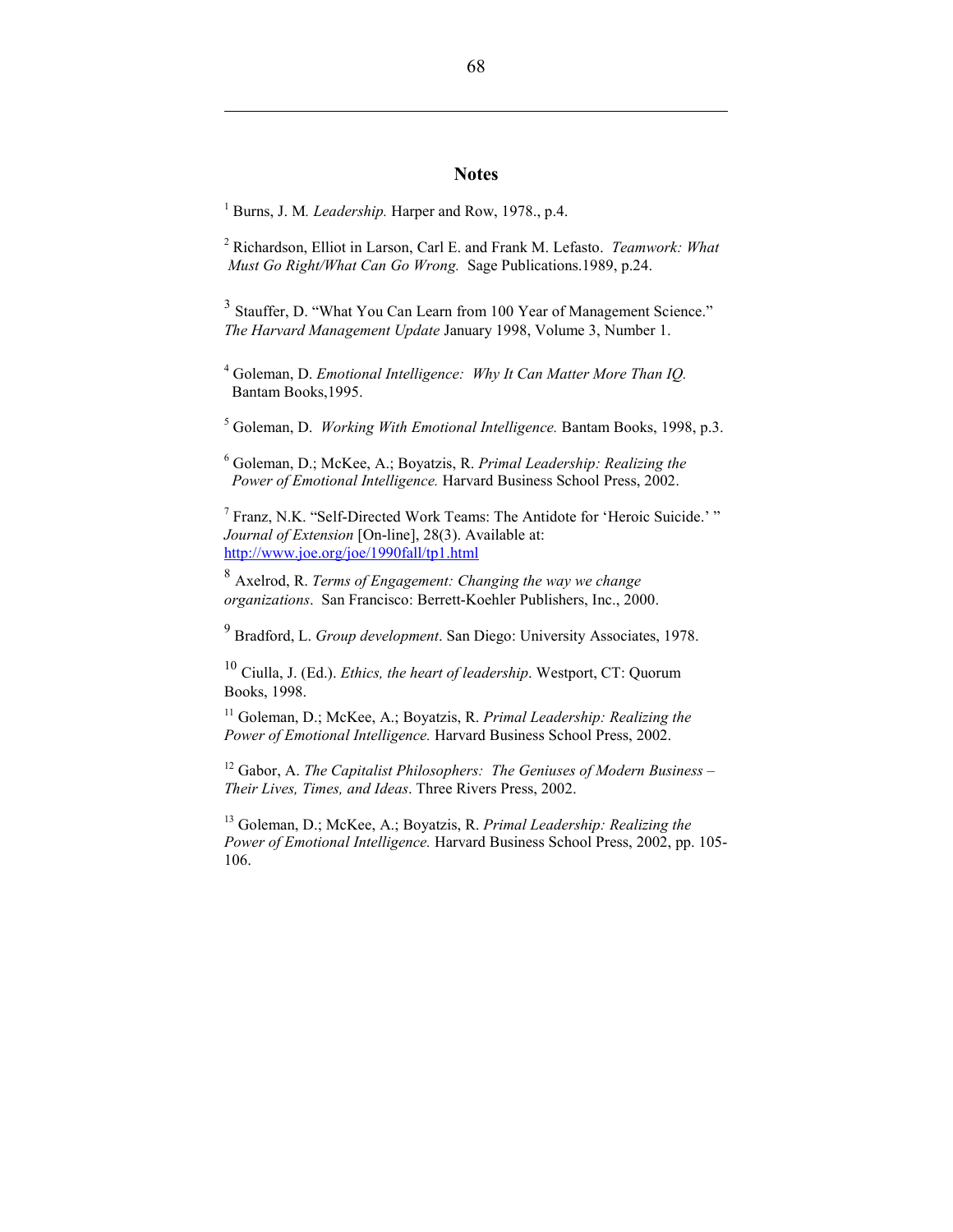## Notes

[1] Burns, J. M. *Leadership.* Harper and Row, 1978., p.4.

[2] Richardson, Elliot in Larson, Carl E. and Frank M. Lefasto. *Teamwork: What Must Go Right/What Can Go Wrong.* Sage Publications.1989, p.24.

[3] Stauffer, D. "What You Can Learn from 100 Year of Management Science." *The Harvard Management Update* January 1998, Volume 3, Number 1.

[4] Goleman, D. *Emotional Intelligence: Why It Can Matter More Than IQ.* Bantam Books,1995.

[5] Goleman, D. *Working With Emotional Intelligence.* Bantam Books, 1998, p.3.

[6] Goleman, D.; McKee, A.; Boyatzis, R. *Primal Leadership: Realizing the Power of Emotional Intelligence.* Harvard Business School Press, 2002.

[7] Franz, N.K. "Self-Directed Work Teams: The Antidote for 'Heroic Suicide.' " *Journal of Extension* [On-line], 28(3). Available at: http://www.joe.org/joe/1990fall/tp1.html

[8] Axelrod, R. *Terms of Engagement: Changing the way we change organizations*. San Francisco: Berrett-Koehler Publishers, Inc., 2000.

[9] Bradford, L. *Group development*. San Diego: University Associates, 1978.

[10] Ciulla, J. (Ed.). *Ethics, the heart of leadership*. Westport, CT: Quorum Books, 1998.

[11] Goleman, D.; McKee, A.; Boyatzis, R. *Primal Leadership: Realizing the Power of Emotional Intelligence.* Harvard Business School Press, 2002.

[12] Gabor, A. *The Capitalist Philosophers: The Geniuses of Modern Business – Their Lives, Times, and Ideas*. Three Rivers Press, 2002.

[13] Goleman, D.; McKee, A.; Boyatzis, R. *Primal Leadership: Realizing the Power of Emotional Intelligence.* Harvard Business School Press, 2002, pp. 105-106.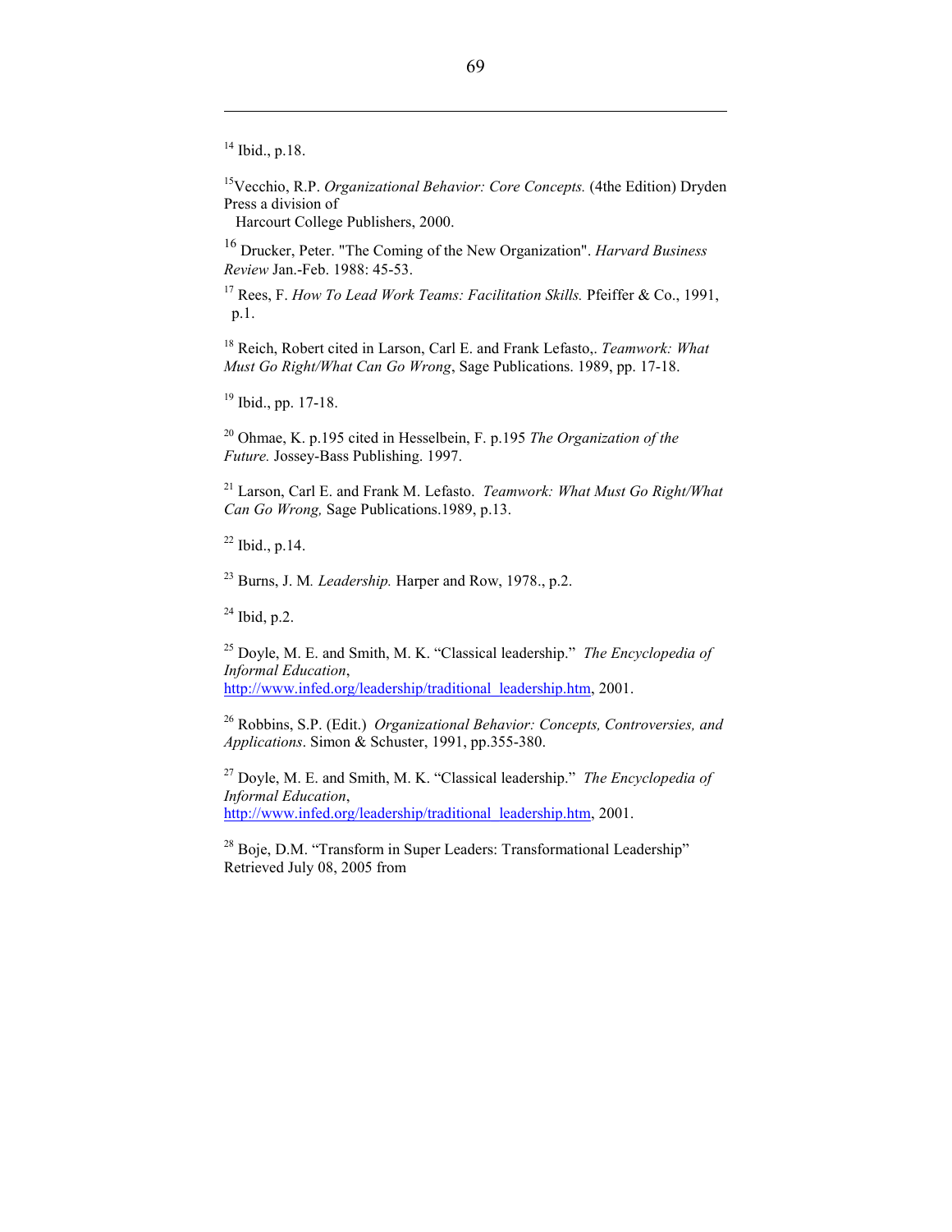[14] Ibid., p.18.

[15]Vecchio, R.P. *Organizational Behavior: Core Concepts.* (4the Edition) Dryden Press a division of Harcourt College Publishers, 2000.

[16] Drucker, Peter. "The Coming of the New Organization". *Harvard Business Review* Jan.-Feb. 1988: 45-53.

[17] Rees, F. *How To Lead Work Teams: Facilitation Skills.* Pfeiffer & Co., 1991, p.1.

[18] Reich, Robert cited in Larson, Carl E. and Frank Lefasto,. *Teamwork: What Must Go Right/What Can Go Wrong*, Sage Publications. 1989, pp. 17-18.

[19] Ibid., pp. 17-18.

[20] Ohmae, K. p.195 cited in Hesselbein, F. p.195 *The Organization of the Future.* Jossey-Bass Publishing. 1997.

[21] Larson, Carl E. and Frank M. Lefasto. *Teamwork: What Must Go Right/What Can Go Wrong,* Sage Publications.1989, p.13.

[22] Ibid., p.14.

[23] Burns, J. M*. Leadership.* Harper and Row, 1978., p.2.

[24] Ibid, p.2.

[25] Doyle, M. E. and Smith, M. K. "Classical leadership." *The Encyclopedia of Informal Education*, http://www.infed.org/leadership/traditional_leadership.htm, 2001.

[26] Robbins, S.P. (Edit.) *Organizational Behavior: Concepts, Controversies, and Applications*. Simon & Schuster, 1991, pp.355-380.

[27] Doyle, M. E. and Smith, M. K. "Classical leadership." *The Encyclopedia of Informal Education*, http://www.infed.org/leadership/traditional_leadership.htm, 2001.

[28] Boje, D.M. "Transform in Super Leaders: Transformational Leadership" Retrieved July 08, 2005 from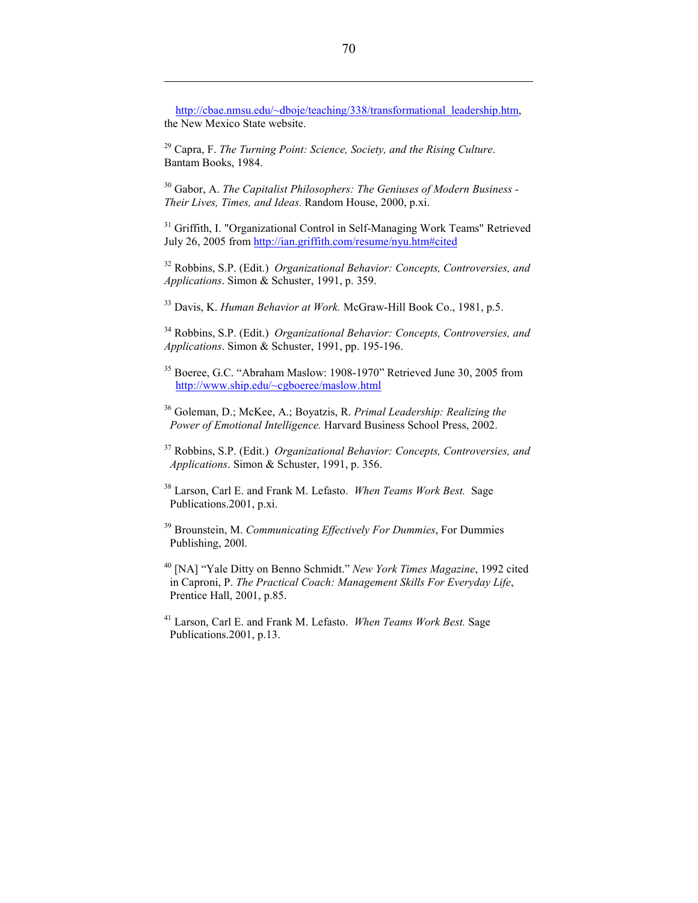http://cbae.nmsu.edu/~dboje/teaching/338/transformational_leadership.htm, the New Mexico State website.

[29] Capra, F. *The Turning Point: Science, Society, and the Rising Culture*. Bantam Books, 1984.

[30] Gabor, A. *The Capitalist Philosophers: The Geniuses of Modern Business - Their Lives, Times, and Ideas.* Random House, 2000, p.xi.

[31] Griffith, I. "Organizational Control in Self-Managing Work Teams" Retrieved July 26, 2005 from http://ian.griffith.com/resume/nyu.htm#cited

[32] Robbins, S.P. (Edit.) *Organizational Behavior: Concepts, Controversies, and Applications*. Simon & Schuster, 1991, p. 359.

[33] Davis, K. *Human Behavior at Work.* McGraw-Hill Book Co., 1981, p.5.

[34] Robbins, S.P. (Edit.) *Organizational Behavior: Concepts, Controversies, and Applications*. Simon & Schuster, 1991, pp. 195-196.

[35] Boeree, G.C. "Abraham Maslow: 1908-1970" Retrieved June 30, 2005 from http://www.ship.edu/~cgboeree/maslow.html

[36] Goleman, D.; McKee, A.; Boyatzis, R. *Primal Leadership: Realizing the Power of Emotional Intelligence.* Harvard Business School Press, 2002.

[37] Robbins, S.P. (Edit.) *Organizational Behavior: Concepts, Controversies, and Applications*. Simon & Schuster, 1991, p. 356.

[38] Larson, Carl E. and Frank M. Lefasto. *When Teams Work Best.* Sage Publications.2001, p.xi.

[39] Brounstein, M. *Communicating Effectively For Dummies*, For Dummies Publishing, 200l.

[40] [NA] "Yale Ditty on Benno Schmidt." *New York Times Magazine*, 1992 cited in Caproni, P. *The Practical Coach: Management Skills For Everyday Life*, Prentice Hall, 2001, p.85.

[41] Larson, Carl E. and Frank M. Lefasto. *When Teams Work Best.* Sage Publications.2001, p.13.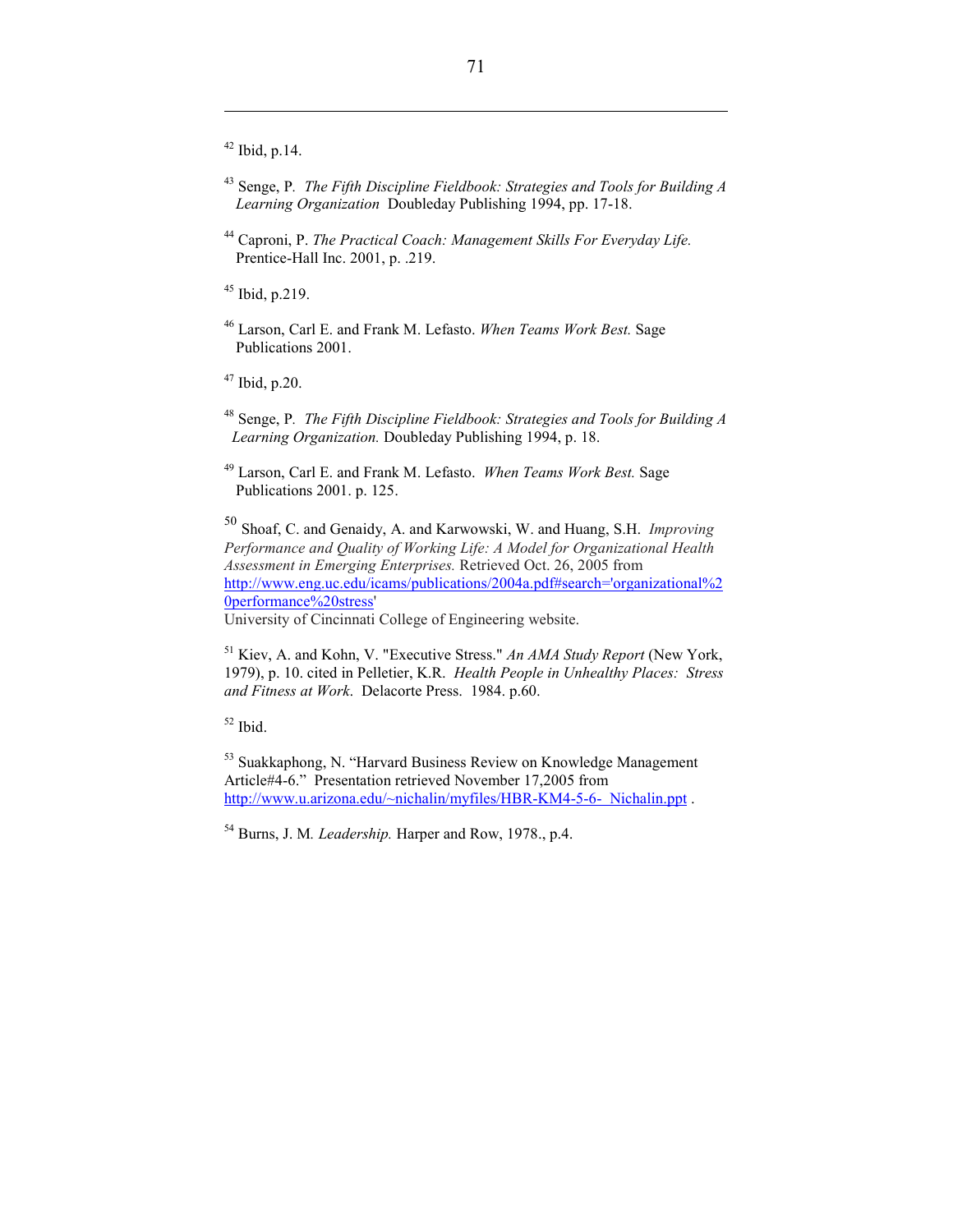[42] Ibid, p.14.

[43] Senge, P. *The Fifth Discipline Fieldbook: Strategies and Tools for Building A Learning Organization* Doubleday Publishing 1994, pp. 17-18.

[44] Caproni, P. *The Practical Coach: Management Skills For Everyday Life.* Prentice-Hall Inc. 2001, p. .219.

[45] Ibid, p.219.

[46] Larson, Carl E. and Frank M. Lefasto. *When Teams Work Best.* Sage Publications 2001.

[47] Ibid, p.20.

[48] Senge, P. *The Fifth Discipline Fieldbook: Strategies and Tools for Building A Learning Organization.* Doubleday Publishing 1994, p. 18.

[49] Larson, Carl E. and Frank M. Lefasto. *When Teams Work Best.* Sage Publications 2001. p. 125.

[50] Shoaf, C. and Genaidy, A. and Karwowski, W. and Huang, S.H. *Improving Performance and Quality of Working Life: A Model for Organizational Health Assessment in Emerging Enterprises.* Retrieved Oct. 26, 2005 from http://www.eng.uc.edu/icams/publications/2004a.pdf#search='organizational%20performance%20stress'
University of Cincinnati College of Engineering website.

[51] Kiev, A. and Kohn, V. "Executive Stress." *An AMA Study Report* (New York, 1979), p. 10. cited in Pelletier, K.R. *Health People in Unhealthy Places: Stress and Fitness at Work*. Delacorte Press. 1984. p.60.

[52] Ibid.

[53] Suakkaphong, N. "Harvard Business Review on Knowledge Management Article#4-6." Presentation retrieved November 17,2005 from http://www.u.arizona.edu/~nichalin/myfiles/HBR-KM4-5-6-_Nichalin.ppt .

[54] Burns, J. M. *Leadership.* Harper and Row, 1978., p.4.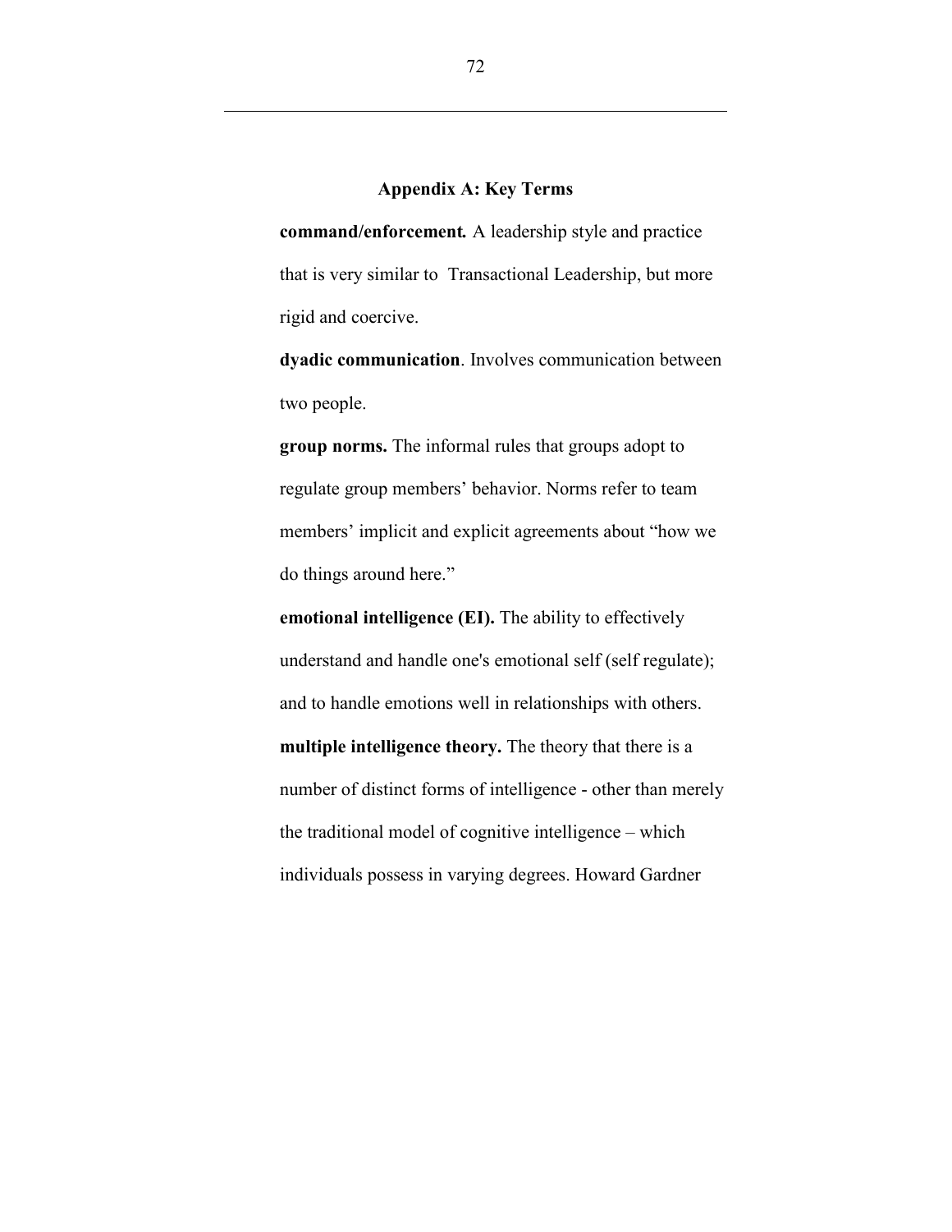## Appendix A: Key Terms

**command/enforcement.** A leadership style and practice that is very similar to Transactional Leadership, but more rigid and coercive.

**dyadic communication**. Involves communication between two people.

**group norms.** The informal rules that groups adopt to regulate group members' behavior. Norms refer to team members' implicit and explicit agreements about "how we do things around here."

**emotional intelligence (EI).** The ability to effectively understand and handle one's emotional self (self regulate); and to handle emotions well in relationships with others.

**multiple intelligence theory.** The theory that there is a number of distinct forms of intelligence - other than merely the traditional model of cognitive intelligence – which individuals possess in varying degrees. Howard Gardner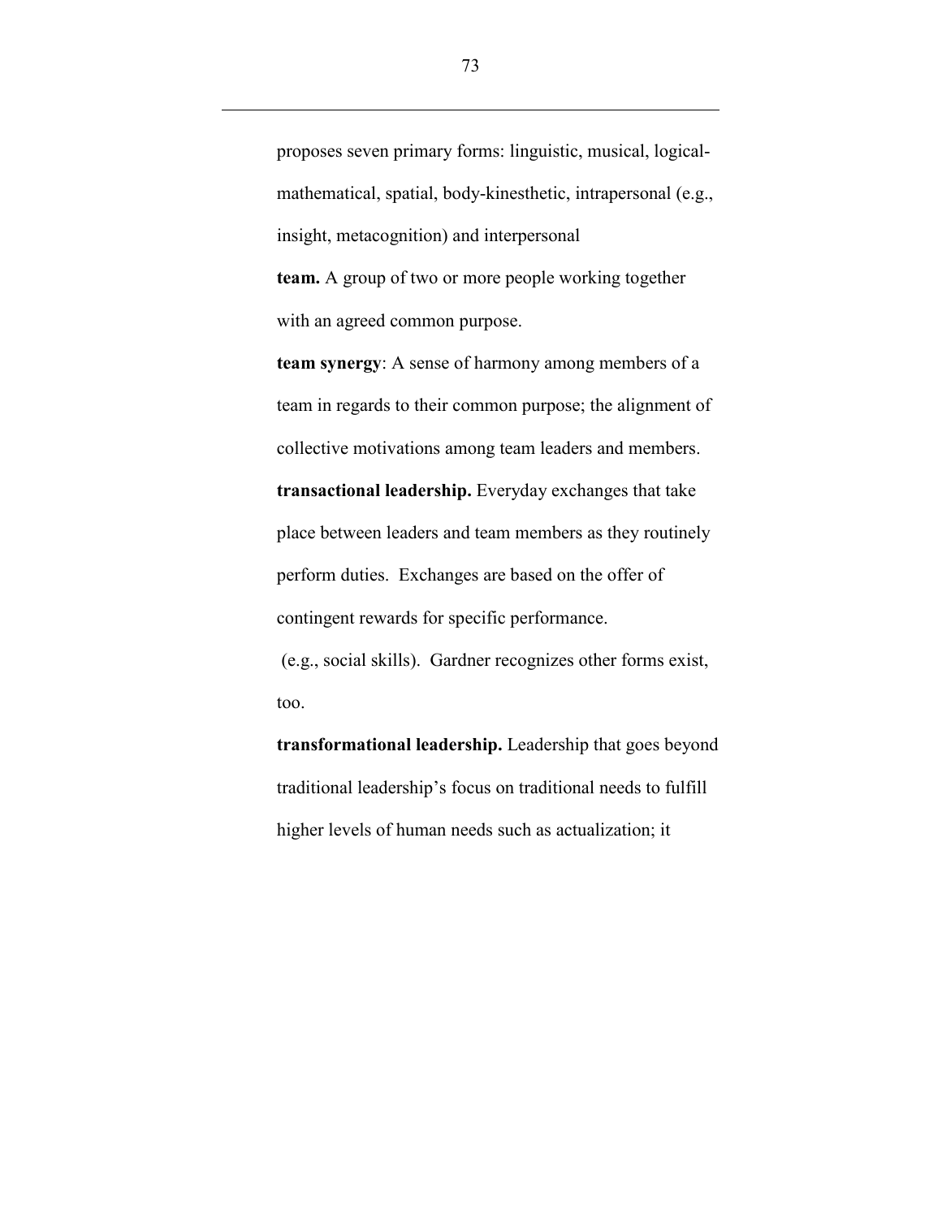proposes seven primary forms: linguistic, musical, logical-mathematical, spatial, body-kinesthetic, intrapersonal (e.g., insight, metacognition) and interpersonal

**team.** A group of two or more people working together with an agreed common purpose.

**team synergy**: A sense of harmony among members of a team in regards to their common purpose; the alignment of collective motivations among team leaders and members.

**transactional leadership.** Everyday exchanges that take place between leaders and team members as they routinely perform duties. Exchanges are based on the offer of contingent rewards for specific performance.

(e.g., social skills). Gardner recognizes other forms exist, too.

**transformational leadership.** Leadership that goes beyond traditional leadership's focus on traditional needs to fulfill higher levels of human needs such as actualization; it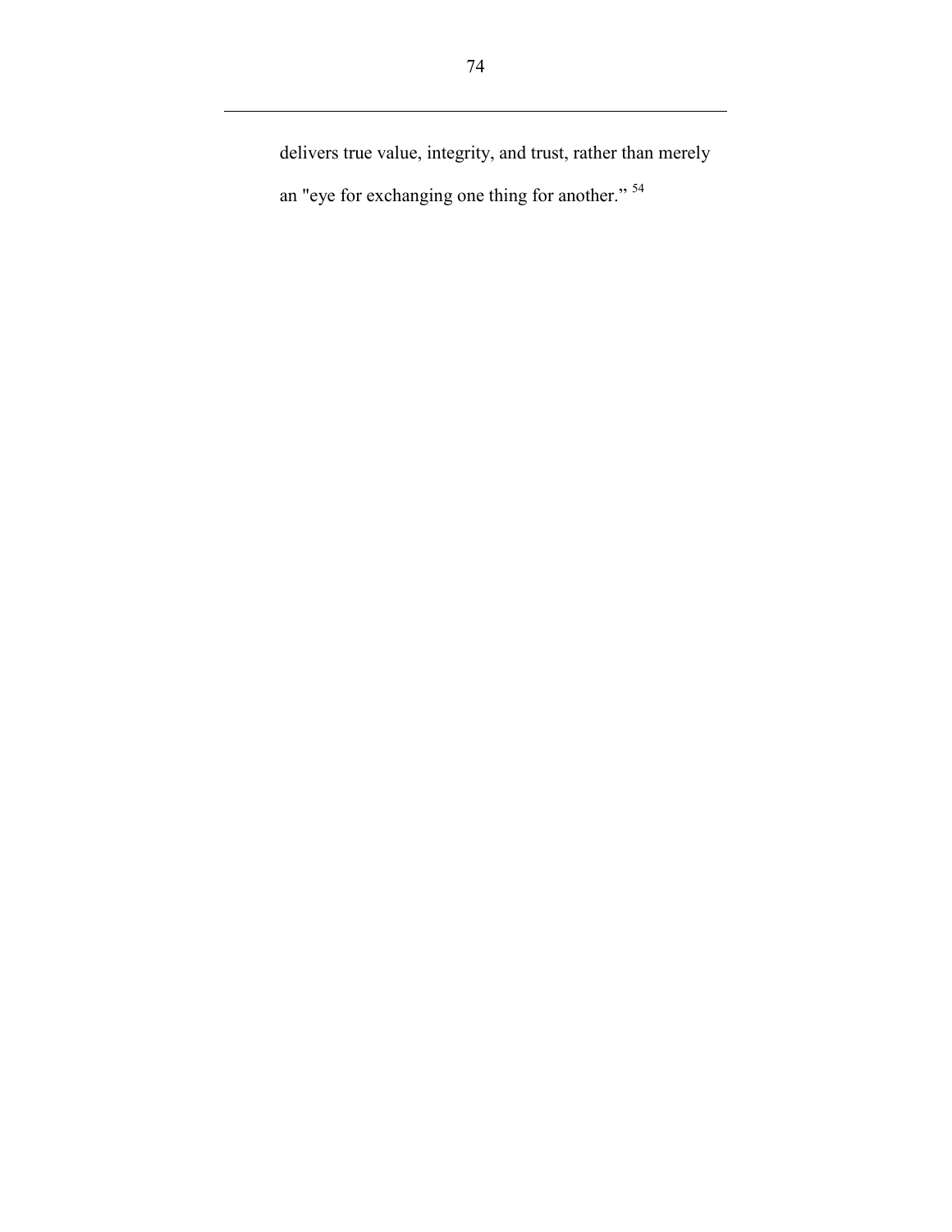delivers true value, integrity, and trust, rather than merely an "eye for exchanging one thing for another." [54]